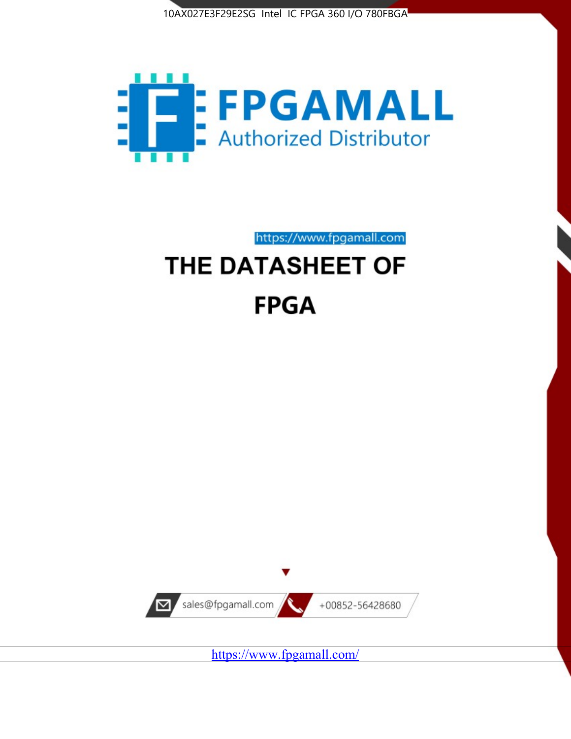10AX027E3F29E2SG Intel IC FPGA 360 I/O 780FBGA

FPGAMALL

Authorized Distributor

https://www.fpgamall.com

# THE DATASHEET OF

# FPGA

sales@fpgamall.com

+00852-56428680

https://www.fpgamall.com/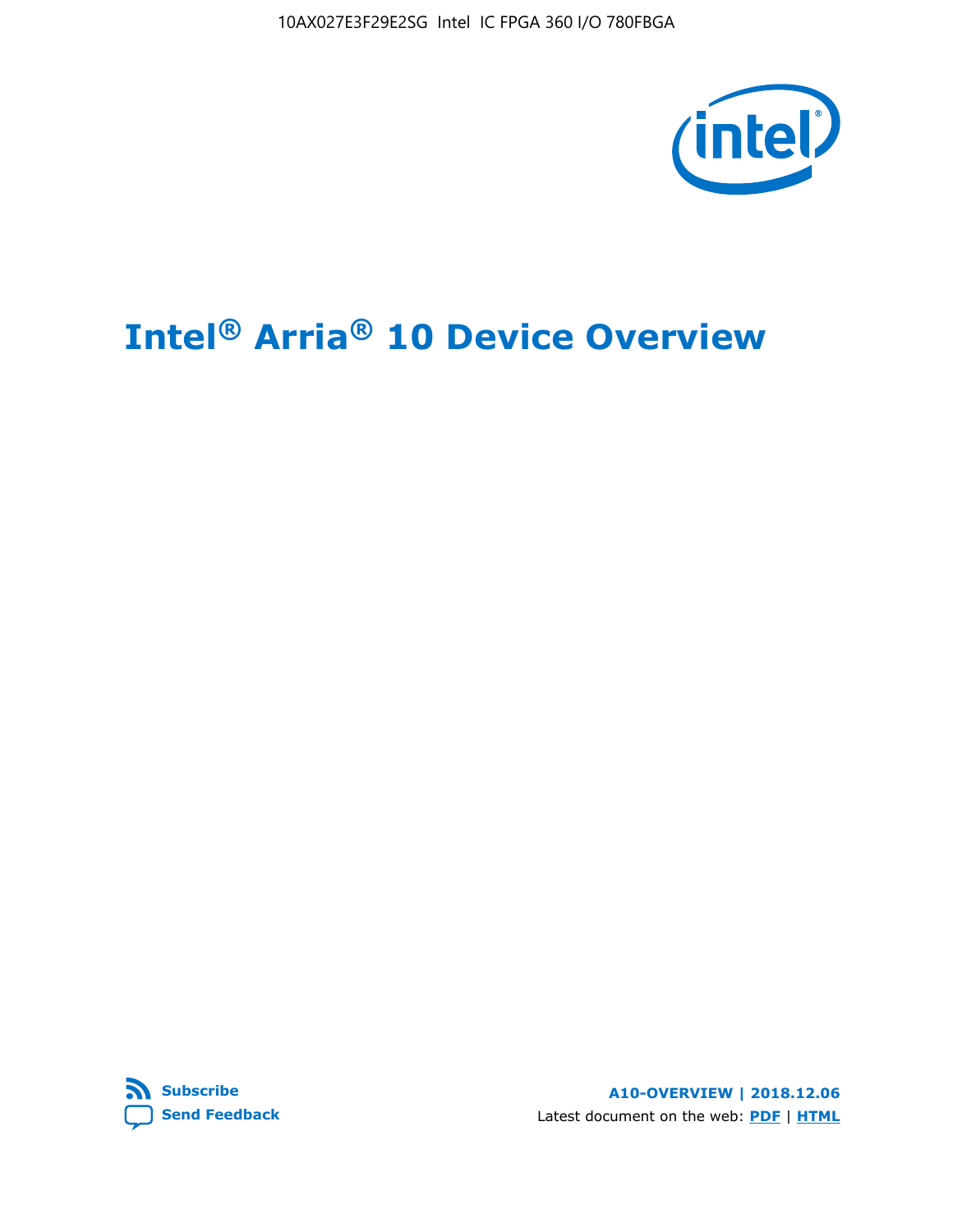# Intel® Arria® 10 Device Overview

Subscribe

Send Feedback

A10-OVERVIEW | 2018.12.06

Latest document on the web: PDF | HTML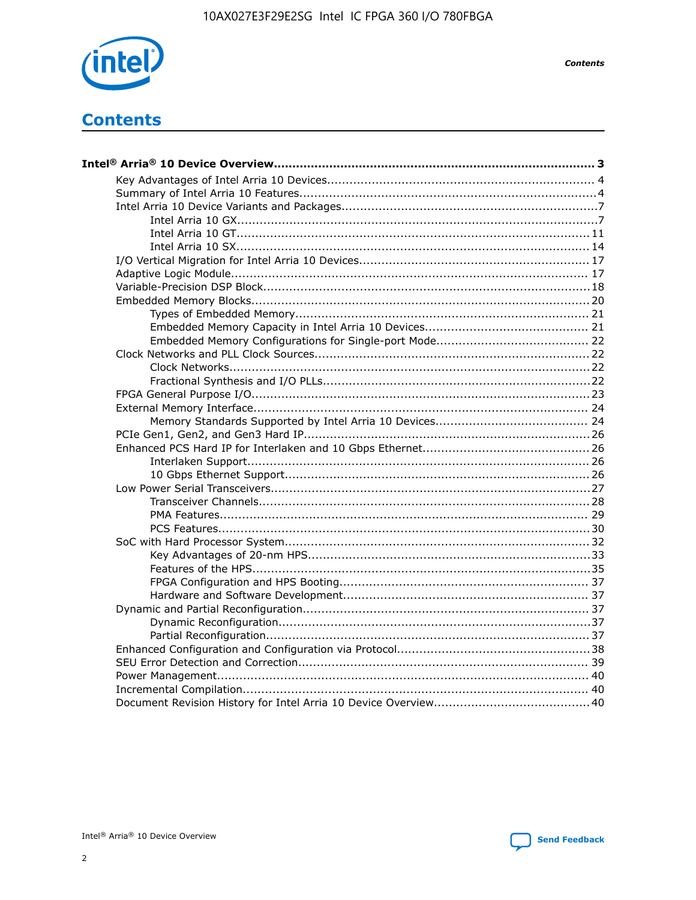# Contents

**Intel® Arria® 10 Device Overview..................................................................................... 3**

- Key Advantages of Intel Arria 10 Devices....................................................................... 4
- Summary of Intel Arria 10 Features................................................................................4
- Intel Arria 10 Device Variants and Packages....................................................................7
  - Intel Arria 10 GX................................................................................................7
  - Intel Arria 10 GT.............................................................................................. 11
  - Intel Arria 10 SX.............................................................................................. 14
- I/O Vertical Migration for Intel Arria 10 Devices............................................................. 17
- Adaptive Logic Module................................................................................................ 17
- Variable-Precision DSP Block....................................................................................... 18
- Embedded Memory Blocks.......................................................................................... 20
  - Types of Embedded Memory.............................................................................. 21
  - Embedded Memory Capacity in Intel Arria 10 Devices........................................... 21
  - Embedded Memory Configurations for Single-port Mode......................................... 22
- Clock Networks and PLL Clock Sources......................................................................... 22
  - Clock Networks................................................................................................22
  - Fractional Synthesis and I/O PLLs.......................................................................22
- FPGA General Purpose I/O.......................................................................................... 23
- External Memory Interface.......................................................................................... 24
  - Memory Standards Supported by Intel Arria 10 Devices........................................ 24
- PCIe Gen1, Gen2, and Gen3 Hard IP............................................................................ 26
- Enhanced PCS Hard IP for Interlaken and 10 Gbps Ethernet............................................ 26
  - Interlaken Support........................................................................................... 26
  - 10 Gbps Ethernet Support................................................................................. 26
- Low Power Serial Transceivers..................................................................................... 27
  - Transceiver Channels........................................................................................ 28
  - PMA Features.................................................................................................. 29
  - PCS Features...................................................................................................30
- SoC with Hard Processor System................................................................................. 32
  - Key Advantages of 20-nm HPS...........................................................................33
  - Features of the HPS..........................................................................................35
  - FPGA Configuration and HPS Booting.................................................................. 37
  - Hardware and Software Development................................................................. 37
- Dynamic and Partial Reconfiguration............................................................................ 37
  - Dynamic Reconfiguration...................................................................................37
  - Partial Reconfiguration......................................................................................37
- Enhanced Configuration and Configuration via Protocol...................................................38
- SEU Error Detection and Correction............................................................................. 39
- Power Management.................................................................................................... 40
- Incremental Compilation............................................................................................. 40
- Document Revision History for Intel Arria 10 Device Overview......................................... 40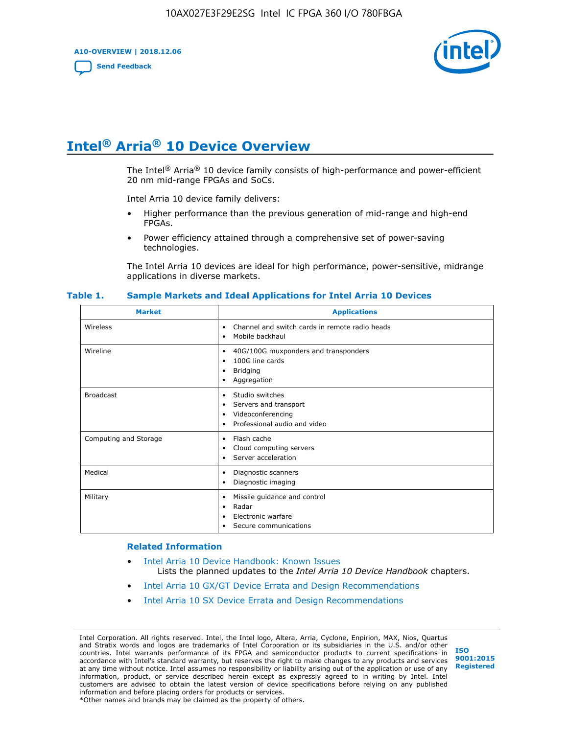# Intel® Arria® 10 Device Overview

The Intel® Arria® 10 device family consists of high-performance and power-efficient 20 nm mid-range FPGAs and SoCs.

Intel Arria 10 device family delivers:

- Higher performance than the previous generation of mid-range and high-end FPGAs.
- Power efficiency attained through a comprehensive set of power-saving technologies.

The Intel Arria 10 devices are ideal for high performance, power-sensitive, midrange applications in diverse markets.

**Table 1. Sample Markets and Ideal Applications for Intel Arria 10 Devices**

| Market | Applications |
|---|---|
| Wireless | • Channel and switch cards in remote radio heads<br>• Mobile backhaul |
| Wireline | • 40G/100G muxponders and transponders<br>• 100G line cards<br>• Bridging<br>• Aggregation |
| Broadcast | • Studio switches<br>• Servers and transport<br>• Videoconferencing<br>• Professional audio and video |
| Computing and Storage | • Flash cache<br>• Cloud computing servers<br>• Server acceleration |
| Medical | • Diagnostic scanners<br>• Diagnostic imaging |
| Military | • Missile guidance and control<br>• Radar<br>• Electronic warfare<br>• Secure communications |

## Related Information

- Intel Arria 10 Device Handbook: Known Issues
  Lists the planned updates to the *Intel Arria 10 Device Handbook* chapters.
- Intel Arria 10 GX/GT Device Errata and Design Recommendations
- Intel Arria 10 SX Device Errata and Design Recommendations

Intel Corporation. All rights reserved. Intel, the Intel logo, Altera, Arria, Cyclone, Enpirion, MAX, Nios, Quartus and Stratix words and logos are trademarks of Intel Corporation or its subsidiaries in the U.S. and/or other countries. Intel warrants performance of its FPGA and semiconductor products to current specifications in accordance with Intel's standard warranty, but reserves the right to make changes to any products and services at any time without notice. Intel assumes no responsibility or liability arising out of the application or use of any information, product, or service described herein except as expressly agreed to in writing by Intel. Intel customers are advised to obtain the latest version of device specifications before relying on any published information and before placing orders for products or services.
*Other names and brands may be claimed as the property of others.

ISO 9001:2015 Registered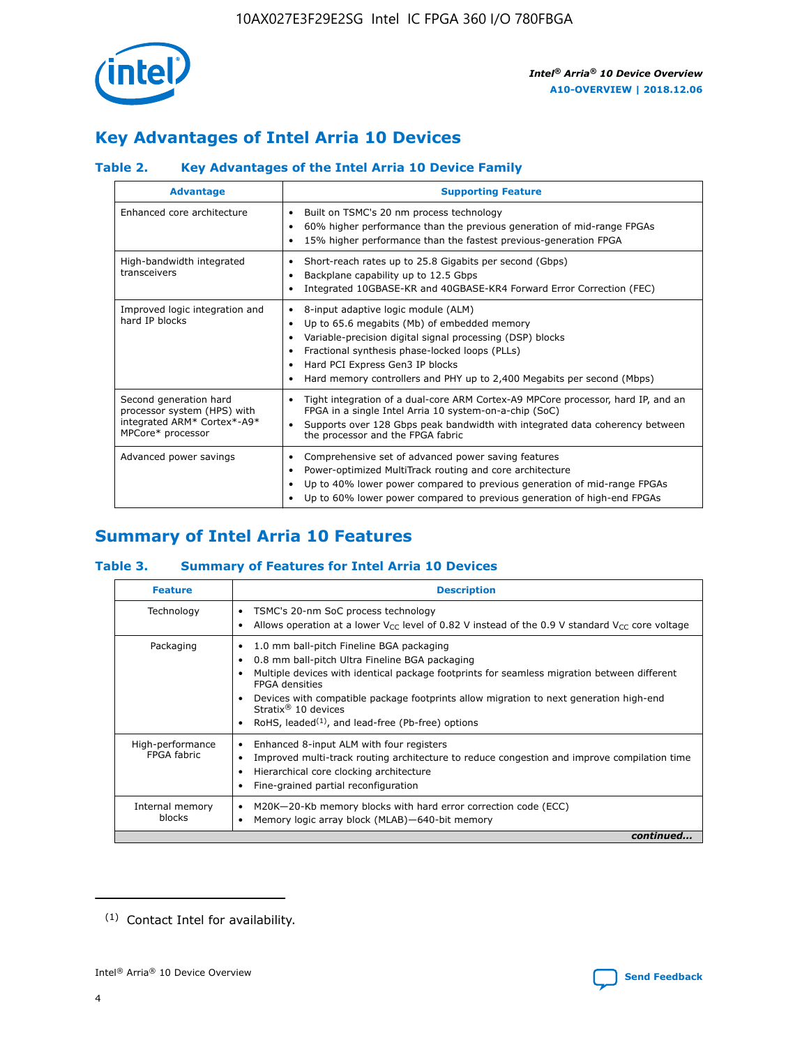## Key Advantages of Intel Arria 10 Devices

### Table 2. Key Advantages of the Intel Arria 10 Device Family

| Advantage | Supporting Feature |
|---|---|
| Enhanced core architecture | • Built on TSMC's 20 nm process technology<br>• 60% higher performance than the previous generation of mid-range FPGAs<br>• 15% higher performance than the fastest previous-generation FPGA |
| High-bandwidth integrated transceivers | • Short-reach rates up to 25.8 Gigabits per second (Gbps)<br>• Backplane capability up to 12.5 Gbps<br>• Integrated 10GBASE-KR and 40GBASE-KR4 Forward Error Correction (FEC) |
| Improved logic integration and hard IP blocks | • 8-input adaptive logic module (ALM)<br>• Up to 65.6 megabits (Mb) of embedded memory<br>• Variable-precision digital signal processing (DSP) blocks<br>• Fractional synthesis phase-locked loops (PLLs)<br>• Hard PCI Express Gen3 IP blocks<br>• Hard memory controllers and PHY up to 2,400 Megabits per second (Mbps) |
| Second generation hard processor system (HPS) with integrated ARM* Cortex*-A9* MPCore* processor | • Tight integration of a dual-core ARM Cortex-A9 MPCore processor, hard IP, and an FPGA in a single Intel Arria 10 system-on-a-chip (SoC)<br>• Supports over 128 Gbps peak bandwidth with integrated data coherency between the processor and the FPGA fabric |
| Advanced power savings | • Comprehensive set of advanced power saving features<br>• Power-optimized MultiTrack routing and core architecture<br>• Up to 40% lower power compared to previous generation of mid-range FPGAs<br>• Up to 60% lower power compared to previous generation of high-end FPGAs |

## Summary of Intel Arria 10 Features

### Table 3. Summary of Features for Intel Arria 10 Devices

| Feature | Description |
|---|---|
| Technology | • TSMC's 20-nm SoC process technology<br>• Allows operation at a lower $V_{CC}$ level of 0.82 V instead of the 0.9 V standard $V_{CC}$ core voltage |
| Packaging | • 1.0 mm ball-pitch Fineline BGA packaging<br>• 0.8 mm ball-pitch Ultra Fineline BGA packaging<br>• Multiple devices with identical package footprints for seamless migration between different FPGA densities<br>• Devices with compatible package footprints allow migration to next generation high-end Stratix® 10 devices<br>• RoHS, leaded[(1)], and lead-free (Pb-free) options |
| High-performance FPGA fabric | • Enhanced 8-input ALM with four registers<br>• Improved multi-track routing architecture to reduce congestion and improve compilation time<br>• Hierarchical core clocking architecture<br>• Fine-grained partial reconfiguration |
| Internal memory blocks | • M20K—20-Kb memory blocks with hard error correction code (ECC)<br>• Memory logic array block (MLAB)—640-bit memory |

*continued...*

(1) Contact Intel for availability.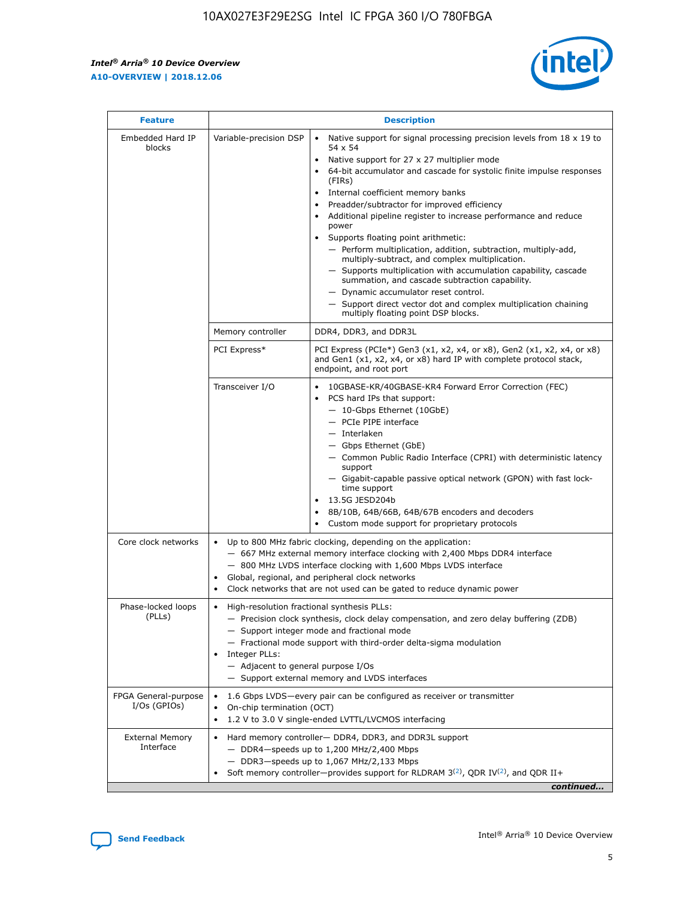| Feature | Description | |
|---|---|---|
| Embedded Hard IP blocks | Variable-precision DSP | • Native support for signal processing precision levels from 18 x 19 to 54 x 54<br>• Native support for 27 x 27 multiplier mode<br>• 64-bit accumulator and cascade for systolic finite impulse responses (FIRs)<br>• Internal coefficient memory banks<br>• Preadder/subtractor for improved efficiency<br>• Additional pipeline register to increase performance and reduce power<br>• Supports floating point arithmetic:<br>— Perform multiplication, addition, subtraction, multiply-add, multiply-subtract, and complex multiplication.<br>— Supports multiplication with accumulation capability, cascade summation, and cascade subtraction capability.<br>— Dynamic accumulator reset control.<br>— Support direct vector dot and complex multiplication chaining multiply floating point DSP blocks. |
| | Memory controller | DDR4, DDR3, and DDR3L |
| | PCI Express* | PCI Express (PCIe*) Gen3 (x1, x2, x4, or x8), Gen2 (x1, x2, x4, or x8) and Gen1 (x1, x2, x4, or x8) hard IP with complete protocol stack, endpoint, and root port |
| | Transceiver I/O | • 10GBASE-KR/40GBASE-KR4 Forward Error Correction (FEC)<br>• PCS hard IPs that support:<br>— 10-Gbps Ethernet (10GbE)<br>— PCIe PIPE interface<br>— Interlaken<br>— Gbps Ethernet (GbE)<br>— Common Public Radio Interface (CPRI) with deterministic latency support<br>— Gigabit-capable passive optical network (GPON) with fast lock-time support<br>• 13.5G JESD204b<br>• 8B/10B, 64B/66B, 64B/67B encoders and decoders<br>• Custom mode support for proprietary protocols |
| Core clock networks | • Up to 800 MHz fabric clocking, depending on the application:<br>— 667 MHz external memory interface clocking with 2,400 Mbps DDR4 interface<br>— 800 MHz LVDS interface clocking with 1,600 Mbps LVDS interface<br>• Global, regional, and peripheral clock networks<br>• Clock networks that are not used can be gated to reduce dynamic power | |
| Phase-locked loops (PLLs) | • High-resolution fractional synthesis PLLs:<br>— Precision clock synthesis, clock delay compensation, and zero delay buffering (ZDB)<br>— Support integer mode and fractional mode<br>— Fractional mode support with third-order delta-sigma modulation<br>• Integer PLLs:<br>— Adjacent to general purpose I/Os<br>— Support external memory and LVDS interfaces | |
| FPGA General-purpose I/Os (GPIOs) | • 1.6 Gbps LVDS—every pair can be configured as receiver or transmitter<br>• On-chip termination (OCT)<br>• 1.2 V to 3.0 V single-ended LVTTL/LVCMOS interfacing | |
| External Memory Interface | • Hard memory controller— DDR4, DDR3, and DDR3L support<br>— DDR4—speeds up to 1,200 MHz/2,400 Mbps<br>— DDR3—speeds up to 1,067 MHz/2,133 Mbps<br>• Soft memory controller—provides support for RLDRAM 3[(2)], QDR IV[(2)], and QDR II+ | |

*continued...*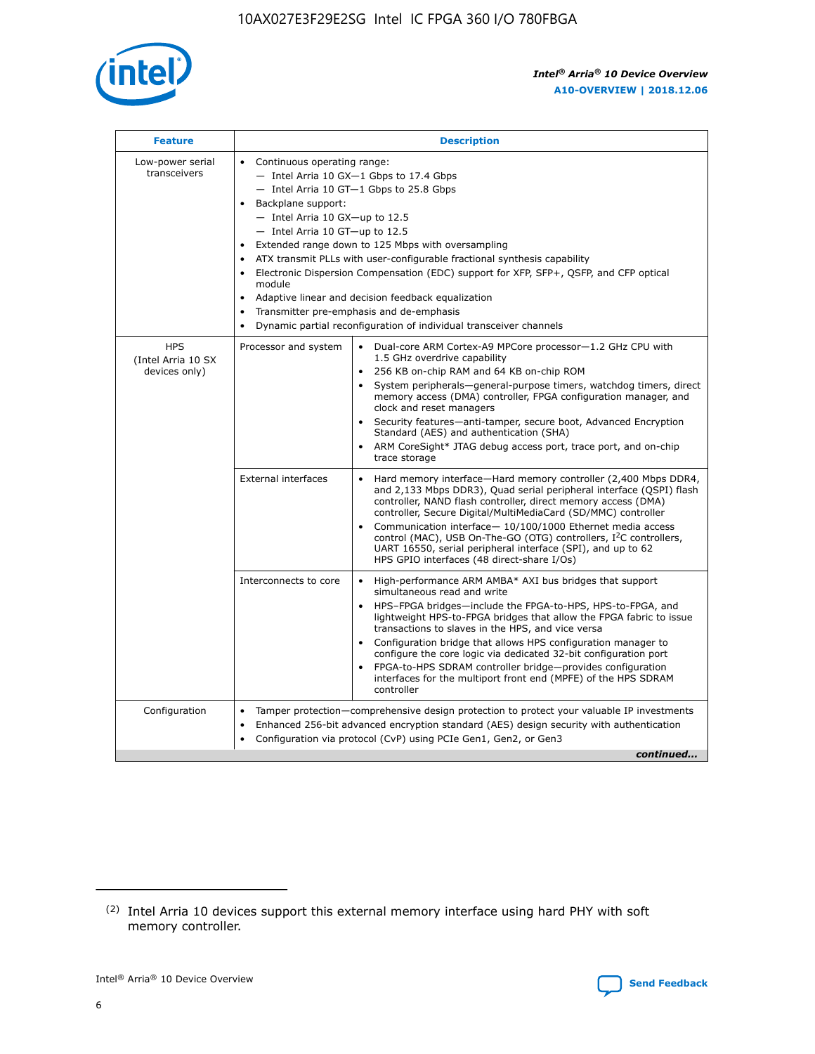| Feature | Description | |
|---|---|---|
| Low-power serial transceivers | • Continuous operating range:<br>— Intel Arria 10 GX—1 Gbps to 17.4 Gbps<br>— Intel Arria 10 GT—1 Gbps to 25.8 Gbps<br>• Backplane support:<br>— Intel Arria 10 GX—up to 12.5<br>— Intel Arria 10 GT—up to 12.5<br>• Extended range down to 125 Mbps with oversampling<br>• ATX transmit PLLs with user-configurable fractional synthesis capability<br>• Electronic Dispersion Compensation (EDC) support for XFP, SFP+, QSFP, and CFP optical module<br>• Adaptive linear and decision feedback equalization<br>• Transmitter pre-emphasis and de-emphasis<br>• Dynamic partial reconfiguration of individual transceiver channels | |
| HPS (Intel Arria 10 SX devices only) | Processor and system | • Dual-core ARM Cortex-A9 MPCore processor—1.2 GHz CPU with 1.5 GHz overdrive capability<br>• 256 KB on-chip RAM and 64 KB on-chip ROM<br>• System peripherals—general-purpose timers, watchdog timers, direct memory access (DMA) controller, FPGA configuration manager, and clock and reset managers<br>• Security features—anti-tamper, secure boot, Advanced Encryption Standard (AES) and authentication (SHA)<br>• ARM CoreSight* JTAG debug access port, trace port, and on-chip trace storage |
| | External interfaces | • Hard memory interface—Hard memory controller (2,400 Mbps DDR4, and 2,133 Mbps DDR3), Quad serial peripheral interface (QSPI) flash controller, NAND flash controller, direct memory access (DMA) controller, Secure Digital/MultiMediaCard (SD/MMC) controller<br>• Communication interface— 10/100/1000 Ethernet media access control (MAC), USB On-The-GO (OTG) controllers, I²C controllers, UART 16550, serial peripheral interface (SPI), and up to 62 HPS GPIO interfaces (48 direct-share I/Os) |
| | Interconnects to core | • High-performance ARM AMBA* AXI bus bridges that support simultaneous read and write<br>• HPS–FPGA bridges—include the FPGA-to-HPS, HPS-to-FPGA, and lightweight HPS-to-FPGA bridges that allow the FPGA fabric to issue transactions to slaves in the HPS, and vice versa<br>• Configuration bridge that allows HPS configuration manager to configure the core logic via dedicated 32-bit configuration port<br>• FPGA-to-HPS SDRAM controller bridge—provides configuration interfaces for the multiport front end (MPFE) of the HPS SDRAM controller |
| Configuration | • Tamper protection—comprehensive design protection to protect your valuable IP investments<br>• Enhanced 256-bit advanced encryption standard (AES) design security with authentication<br>• Configuration via protocol (CvP) using PCIe Gen1, Gen2, or Gen3 | |

*continued...*

(2) Intel Arria 10 devices support this external memory interface using hard PHY with soft memory controller.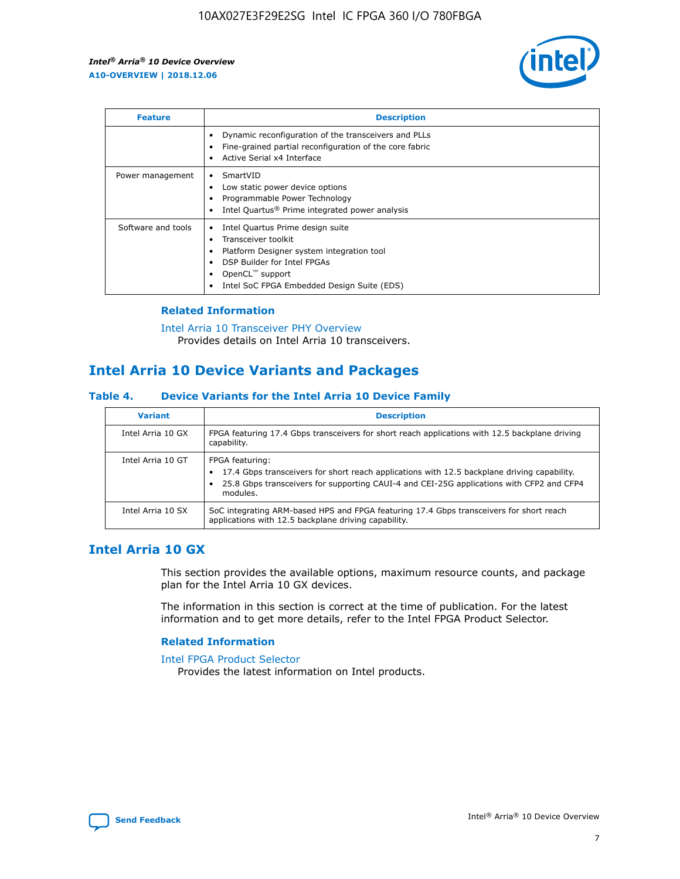| Feature | Description |
| --- | --- |
| | • Dynamic reconfiguration of the transceivers and PLLs<br>• Fine-grained partial reconfiguration of the core fabric<br>• Active Serial x4 Interface |
| Power management | • SmartVID<br>• Low static power device options<br>• Programmable Power Technology<br>• Intel Quartus® Prime integrated power analysis |
| Software and tools | • Intel Quartus Prime design suite<br>• Transceiver toolkit<br>• Platform Designer system integration tool<br>• DSP Builder for Intel FPGAs<br>• OpenCL™ support<br>• Intel SoC FPGA Embedded Design Suite (EDS) |

### Related Information

Intel Arria 10 Transceiver PHY Overview
Provides details on Intel Arria 10 transceivers.

## Intel Arria 10 Device Variants and Packages

### Table 4. Device Variants for the Intel Arria 10 Device Family

| Variant | Description |
| --- | --- |
| Intel Arria 10 GX | FPGA featuring 17.4 Gbps transceivers for short reach applications with 12.5 backplane driving capability. |
| Intel Arria 10 GT | FPGA featuring:<br>• 17.4 Gbps transceivers for short reach applications with 12.5 backplane driving capability.<br>• 25.8 Gbps transceivers for supporting CAUI-4 and CEI-25G applications with CFP2 and CFP4 modules. |
| Intel Arria 10 SX | SoC integrating ARM-based HPS and FPGA featuring 17.4 Gbps transceivers for short reach applications with 12.5 backplane driving capability. |

## Intel Arria 10 GX

This section provides the available options, maximum resource counts, and package plan for the Intel Arria 10 GX devices.

The information in this section is correct at the time of publication. For the latest information and to get more details, refer to the Intel FPGA Product Selector.

### Related Information

Intel FPGA Product Selector
Provides the latest information on Intel products.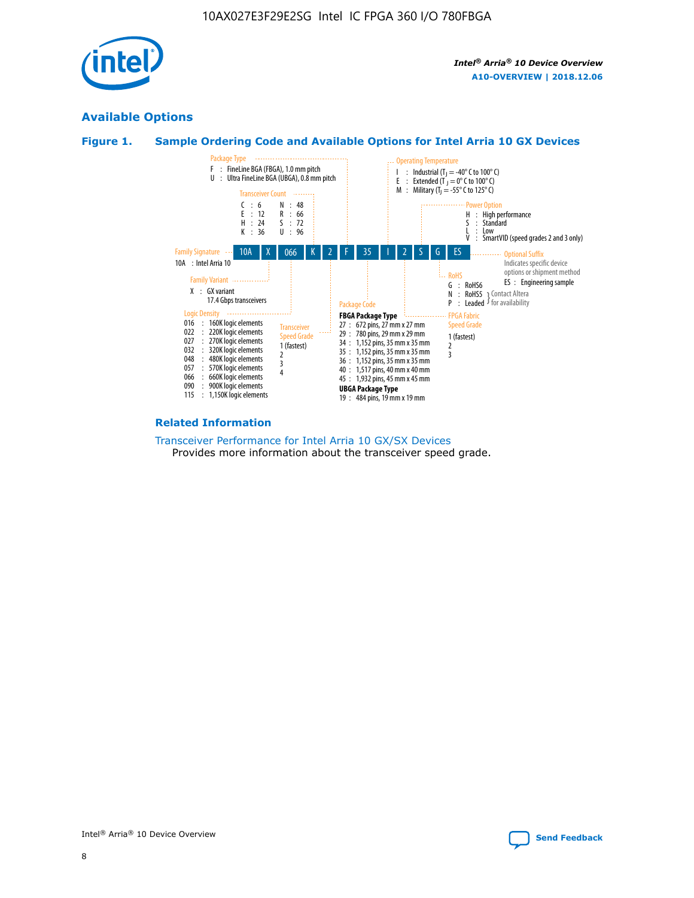## Available Options

### Figure 1. Sample Ordering Code and Available Options for Intel Arria 10 GX Devices

| 10A | X | 066 | K | 2 | F | 35 | I | 2 | S | G | ES |
|---|---|---|---|---|---|---|---|---|---|---|---|

**Family Signature**
- 10A : Intel Arria 10

**Family Variant**
- X : GX variant 17.4 Gbps transceivers

**Logic Density**
- 016 : 160K logic elements
- 022 : 220K logic elements
- 027 : 270K logic elements
- 032 : 320K logic elements
- 048 : 480K logic elements
- 057 : 570K logic elements
- 066 : 660K logic elements
- 090 : 900K logic elements
- 115 : 1,150K logic elements

**Transceiver Count**
- C : 6
- E : 12
- H : 24
- K : 36
- N : 48
- R : 66
- S : 72
- U : 96

**Transceiver Speed Grade**
- 1 (fastest)
- 2
- 3
- 4

**Package Type**
- F : FineLine BGA (FBGA), 1.0 mm pitch
- U : Ultra FineLine BGA (UBGA), 0.8 mm pitch

**Package Code**

**FBGA Package Type**
- 27 : 672 pins, 27 mm x 27 mm
- 29 : 780 pins, 29 mm x 29 mm
- 34 : 1,152 pins, 35 mm x 35 mm
- 35 : 1,152 pins, 35 mm x 35 mm
- 36 : 1,152 pins, 35 mm x 35 mm
- 40 : 1,517 pins, 40 mm x 40 mm
- 45 : 1,932 pins, 45 mm x 45 mm

**UBGA Package Type**
- 19 : 484 pins, 19 mm x 19 mm

**Operating Temperature**
- I : Industrial ($T_J$ = -40° C to 100° C)
- E : Extended ($T_J$ = 0° C to 100° C)
- M : Military ($T_J$ = -55° C to 125° C)

**FPGA Fabric Speed Grade**
- 1 (fastest)
- 2
- 3

**Power Option**
- H : High performance
- S : Standard
- L : Low
- V : SmartVID (speed grades 2 and 3 only)

**RoHS**
- G : RoHS6
- N : RoHS5 (Contact Altera for availability)
- P : Leaded (Contact Altera for availability)

**Optional Suffix**

Indicates specific device options or shipment method
- ES : Engineering sample

### Related Information

Transceiver Performance for Intel Arria 10 GX/SX Devices
Provides more information about the transceiver speed grade.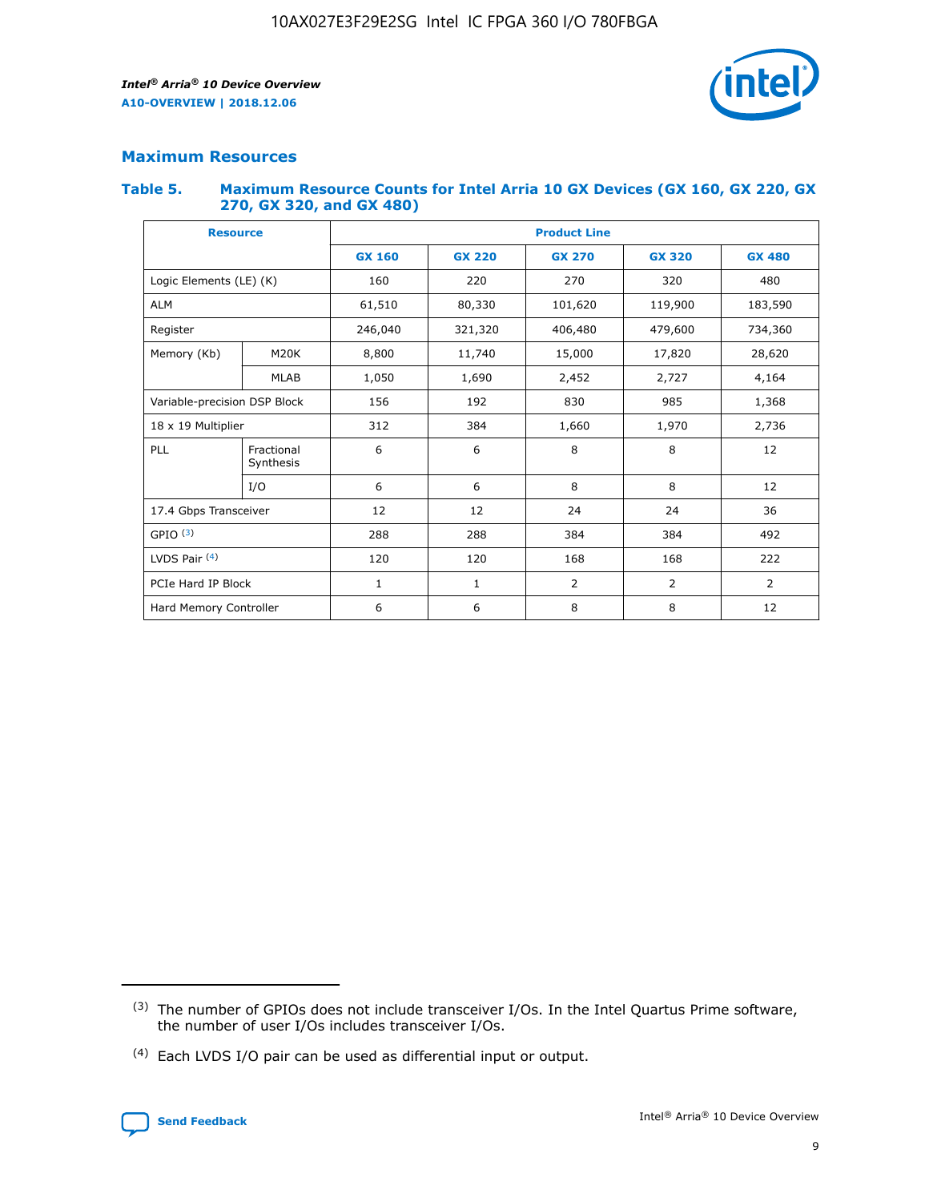## Maximum Resources

### Table 5. Maximum Resource Counts for Intel Arria 10 GX Devices (GX 160, GX 220, GX 270, GX 320, and GX 480)

| Resource | | Product Line | | | | |
|---|---|---|---|---|---|---|
| | | GX 160 | GX 220 | GX 270 | GX 320 | GX 480 |
| Logic Elements (LE) (K) | | 160 | 220 | 270 | 320 | 480 |
| ALM | | 61,510 | 80,330 | 101,620 | 119,900 | 183,590 |
| Register | | 246,040 | 321,320 | 406,480 | 479,600 | 734,360 |
| Memory (Kb) | M20K | 8,800 | 11,740 | 15,000 | 17,820 | 28,620 |
| | MLAB | 1,050 | 1,690 | 2,452 | 2,727 | 4,164 |
| Variable-precision DSP Block | | 156 | 192 | 830 | 985 | 1,368 |
| 18 x 19 Multiplier | | 312 | 384 | 1,660 | 1,970 | 2,736 |
| PLL | Fractional Synthesis | 6 | 6 | 8 | 8 | 12 |
| | I/O | 6 | 6 | 8 | 8 | 12 |
| 17.4 Gbps Transceiver | | 12 | 12 | 24 | 24 | 36 |
| GPIO [3] | | 288 | 288 | 384 | 384 | 492 |
| LVDS Pair [4] | | 120 | 120 | 168 | 168 | 222 |
| PCIe Hard IP Block | | 1 | 1 | 2 | 2 | 2 |
| Hard Memory Controller | | 6 | 6 | 8 | 8 | 12 |

(3) The number of GPIOs does not include transceiver I/Os. In the Intel Quartus Prime software, the number of user I/Os includes transceiver I/Os.

(4) Each LVDS I/O pair can be used as differential input or output.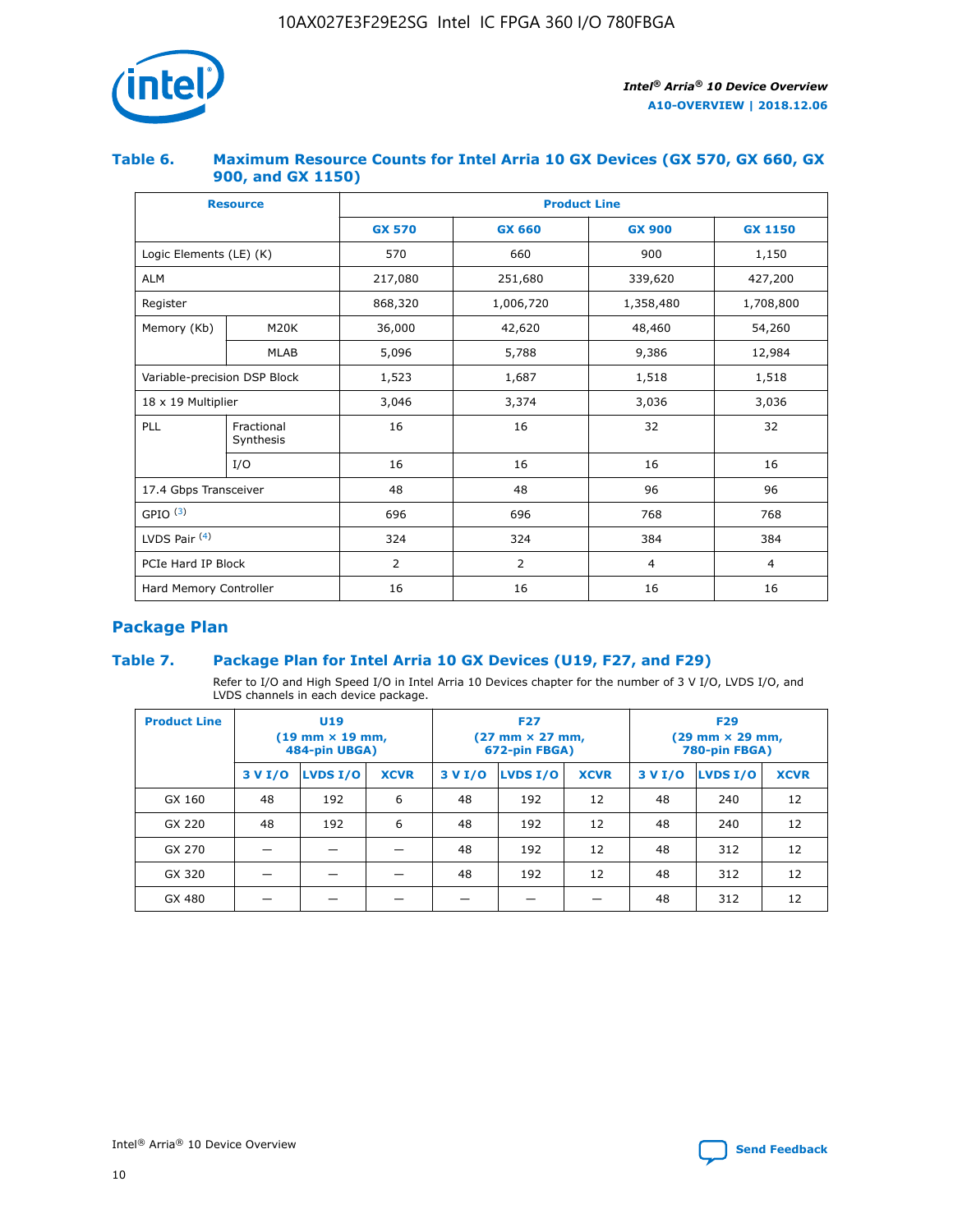### Table 6. Maximum Resource Counts for Intel Arria 10 GX Devices (GX 570, GX 660, GX 900, and GX 1150)

| Resource | | Product Line | | | |
|---|---|---|---|---|---|
| | | GX 570 | GX 660 | GX 900 | GX 1150 |
| Logic Elements (LE) (K) | | 570 | 660 | 900 | 1,150 |
| ALM | | 217,080 | 251,680 | 339,620 | 427,200 |
| Register | | 868,320 | 1,006,720 | 1,358,480 | 1,708,800 |
| Memory (Kb) | M20K | 36,000 | 42,620 | 48,460 | 54,260 |
| | MLAB | 5,096 | 5,788 | 9,386 | 12,984 |
| Variable-precision DSP Block | | 1,523 | 1,687 | 1,518 | 1,518 |
| 18 x 19 Multiplier | | 3,046 | 3,374 | 3,036 | 3,036 |
| PLL | Fractional Synthesis | 16 | 16 | 32 | 32 |
| | I/O | 16 | 16 | 16 | 16 |
| 17.4 Gbps Transceiver | | 48 | 48 | 96 | 96 |
| GPIO [(3)] | | 696 | 696 | 768 | 768 |
| LVDS Pair [(4)] | | 324 | 324 | 384 | 384 |
| PCIe Hard IP Block | | 2 | 2 | 4 | 4 |
| Hard Memory Controller | | 16 | 16 | 16 | 16 |

## Package Plan

### Table 7. Package Plan for Intel Arria 10 GX Devices (U19, F27, and F29)

Refer to I/O and High Speed I/O in Intel Arria 10 Devices chapter for the number of 3 V I/O, LVDS I/O, and LVDS channels in each device package.

| Product Line | U19 (19 mm × 19 mm, 484-pin UBGA) | | | F27 (27 mm × 27 mm, 672-pin FBGA) | | | F29 (29 mm × 29 mm, 780-pin FBGA) | | |
|---|---|---|---|---|---|---|---|---|---|
| | 3 V I/O | LVDS I/O | XCVR | 3 V I/O | LVDS I/O | XCVR | 3 V I/O | LVDS I/O | XCVR |
| GX 160 | 48 | 192 | 6 | 48 | 192 | 12 | 48 | 240 | 12 |
| GX 220 | 48 | 192 | 6 | 48 | 192 | 12 | 48 | 240 | 12 |
| GX 270 | — | — | — | 48 | 192 | 12 | 48 | 312 | 12 |
| GX 320 | — | — | — | 48 | 192 | 12 | 48 | 312 | 12 |
| GX 480 | — | — | — | — | — | — | 48 | 312 | 12 |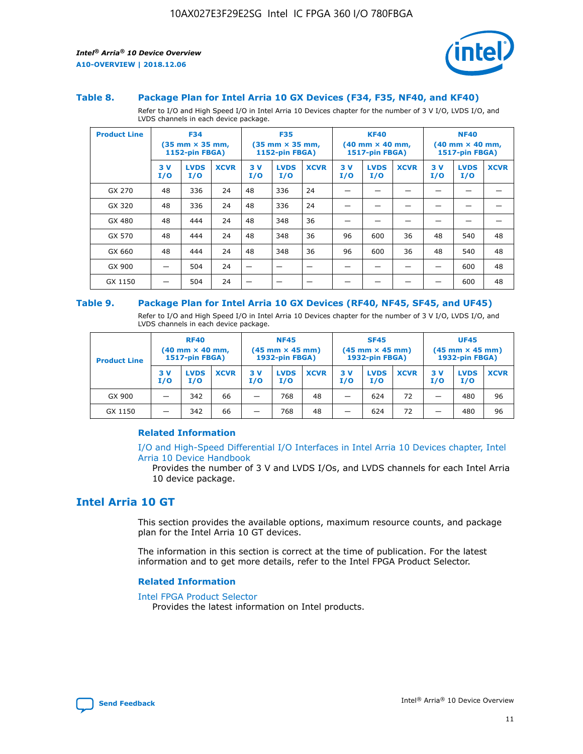### Table 8. Package Plan for Intel Arria 10 GX Devices (F34, F35, NF40, and KF40)

Refer to I/O and High Speed I/O in Intel Arria 10 Devices chapter for the number of 3 V I/O, LVDS I/O, and LVDS channels in each device package.

| Product Line | F34 (35 mm × 35 mm, 1152-pin FBGA) | | | F35 (35 mm × 35 mm, 1152-pin FBGA) | | | KF40 (40 mm × 40 mm, 1517-pin FBGA) | | | NF40 (40 mm × 40 mm, 1517-pin FBGA) | | |
|---|---|---|---|---|---|---|---|---|---|---|---|---|
| | 3 V I/O | LVDS I/O | XCVR | 3 V I/O | LVDS I/O | XCVR | 3 V I/O | LVDS I/O | XCVR | 3 V I/O | LVDS I/O | XCVR |
| GX 270 | 48 | 336 | 24 | 48 | 336 | 24 | — | — | — | — | — | — |
| GX 320 | 48 | 336 | 24 | 48 | 336 | 24 | — | — | — | — | — | — |
| GX 480 | 48 | 444 | 24 | 48 | 348 | 36 | — | — | — | — | — | — |
| GX 570 | 48 | 444 | 24 | 48 | 348 | 36 | 96 | 600 | 36 | 48 | 540 | 48 |
| GX 660 | 48 | 444 | 24 | 48 | 348 | 36 | 96 | 600 | 36 | 48 | 540 | 48 |
| GX 900 | — | 504 | 24 | — | — | — | — | — | — | — | 600 | 48 |
| GX 1150 | — | 504 | 24 | — | — | — | — | — | — | — | 600 | 48 |

### Table 9. Package Plan for Intel Arria 10 GX Devices (RF40, NF45, SF45, and UF45)

Refer to I/O and High Speed I/O in Intel Arria 10 Devices chapter for the number of 3 V I/O, LVDS I/O, and LVDS channels in each device package.

| Product Line | RF40 (40 mm × 40 mm, 1517-pin FBGA) | | | NF45 (45 mm × 45 mm) 1932-pin FBGA) | | | SF45 (45 mm × 45 mm) 1932-pin FBGA) | | | UF45 (45 mm × 45 mm) 1932-pin FBGA) | | |
|---|---|---|---|---|---|---|---|---|---|---|---|---|
| | 3 V I/O | LVDS I/O | XCVR | 3 V I/O | LVDS I/O | XCVR | 3 V I/O | LVDS I/O | XCVR | 3 V I/O | LVDS I/O | XCVR |
| GX 900 | — | 342 | 66 | — | 768 | 48 | — | 624 | 72 | — | 480 | 96 |
| GX 1150 | — | 342 | 66 | — | 768 | 48 | — | 624 | 72 | — | 480 | 96 |

#### Related Information

I/O and High-Speed Differential I/O Interfaces in Intel Arria 10 Devices chapter, Intel Arria 10 Device Handbook

Provides the number of 3 V and LVDS I/Os, and LVDS channels for each Intel Arria 10 device package.

## Intel Arria 10 GT

This section provides the available options, maximum resource counts, and package plan for the Intel Arria 10 GT devices.

The information in this section is correct at the time of publication. For the latest information and to get more details, refer to the Intel FPGA Product Selector.

#### Related Information

Intel FPGA Product Selector

Provides the latest information on Intel products.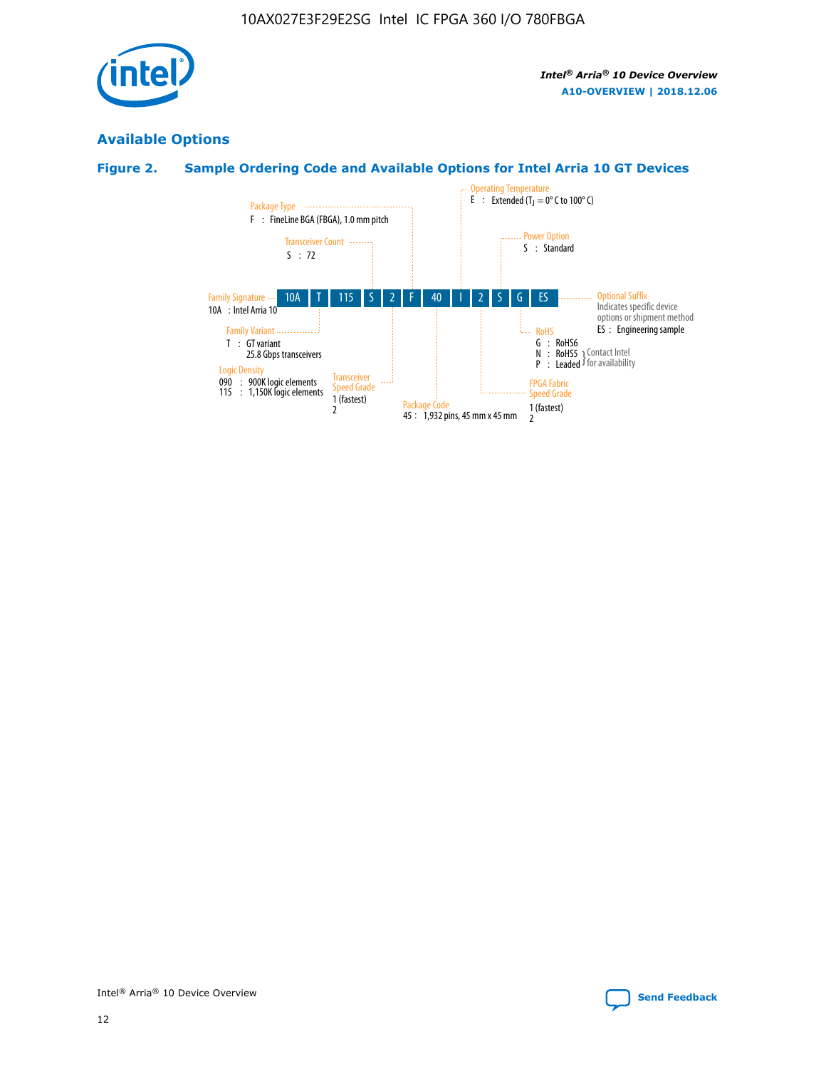## Available Options

### Figure 2. Sample Ordering Code and Available Options for Intel Arria 10 GT Devices

10A T 115 S 2 F 40 I 2 S G ES

- **Family Signature**
  - 10A : Intel Arria 10
- **Family Variant**
  - T : GT variant, 25.8 Gbps transceivers
- **Logic Density**
  - 090 : 900K logic elements
  - 115 : 1,150K logic elements
- **Transceiver Count**
  - S : 72
- **Transceiver Speed Grade**
  - 1 (fastest)
  - 2
- **Package Type**
  - F : FineLine BGA (FBGA), 1.0 mm pitch
- **Package Code**
  - 45 : 1,932 pins, 45 mm x 45 mm
- **Operating Temperature**
  - E : Extended ($T_J$ = 0° C to 100° C)
- **FPGA Fabric Speed Grade**
  - 1 (fastest)
  - 2
- **Power Option**
  - S : Standard
- **RoHS**
  - G : RoHS6
  - N : RoHS5 (Contact Intel for availability)
  - P : Leaded (Contact Intel for availability)
- **Optional Suffix**
  - Indicates specific device options or shipment method
  - ES : Engineering sample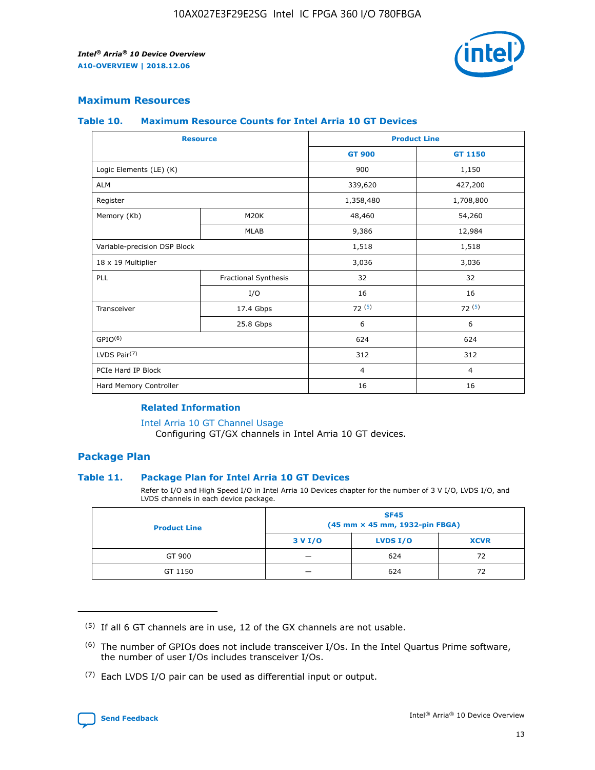## Maximum Resources

### Table 10. Maximum Resource Counts for Intel Arria 10 GT Devices

| Resource | | Product Line | |
|---|---|---|---|
| | | GT 900 | GT 1150 |
| Logic Elements (LE) (K) | | 900 | 1,150 |
| ALM | | 339,620 | 427,200 |
| Register | | 1,358,480 | 1,708,800 |
| Memory (Kb) | M20K | 48,460 | 54,260 |
| | MLAB | 9,386 | 12,984 |
| Variable-precision DSP Block | | 1,518 | 1,518 |
| 18 x 19 Multiplier | | 3,036 | 3,036 |
| PLL | Fractional Synthesis | 32 | 32 |
| | I/O | 16 | 16 |
| Transceiver | 17.4 Gbps | 72 (5) | 72 (5) |
| | 25.8 Gbps | 6 | 6 |
| GPIO(6) | | 624 | 624 |
| LVDS Pair(7) | | 312 | 312 |
| PCIe Hard IP Block | | 4 | 4 |
| Hard Memory Controller | | 16 | 16 |

#### Related Information

Intel Arria 10 GT Channel Usage
Configuring GT/GX channels in Intel Arria 10 GT devices.

## Package Plan

### Table 11. Package Plan for Intel Arria 10 GT Devices

Refer to I/O and High Speed I/O in Intel Arria 10 Devices chapter for the number of 3 V I/O, LVDS I/O, and LVDS channels in each device package.

| Product Line | SF45 (45 mm × 45 mm, 1932-pin FBGA) | | |
|---|---|---|---|
| | 3 V I/O | LVDS I/O | XCVR |
| GT 900 | — | 624 | 72 |
| GT 1150 | — | 624 | 72 |

(5) If all 6 GT channels are in use, 12 of the GX channels are not usable.

(6) The number of GPIOs does not include transceiver I/Os. In the Intel Quartus Prime software, the number of user I/Os includes transceiver I/Os.

(7) Each LVDS I/O pair can be used as differential input or output.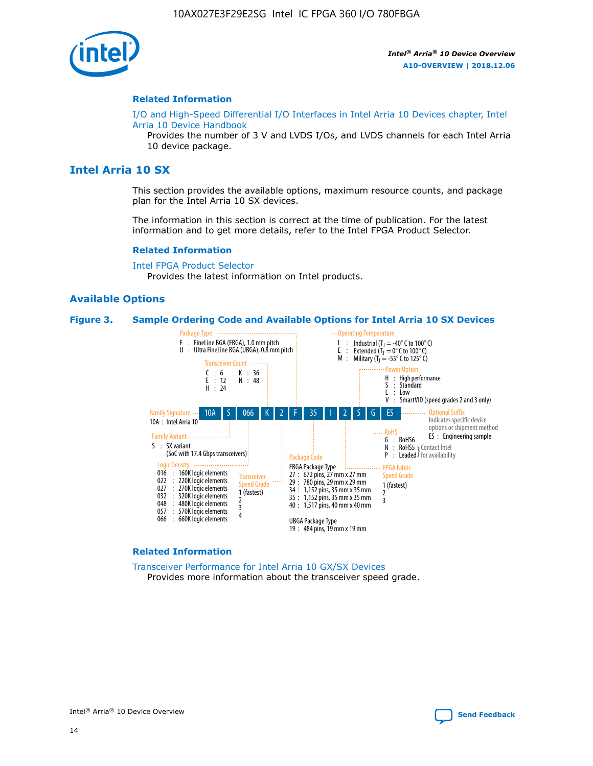## Related Information

I/O and High-Speed Differential I/O Interfaces in Intel Arria 10 Devices chapter, Intel Arria 10 Device Handbook

Provides the number of 3 V and LVDS I/Os, and LVDS channels for each Intel Arria 10 device package.

# Intel Arria 10 SX

This section provides the available options, maximum resource counts, and package plan for the Intel Arria 10 SX devices.

The information in this section is correct at the time of publication. For the latest information and to get more details, refer to the Intel FPGA Product Selector.

## Related Information

Intel FPGA Product Selector

Provides the latest information on Intel products.

## Available Options

**Figure 3. Sample Ordering Code and Available Options for Intel Arria 10 SX Devices**

Sample ordering code: 10A S 066 K 2 F 35 I 2 S G ES

- **Family Signature**
  - 10A : Intel Arria 10
- **Family Variant**
  - S : SX variant (SoC with 17.4 Gbps transceivers)
- **Logic Density**
  - 016 : 160K logic elements
  - 022 : 220K logic elements
  - 027 : 270K logic elements
  - 032 : 320K logic elements
  - 048 : 480K logic elements
  - 057 : 570K logic elements
  - 066 : 660K logic elements
- **Transceiver Count**
  - C : 6
  - E : 12
  - H : 24
  - K : 36
  - N : 48
- **Transceiver Speed Grade**
  - 1 (fastest)
  - 2
  - 3
  - 4
- **Package Type**
  - F : FineLine BGA (FBGA), 1.0 mm pitch
  - U : Ultra FineLine BGA (UBGA), 0.8 mm pitch
- **Package Code**
  - FBGA Package Type
    - 27 : 672 pins, 27 mm x 27 mm
    - 29 : 780 pins, 29 mm x 29 mm
    - 34 : 1,152 pins, 35 mm x 35 mm
    - 35 : 1,152 pins, 35 mm x 35 mm
    - 40 : 1,517 pins, 40 mm x 40 mm
  - UBGA Package Type
    - 19 : 484 pins, 19 mm x 19 mm
- **Operating Temperature**
  - I : Industrial ($T_J$ = -40° C to 100° C)
  - E : Extended ($T_J$ = 0° C to 100° C)
  - M : Military ($T_J$ = -55° C to 125° C)
- **FPGA Fabric Speed Grade**
  - 1 (fastest)
  - 2
  - 3
- **Power Option**
  - H : High performance
  - S : Standard
  - L : Low
  - V : SmartVID (speed grades 2 and 3 only)
- **RoHS**
  - G : RoHS6
  - N : RoHS5 (Contact Intel for availability)
  - P : Leaded (Contact Intel for availability)
- **Optional Suffix**
  - Indicates specific device options or shipment method
  - ES : Engineering sample

## Related Information

Transceiver Performance for Intel Arria 10 GX/SX Devices

Provides more information about the transceiver speed grade.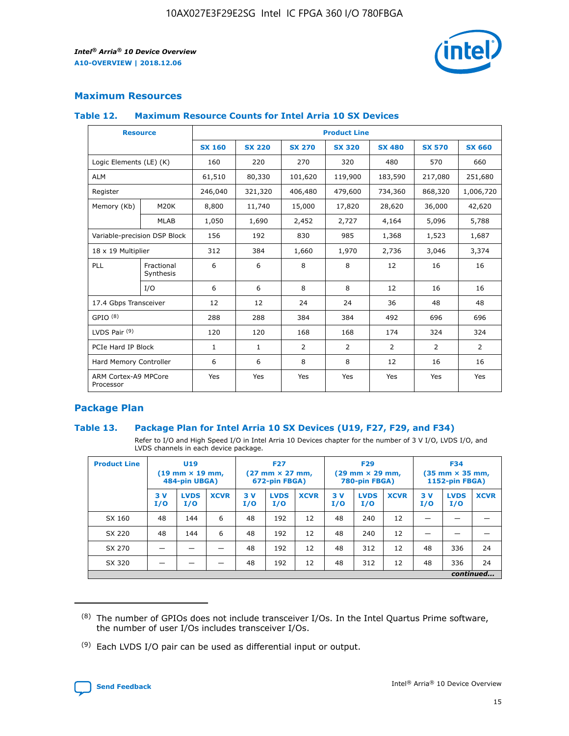## Maximum Resources

### Table 12. Maximum Resource Counts for Intel Arria 10 SX Devices

| Resource | | Product Line | | | | | | |
|---|---|---|---|---|---|---|---|---|
| | | SX 160 | SX 220 | SX 270 | SX 320 | SX 480 | SX 570 | SX 660 |
| Logic Elements (LE) (K) | | 160 | 220 | 270 | 320 | 480 | 570 | 660 |
| ALM | | 61,510 | 80,330 | 101,620 | 119,900 | 183,590 | 217,080 | 251,680 |
| Register | | 246,040 | 321,320 | 406,480 | 479,600 | 734,360 | 868,320 | 1,006,720 |
| Memory (Kb) | M20K | 8,800 | 11,740 | 15,000 | 17,820 | 28,620 | 36,000 | 42,620 |
| | MLAB | 1,050 | 1,690 | 2,452 | 2,727 | 4,164 | 5,096 | 5,788 |
| Variable-precision DSP Block | | 156 | 192 | 830 | 985 | 1,368 | 1,523 | 1,687 |
| 18 x 19 Multiplier | | 312 | 384 | 1,660 | 1,970 | 2,736 | 3,046 | 3,374 |
| PLL | Fractional Synthesis | 6 | 6 | 8 | 8 | 12 | 16 | 16 |
| | I/O | 6 | 6 | 8 | 8 | 12 | 16 | 16 |
| 17.4 Gbps Transceiver | | 12 | 12 | 24 | 24 | 36 | 48 | 48 |
| GPIO [(8)] | | 288 | 288 | 384 | 384 | 492 | 696 | 696 |
| LVDS Pair [(9)] | | 120 | 120 | 168 | 168 | 174 | 324 | 324 |
| PCIe Hard IP Block | | 1 | 1 | 2 | 2 | 2 | 2 | 2 |
| Hard Memory Controller | | 6 | 6 | 8 | 8 | 12 | 16 | 16 |
| ARM Cortex-A9 MPCore Processor | | Yes | Yes | Yes | Yes | Yes | Yes | Yes |

## Package Plan

### Table 13. Package Plan for Intel Arria 10 SX Devices (U19, F27, F29, and F34)

Refer to I/O and High Speed I/O in Intel Arria 10 Devices chapter for the number of 3 V I/O, LVDS I/O, and LVDS channels in each device package.

| Product Line | U19 (19 mm × 19 mm, 484-pin UBGA) | | | F27 (27 mm × 27 mm, 672-pin FBGA) | | | F29 (29 mm × 29 mm, 780-pin FBGA) | | | F34 (35 mm × 35 mm, 1152-pin FBGA) | | |
|---|---|---|---|---|---|---|---|---|---|---|---|---|
| | 3 V I/O | LVDS I/O | XCVR | 3 V I/O | LVDS I/O | XCVR | 3 V I/O | LVDS I/O | XCVR | 3 V I/O | LVDS I/O | XCVR |
| SX 160 | 48 | 144 | 6 | 48 | 192 | 12 | 48 | 240 | 12 | — | — | — |
| SX 220 | 48 | 144 | 6 | 48 | 192 | 12 | 48 | 240 | 12 | — | — | — |
| SX 270 | — | — | — | 48 | 192 | 12 | 48 | 312 | 12 | 48 | 336 | 24 |
| SX 320 | — | — | — | 48 | 192 | 12 | 48 | 312 | 12 | 48 | 336 | 24 |

*continued...*

(8) The number of GPIOs does not include transceiver I/Os. In the Intel Quartus Prime software, the number of user I/Os includes transceiver I/Os.

(9) Each LVDS I/O pair can be used as differential input or output.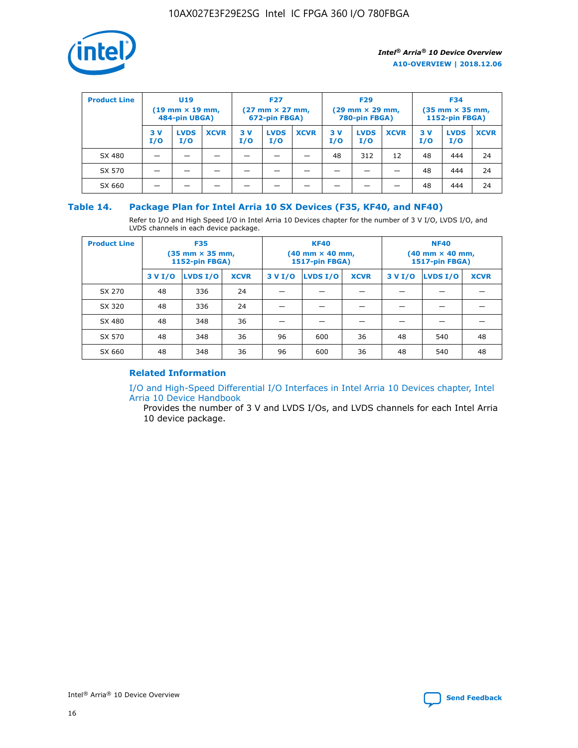| Product Line | U19 (19 mm × 19 mm, 484-pin UBGA) | | | F27 (27 mm × 27 mm, 672-pin FBGA) | | | F29 (29 mm × 29 mm, 780-pin FBGA) | | | F34 (35 mm × 35 mm, 1152-pin FBGA) | | |
|---|---|---|---|---|---|---|---|---|---|---|---|---|
| | 3 V I/O | LVDS I/O | XCVR | 3 V I/O | LVDS I/O | XCVR | 3 V I/O | LVDS I/O | XCVR | 3 V I/O | LVDS I/O | XCVR |
| SX 480 | — | — | — | — | — | — | 48 | 312 | 12 | 48 | 444 | 24 |
| SX 570 | — | — | — | — | — | — | — | — | — | 48 | 444 | 24 |
| SX 660 | — | — | — | — | — | — | — | — | — | 48 | 444 | 24 |

## Table 14. Package Plan for Intel Arria 10 SX Devices (F35, KF40, and NF40)

Refer to I/O and High Speed I/O in Intel Arria 10 Devices chapter for the number of 3 V I/O, LVDS I/O, and LVDS channels in each device package.

| Product Line | F35 (35 mm × 35 mm, 1152-pin FBGA) | | | KF40 (40 mm × 40 mm, 1517-pin FBGA) | | | NF40 (40 mm × 40 mm, 1517-pin FBGA) | | |
|---|---|---|---|---|---|---|---|---|---|
| | 3 V I/O | LVDS I/O | XCVR | 3 V I/O | LVDS I/O | XCVR | 3 V I/O | LVDS I/O | XCVR |
| SX 270 | 48 | 336 | 24 | — | — | — | — | — | — |
| SX 320 | 48 | 336 | 24 | — | — | — | — | — | — |
| SX 480 | 48 | 348 | 36 | — | — | — | — | — | — |
| SX 570 | 48 | 348 | 36 | 96 | 600 | 36 | 48 | 540 | 48 |
| SX 660 | 48 | 348 | 36 | 96 | 600 | 36 | 48 | 540 | 48 |

### Related Information

I/O and High-Speed Differential I/O Interfaces in Intel Arria 10 Devices chapter, Intel Arria 10 Device Handbook

Provides the number of 3 V and LVDS I/Os, and LVDS channels for each Intel Arria 10 device package.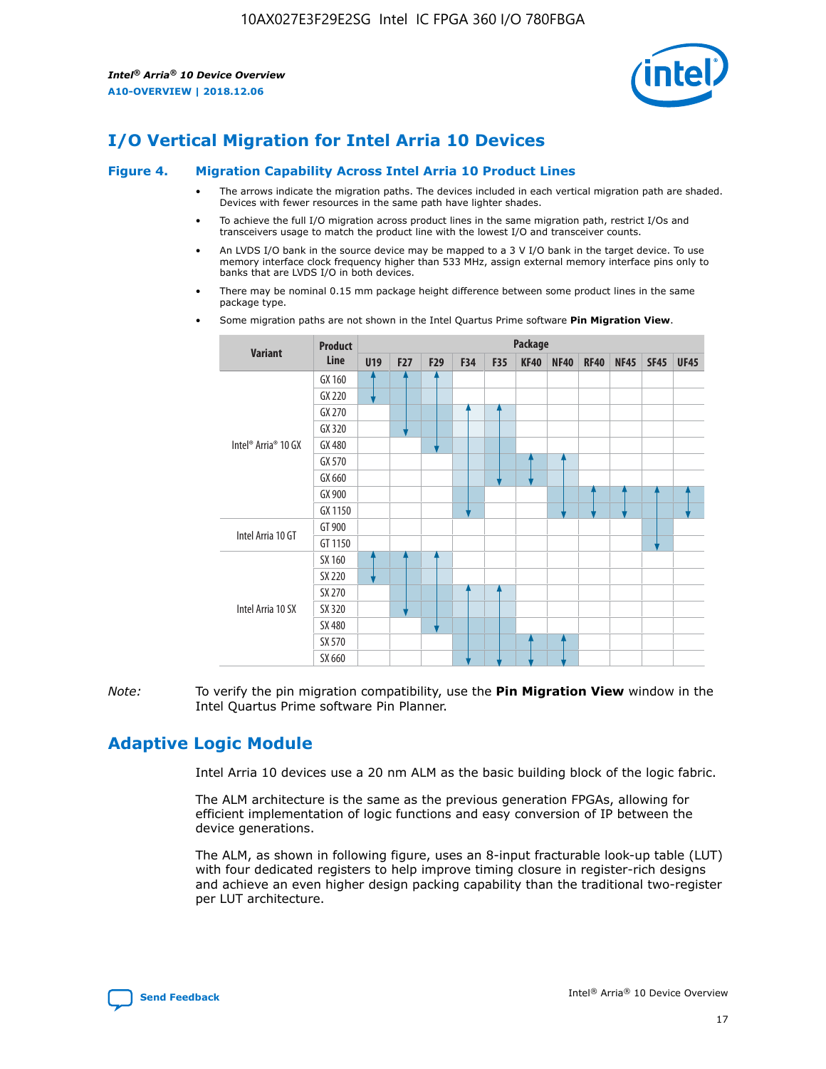# I/O Vertical Migration for Intel Arria 10 Devices

**Figure 4. Migration Capability Across Intel Arria 10 Product Lines**

- The arrows indicate the migration paths. The devices included in each vertical migration path are shaded. Devices with fewer resources in the same path have lighter shades.
- To achieve the full I/O migration across product lines in the same migration path, restrict I/Os and transceivers usage to match the product line with the lowest I/O and transceiver counts.
- An LVDS I/O bank in the source device may be mapped to a 3 V I/O bank in the target device. To use memory interface clock frequency higher than 533 MHz, assign external memory interface pins only to banks that are LVDS I/O in both devices.
- There may be nominal 0.15 mm package height difference between some product lines in the same package type.
- Some migration paths are not shown in the Intel Quartus Prime software **Pin Migration View**.

| Variant | Product Line | Package | | | | | | | | | | |
|---|---|---|---|---|---|---|---|---|---|---|---|---|
| | | U19 | F27 | F29 | F34 | F35 | KF40 | NF40 | RF40 | NF45 | SF45 | UF45 |
| Intel® Arria® 10 GX | GX 160 | | | | | | | | | | | |
| | GX 220 | | | | | | | | | | | |
| | GX 270 | | | | | | | | | | | |
| | GX 320 | | | | | | | | | | | |
| | GX 480 | | | | | | | | | | | |
| | GX 570 | | | | | | | | | | | |
| | GX 660 | | | | | | | | | | | |
| | GX 900 | | | | | | | | | | | |
| | GX 1150 | | | | | | | | | | | |
| Intel Arria 10 GT | GT 900 | | | | | | | | | | | |
| | GT 1150 | | | | | | | | | | | |
| Intel Arria 10 SX | SX 160 | | | | | | | | | | | |
| | SX 220 | | | | | | | | | | | |
| | SX 270 | | | | | | | | | | | |
| | SX 320 | | | | | | | | | | | |
| | SX 480 | | | | | | | | | | | |
| | SX 570 | | | | | | | | | | | |
| | SX 660 | | | | | | | | | | | |

*Note:* To verify the pin migration compatibility, use the **Pin Migration View** window in the Intel Quartus Prime software Pin Planner.

# Adaptive Logic Module

Intel Arria 10 devices use a 20 nm ALM as the basic building block of the logic fabric.

The ALM architecture is the same as the previous generation FPGAs, allowing for efficient implementation of logic functions and easy conversion of IP between the device generations.

The ALM, as shown in following figure, uses an 8-input fracturable look-up table (LUT) with four dedicated registers to help improve timing closure in register-rich designs and achieve an even higher design packing capability than the traditional two-register per LUT architecture.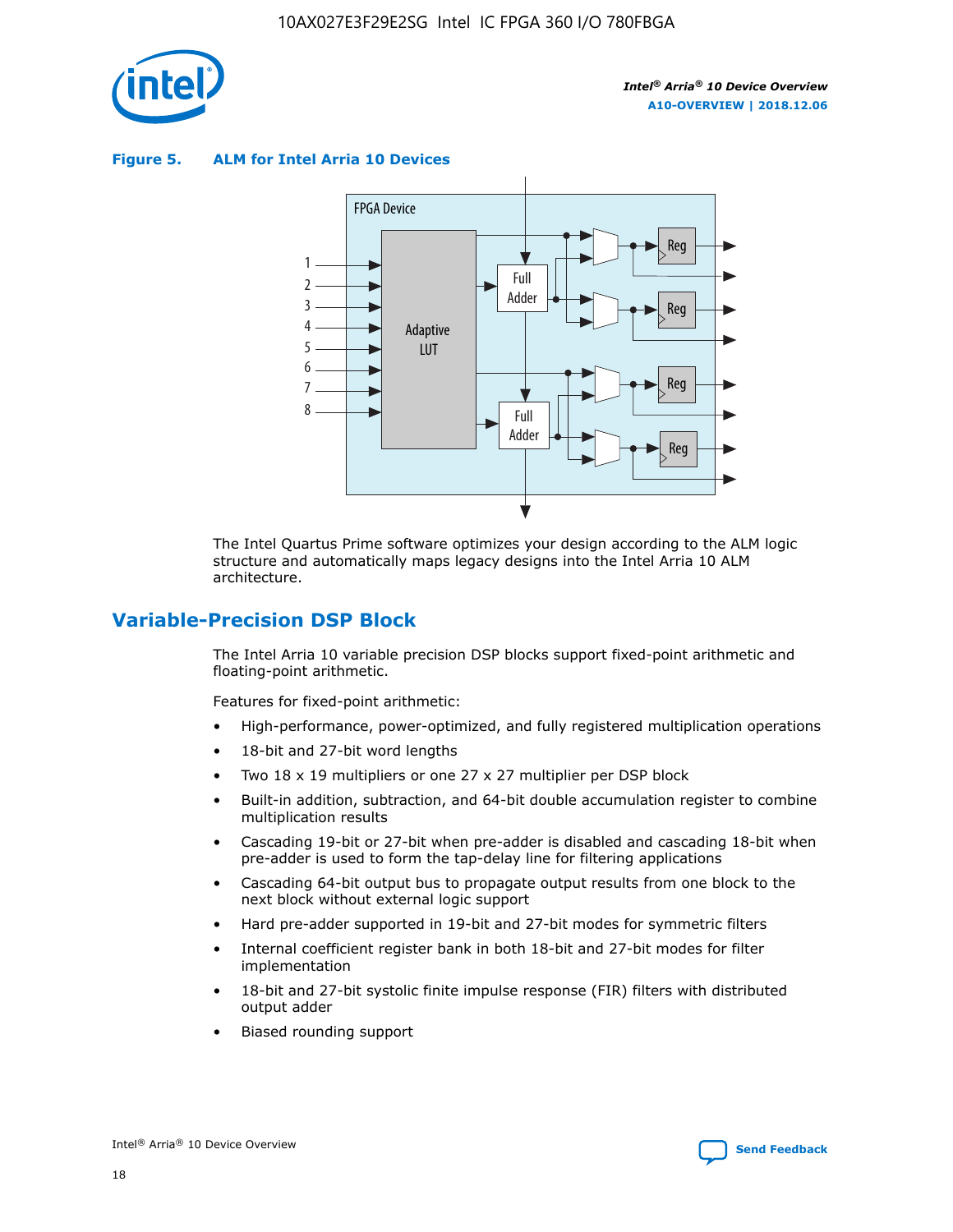**Figure 5. ALM for Intel Arria 10 Devices**

The Intel Quartus Prime software optimizes your design according to the ALM logic structure and automatically maps legacy designs into the Intel Arria 10 ALM architecture.

## Variable-Precision DSP Block

The Intel Arria 10 variable precision DSP blocks support fixed-point arithmetic and floating-point arithmetic.

Features for fixed-point arithmetic:

- High-performance, power-optimized, and fully registered multiplication operations
- 18-bit and 27-bit word lengths
- Two 18 x 19 multipliers or one 27 x 27 multiplier per DSP block
- Built-in addition, subtraction, and 64-bit double accumulation register to combine multiplication results
- Cascading 19-bit or 27-bit when pre-adder is disabled and cascading 18-bit when pre-adder is used to form the tap-delay line for filtering applications
- Cascading 64-bit output bus to propagate output results from one block to the next block without external logic support
- Hard pre-adder supported in 19-bit and 27-bit modes for symmetric filters
- Internal coefficient register bank in both 18-bit and 27-bit modes for filter implementation
- 18-bit and 27-bit systolic finite impulse response (FIR) filters with distributed output adder
- Biased rounding support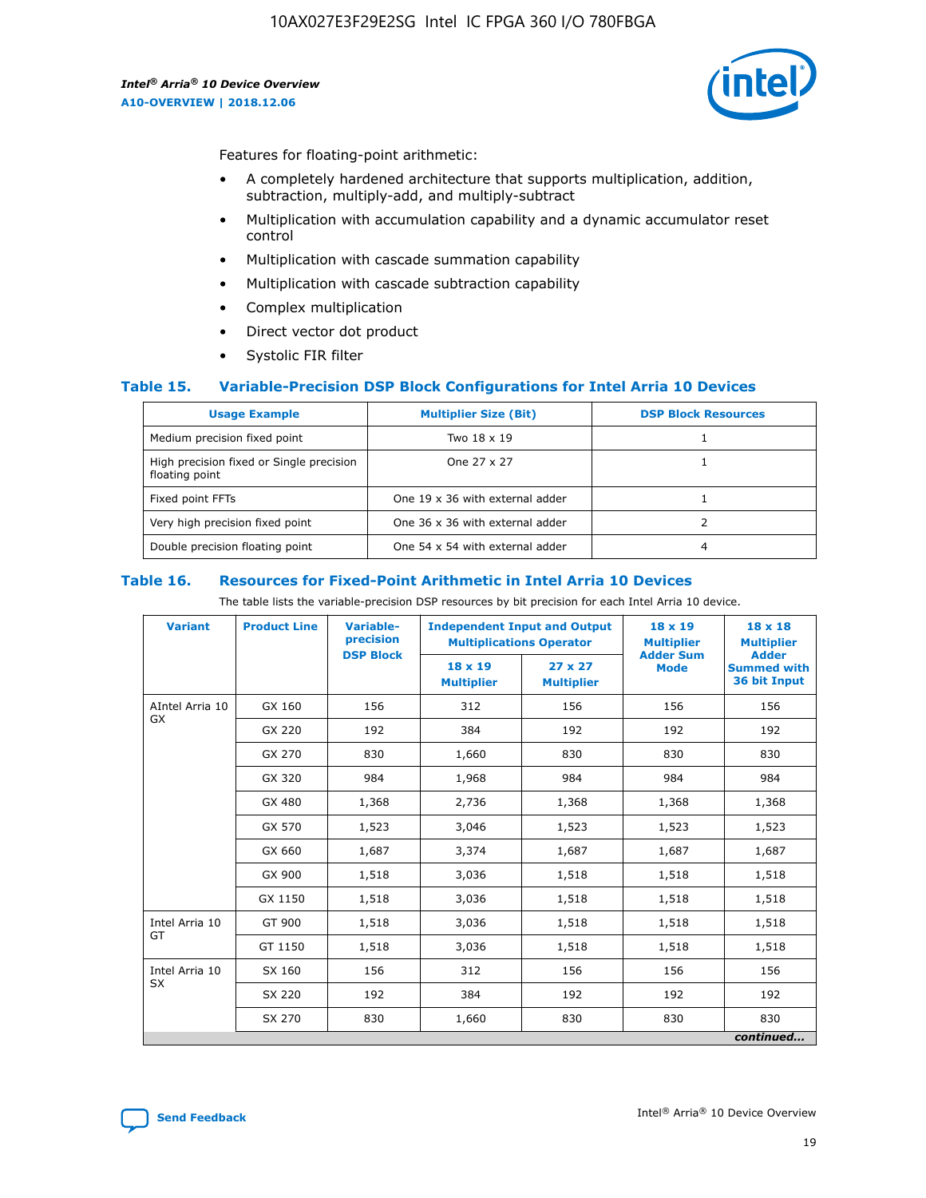Features for floating-point arithmetic:

- A completely hardened architecture that supports multiplication, addition, subtraction, multiply-add, and multiply-subtract
- Multiplication with accumulation capability and a dynamic accumulator reset control
- Multiplication with cascade summation capability
- Multiplication with cascade subtraction capability
- Complex multiplication
- Direct vector dot product
- Systolic FIR filter

## Table 15. Variable-Precision DSP Block Configurations for Intel Arria 10 Devices

| Usage Example | Multiplier Size (Bit) | DSP Block Resources |
|---|---|---|
| Medium precision fixed point | Two 18 x 19 | 1 |
| High precision fixed or Single precision floating point | One 27 x 27 | 1 |
| Fixed point FFTs | One 19 x 36 with external adder | 1 |
| Very high precision fixed point | One 36 x 36 with external adder | 2 |
| Double precision floating point | One 54 x 54 with external adder | 4 |

## Table 16. Resources for Fixed-Point Arithmetic in Intel Arria 10 Devices

The table lists the variable-precision DSP resources by bit precision for each Intel Arria 10 device.

| Variant | Product Line | Variable-precision DSP Block | Independent Input and Output Multiplications Operator | | 18 x 19 Multiplier Adder Sum Mode | 18 x 18 Multiplier Adder Summed with 36 bit Input |
|---|---|---|---|---|---|---|
| | | | 18 x 19 Multiplier | 27 x 27 Multiplier | | |
| AIntel Arria 10 GX | GX 160 | 156 | 312 | 156 | 156 | 156 |
| | GX 220 | 192 | 384 | 192 | 192 | 192 |
| | GX 270 | 830 | 1,660 | 830 | 830 | 830 |
| | GX 320 | 984 | 1,968 | 984 | 984 | 984 |
| | GX 480 | 1,368 | 2,736 | 1,368 | 1,368 | 1,368 |
| | GX 570 | 1,523 | 3,046 | 1,523 | 1,523 | 1,523 |
| | GX 660 | 1,687 | 3,374 | 1,687 | 1,687 | 1,687 |
| | GX 900 | 1,518 | 3,036 | 1,518 | 1,518 | 1,518 |
| | GX 1150 | 1,518 | 3,036 | 1,518 | 1,518 | 1,518 |
| Intel Arria 10 GT | GT 900 | 1,518 | 3,036 | 1,518 | 1,518 | 1,518 |
| | GT 1150 | 1,518 | 3,036 | 1,518 | 1,518 | 1,518 |
| Intel Arria 10 SX | SX 160 | 156 | 312 | 156 | 156 | 156 |
| | SX 220 | 192 | 384 | 192 | 192 | 192 |
| | SX 270 | 830 | 1,660 | 830 | 830 | 830 |

*continued...*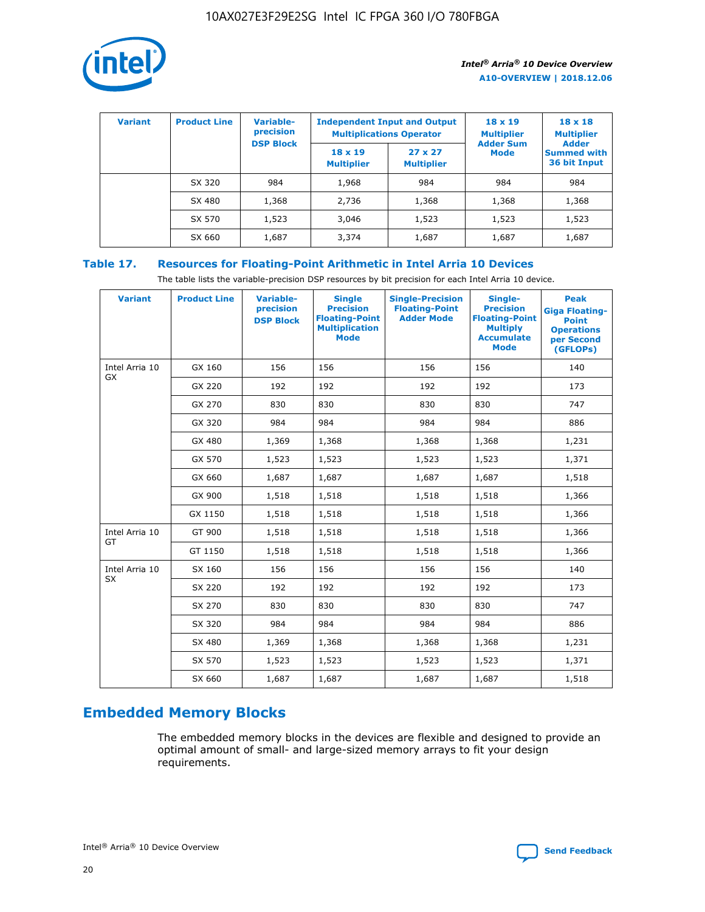| Variant | Product Line | Variable-precision DSP Block | Independent Input and Output Multiplications Operator | | 18 x 19 Multiplier Adder Sum Mode | 18 x 18 Multiplier Adder Summed with 36 bit Input |
|---|---|---|---|---|---|---|
| | | | 18 x 19 Multiplier | 27 x 27 Multiplier | | |
| | SX 320 | 984 | 1,968 | 984 | 984 | 984 |
| | SX 480 | 1,368 | 2,736 | 1,368 | 1,368 | 1,368 |
| | SX 570 | 1,523 | 3,046 | 1,523 | 1,523 | 1,523 |
| | SX 660 | 1,687 | 3,374 | 1,687 | 1,687 | 1,687 |

**Table 17. Resources for Floating-Point Arithmetic in Intel Arria 10 Devices**

The table lists the variable-precision DSP resources by bit precision for each Intel Arria 10 device.

| Variant | Product Line | Variable-precision DSP Block | Single Precision Floating-Point Multiplication Mode | Single-Precision Floating-Point Adder Mode | Single-Precision Floating-Point Multiply Accumulate Mode | Peak Giga Floating-Point Operations per Second (GFLOPs) |
|---|---|---|---|---|---|---|
| Intel Arria 10 GX | GX 160 | 156 | 156 | 156 | 156 | 140 |
| | GX 220 | 192 | 192 | 192 | 192 | 173 |
| | GX 270 | 830 | 830 | 830 | 830 | 747 |
| | GX 320 | 984 | 984 | 984 | 984 | 886 |
| | GX 480 | 1,369 | 1,368 | 1,368 | 1,368 | 1,231 |
| | GX 570 | 1,523 | 1,523 | 1,523 | 1,523 | 1,371 |
| | GX 660 | 1,687 | 1,687 | 1,687 | 1,687 | 1,518 |
| | GX 900 | 1,518 | 1,518 | 1,518 | 1,518 | 1,366 |
| | GX 1150 | 1,518 | 1,518 | 1,518 | 1,518 | 1,366 |
| Intel Arria 10 GT | GT 900 | 1,518 | 1,518 | 1,518 | 1,518 | 1,366 |
| | GT 1150 | 1,518 | 1,518 | 1,518 | 1,518 | 1,366 |
| Intel Arria 10 SX | SX 160 | 156 | 156 | 156 | 156 | 140 |
| | SX 220 | 192 | 192 | 192 | 192 | 173 |
| | SX 270 | 830 | 830 | 830 | 830 | 747 |
| | SX 320 | 984 | 984 | 984 | 984 | 886 |
| | SX 480 | 1,369 | 1,368 | 1,368 | 1,368 | 1,231 |
| | SX 570 | 1,523 | 1,523 | 1,523 | 1,523 | 1,371 |
| | SX 660 | 1,687 | 1,687 | 1,687 | 1,687 | 1,518 |

## Embedded Memory Blocks

The embedded memory blocks in the devices are flexible and designed to provide an optimal amount of small- and large-sized memory arrays to fit your design requirements.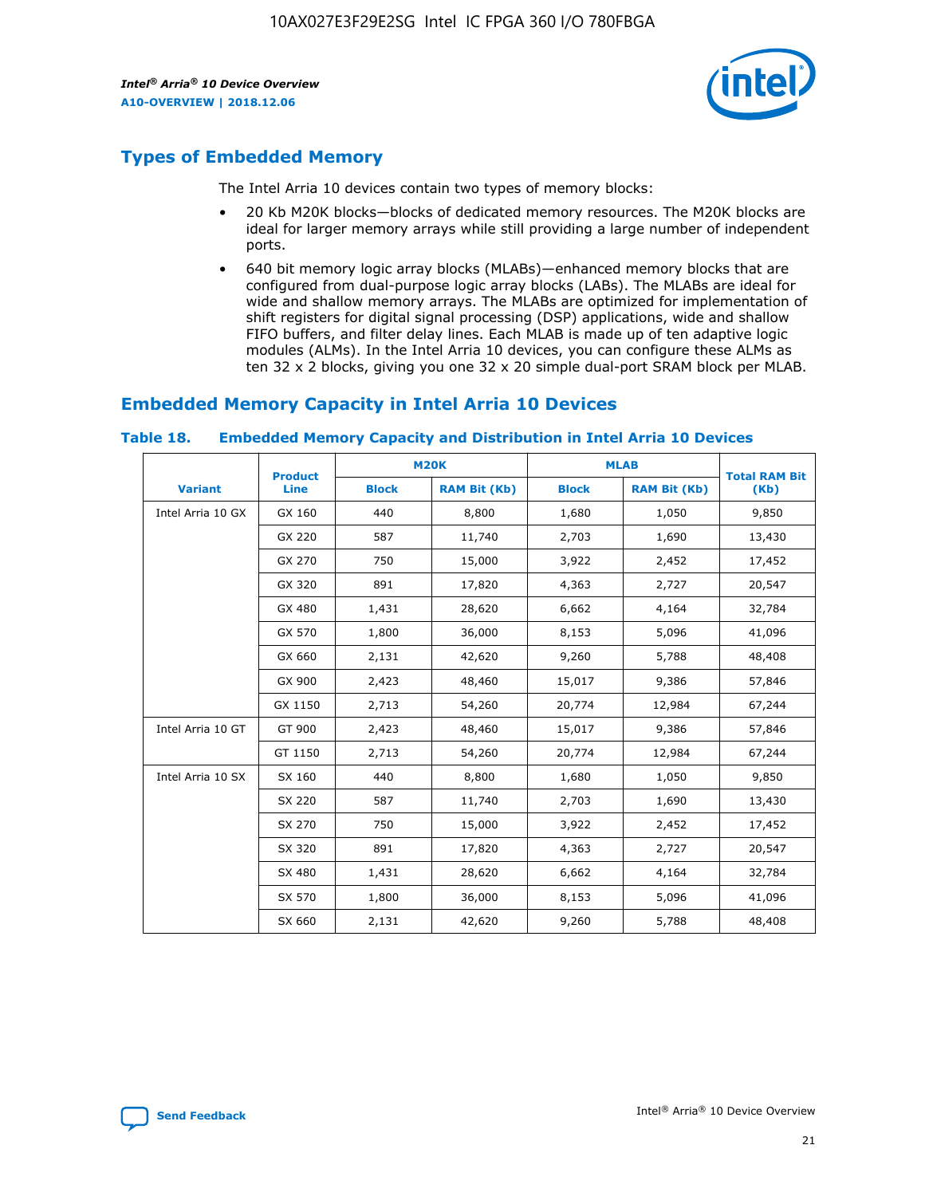## Types of Embedded Memory

The Intel Arria 10 devices contain two types of memory blocks:

- 20 Kb M20K blocks—blocks of dedicated memory resources. The M20K blocks are ideal for larger memory arrays while still providing a large number of independent ports.
- 640 bit memory logic array blocks (MLABs)—enhanced memory blocks that are configured from dual-purpose logic array blocks (LABs). The MLABs are ideal for wide and shallow memory arrays. The MLABs are optimized for implementation of shift registers for digital signal processing (DSP) applications, wide and shallow FIFO buffers, and filter delay lines. Each MLAB is made up of ten adaptive logic modules (ALMs). In the Intel Arria 10 devices, you can configure these ALMs as ten 32 x 2 blocks, giving you one 32 x 20 simple dual-port SRAM block per MLAB.

## Embedded Memory Capacity in Intel Arria 10 Devices

**Table 18. Embedded Memory Capacity and Distribution in Intel Arria 10 Devices**

| Variant | Product Line | M20K | | MLAB | | Total RAM Bit (Kb) |
|---|---|---|---|---|---|---|
| | | Block | RAM Bit (Kb) | Block | RAM Bit (Kb) | |
| Intel Arria 10 GX | GX 160 | 440 | 8,800 | 1,680 | 1,050 | 9,850 |
| | GX 220 | 587 | 11,740 | 2,703 | 1,690 | 13,430 |
| | GX 270 | 750 | 15,000 | 3,922 | 2,452 | 17,452 |
| | GX 320 | 891 | 17,820 | 4,363 | 2,727 | 20,547 |
| | GX 480 | 1,431 | 28,620 | 6,662 | 4,164 | 32,784 |
| | GX 570 | 1,800 | 36,000 | 8,153 | 5,096 | 41,096 |
| | GX 660 | 2,131 | 42,620 | 9,260 | 5,788 | 48,408 |
| | GX 900 | 2,423 | 48,460 | 15,017 | 9,386 | 57,846 |
| | GX 1150 | 2,713 | 54,260 | 20,774 | 12,984 | 67,244 |
| Intel Arria 10 GT | GT 900 | 2,423 | 48,460 | 15,017 | 9,386 | 57,846 |
| | GT 1150 | 2,713 | 54,260 | 20,774 | 12,984 | 67,244 |
| Intel Arria 10 SX | SX 160 | 440 | 8,800 | 1,680 | 1,050 | 9,850 |
| | SX 220 | 587 | 11,740 | 2,703 | 1,690 | 13,430 |
| | SX 270 | 750 | 15,000 | 3,922 | 2,452 | 17,452 |
| | SX 320 | 891 | 17,820 | 4,363 | 2,727 | 20,547 |
| | SX 480 | 1,431 | 28,620 | 6,662 | 4,164 | 32,784 |
| | SX 570 | 1,800 | 36,000 | 8,153 | 5,096 | 41,096 |
| | SX 660 | 2,131 | 42,620 | 9,260 | 5,788 | 48,408 |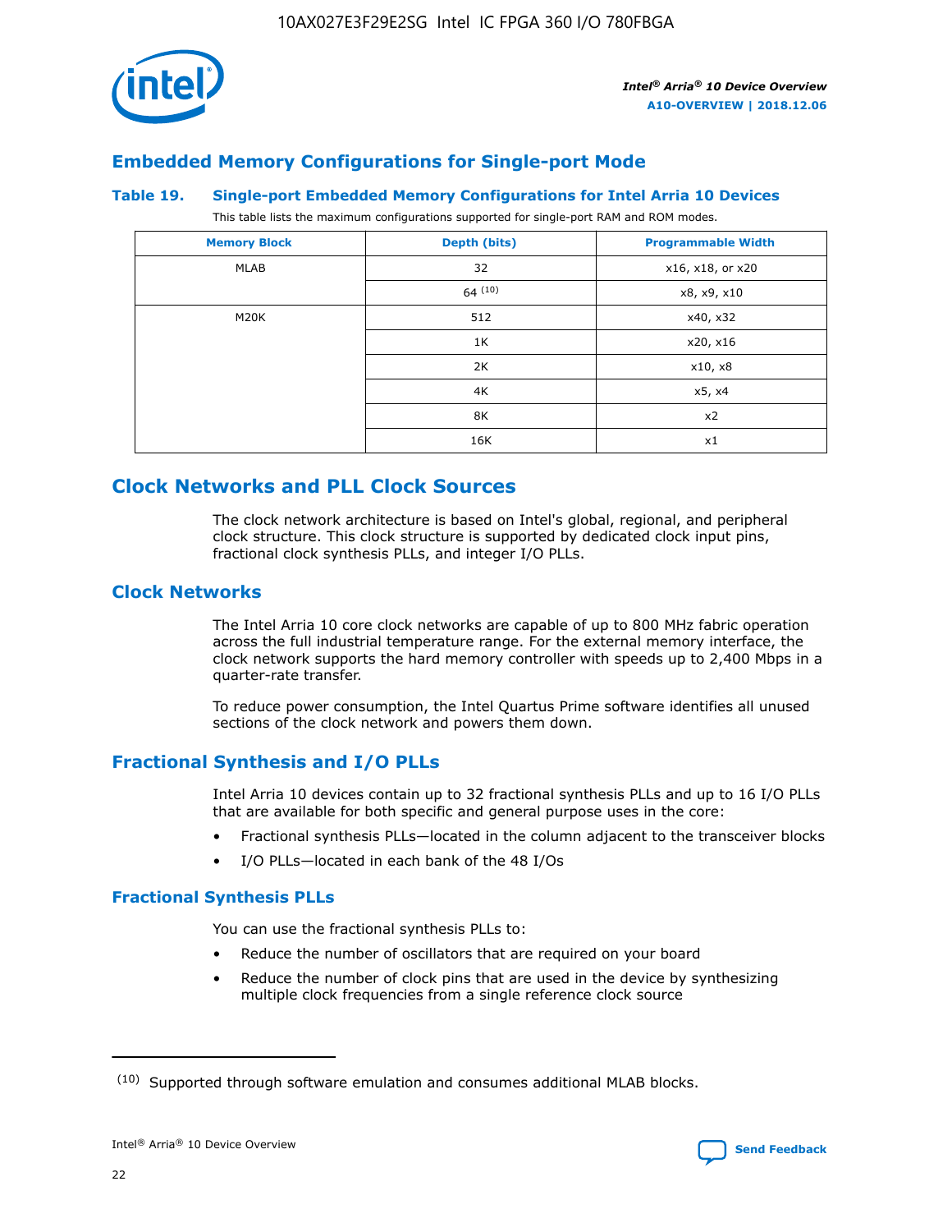## Embedded Memory Configurations for Single-port Mode

### Table 19. Single-port Embedded Memory Configurations for Intel Arria 10 Devices

This table lists the maximum configurations supported for single-port RAM and ROM modes.

| Memory Block | Depth (bits) | Programmable Width |
|---|---|---|
| MLAB | 32 | x16, x18, or x20 |
| | 64 [10] | x8, x9, x10 |
| M20K | 512 | x40, x32 |
| | 1K | x20, x16 |
| | 2K | x10, x8 |
| | 4K | x5, x4 |
| | 8K | x2 |
| | 16K | x1 |

## Clock Networks and PLL Clock Sources

The clock network architecture is based on Intel's global, regional, and peripheral clock structure. This clock structure is supported by dedicated clock input pins, fractional clock synthesis PLLs, and integer I/O PLLs.

## Clock Networks

The Intel Arria 10 core clock networks are capable of up to 800 MHz fabric operation across the full industrial temperature range. For the external memory interface, the clock network supports the hard memory controller with speeds up to 2,400 Mbps in a quarter-rate transfer.

To reduce power consumption, the Intel Quartus Prime software identifies all unused sections of the clock network and powers them down.

## Fractional Synthesis and I/O PLLs

Intel Arria 10 devices contain up to 32 fractional synthesis PLLs and up to 16 I/O PLLs that are available for both specific and general purpose uses in the core:

- Fractional synthesis PLLs—located in the column adjacent to the transceiver blocks
- I/O PLLs—located in each bank of the 48 I/Os

### Fractional Synthesis PLLs

You can use the fractional synthesis PLLs to:

- Reduce the number of oscillators that are required on your board
- Reduce the number of clock pins that are used in the device by synthesizing multiple clock frequencies from a single reference clock source

(10) Supported through software emulation and consumes additional MLAB blocks.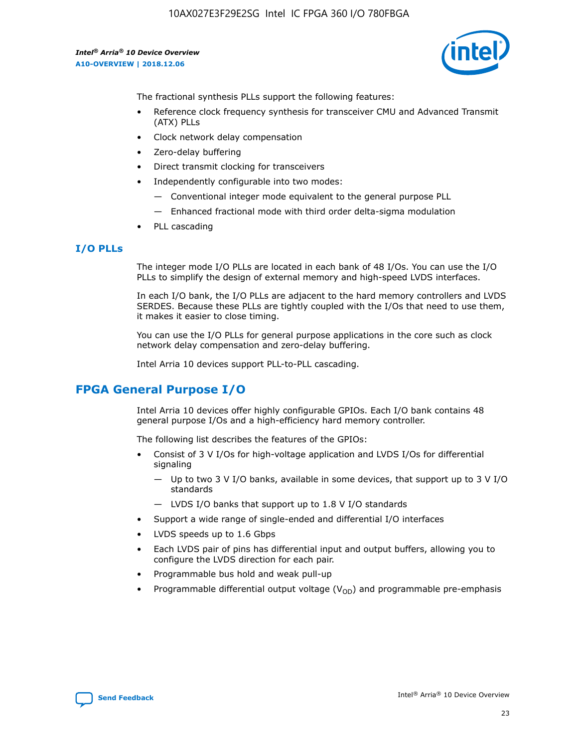The fractional synthesis PLLs support the following features:

- Reference clock frequency synthesis for transceiver CMU and Advanced Transmit (ATX) PLLs
- Clock network delay compensation
- Zero-delay buffering
- Direct transmit clocking for transceivers
- Independently configurable into two modes:
  - — Conventional integer mode equivalent to the general purpose PLL
  - — Enhanced fractional mode with third order delta-sigma modulation
- PLL cascading

### I/O PLLs

The integer mode I/O PLLs are located in each bank of 48 I/Os. You can use the I/O PLLs to simplify the design of external memory and high-speed LVDS interfaces.

In each I/O bank, the I/O PLLs are adjacent to the hard memory controllers and LVDS SERDES. Because these PLLs are tightly coupled with the I/Os that need to use them, it makes it easier to close timing.

You can use the I/O PLLs for general purpose applications in the core such as clock network delay compensation and zero-delay buffering.

Intel Arria 10 devices support PLL-to-PLL cascading.

## FPGA General Purpose I/O

Intel Arria 10 devices offer highly configurable GPIOs. Each I/O bank contains 48 general purpose I/Os and a high-efficiency hard memory controller.

The following list describes the features of the GPIOs:

- Consist of 3 V I/Os for high-voltage application and LVDS I/Os for differential signaling
  - — Up to two 3 V I/O banks, available in some devices, that support up to 3 V I/O standards
  - — LVDS I/O banks that support up to 1.8 V I/O standards
- Support a wide range of single-ended and differential I/O interfaces
- LVDS speeds up to 1.6 Gbps
- Each LVDS pair of pins has differential input and output buffers, allowing you to configure the LVDS direction for each pair.
- Programmable bus hold and weak pull-up
- Programmable differential output voltage ($V_{OD}$) and programmable pre-emphasis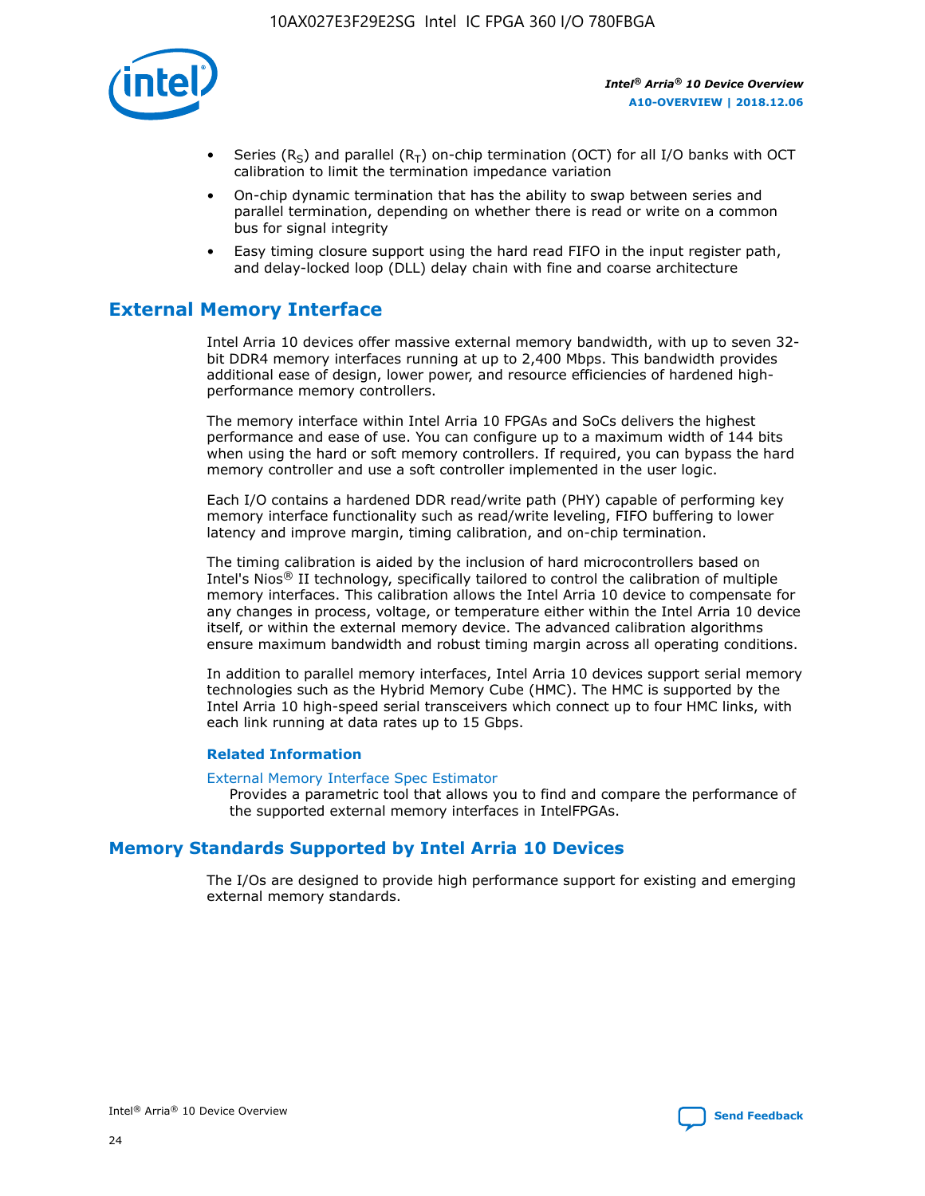- Series ($R_S$) and parallel ($R_T$) on-chip termination (OCT) for all I/O banks with OCT calibration to limit the termination impedance variation
- On-chip dynamic termination that has the ability to swap between series and parallel termination, depending on whether there is read or write on a common bus for signal integrity
- Easy timing closure support using the hard read FIFO in the input register path, and delay-locked loop (DLL) delay chain with fine and coarse architecture

## External Memory Interface

Intel Arria 10 devices offer massive external memory bandwidth, with up to seven 32-bit DDR4 memory interfaces running at up to 2,400 Mbps. This bandwidth provides additional ease of design, lower power, and resource efficiencies of hardened high-performance memory controllers.

The memory interface within Intel Arria 10 FPGAs and SoCs delivers the highest performance and ease of use. You can configure up to a maximum width of 144 bits when using the hard or soft memory controllers. If required, you can bypass the hard memory controller and use a soft controller implemented in the user logic.

Each I/O contains a hardened DDR read/write path (PHY) capable of performing key memory interface functionality such as read/write leveling, FIFO buffering to lower latency and improve margin, timing calibration, and on-chip termination.

The timing calibration is aided by the inclusion of hard microcontrollers based on Intel's Nios® II technology, specifically tailored to control the calibration of multiple memory interfaces. This calibration allows the Intel Arria 10 device to compensate for any changes in process, voltage, or temperature either within the Intel Arria 10 device itself, or within the external memory device. The advanced calibration algorithms ensure maximum bandwidth and robust timing margin across all operating conditions.

In addition to parallel memory interfaces, Intel Arria 10 devices support serial memory technologies such as the Hybrid Memory Cube (HMC). The HMC is supported by the Intel Arria 10 high-speed serial transceivers which connect up to four HMC links, with each link running at data rates up to 15 Gbps.

### Related Information

External Memory Interface Spec Estimator
Provides a parametric tool that allows you to find and compare the performance of the supported external memory interfaces in IntelFPGAs.

## Memory Standards Supported by Intel Arria 10 Devices

The I/Os are designed to provide high performance support for existing and emerging external memory standards.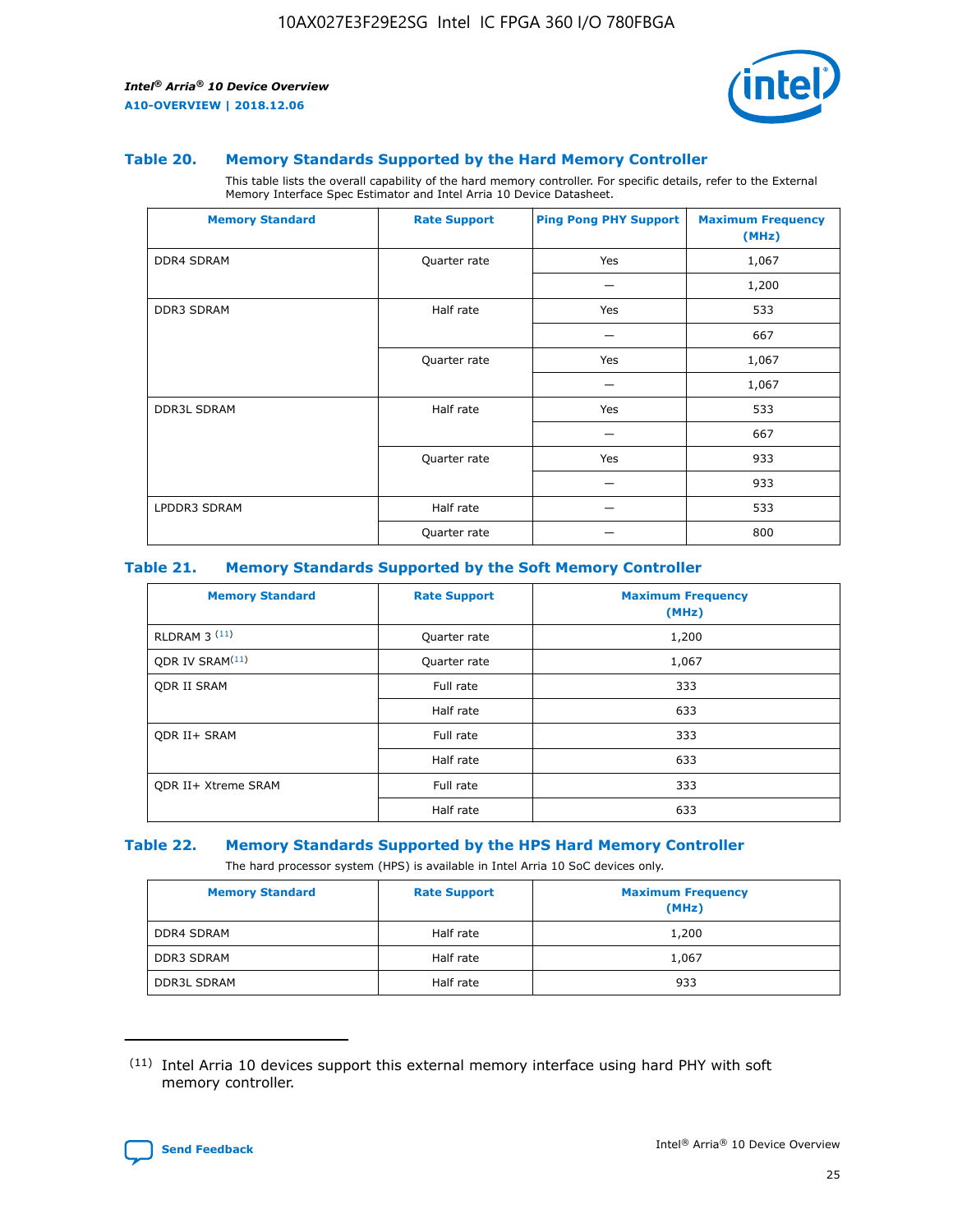### Table 20. Memory Standards Supported by the Hard Memory Controller

This table lists the overall capability of the hard memory controller. For specific details, refer to the External Memory Interface Spec Estimator and Intel Arria 10 Device Datasheet.

| Memory Standard | Rate Support | Ping Pong PHY Support | Maximum Frequency (MHz) |
|---|---|---|---|
| DDR4 SDRAM | Quarter rate | Yes | 1,067 |
| | | — | 1,200 |
| DDR3 SDRAM | Half rate | Yes | 533 |
| | | — | 667 |
| | Quarter rate | Yes | 1,067 |
| | | — | 1,067 |
| DDR3L SDRAM | Half rate | Yes | 533 |
| | | — | 667 |
| | Quarter rate | Yes | 933 |
| | | — | 933 |
| LPDDR3 SDRAM | Half rate | — | 533 |
| | Quarter rate | — | 800 |

### Table 21. Memory Standards Supported by the Soft Memory Controller

| Memory Standard | Rate Support | Maximum Frequency (MHz) |
|---|---|---|
| RLDRAM 3 [11] | Quarter rate | 1,200 |
| QDR IV SRAM[11] | Quarter rate | 1,067 |
| QDR II SRAM | Full rate | 333 |
| | Half rate | 633 |
| QDR II+ SRAM | Full rate | 333 |
| | Half rate | 633 |
| QDR II+ Xtreme SRAM | Full rate | 333 |
| | Half rate | 633 |

### Table 22. Memory Standards Supported by the HPS Hard Memory Controller

The hard processor system (HPS) is available in Intel Arria 10 SoC devices only.

| Memory Standard | Rate Support | Maximum Frequency (MHz) |
|---|---|---|
| DDR4 SDRAM | Half rate | 1,200 |
| DDR3 SDRAM | Half rate | 1,067 |
| DDR3L SDRAM | Half rate | 933 |

(11) Intel Arria 10 devices support this external memory interface using hard PHY with soft memory controller.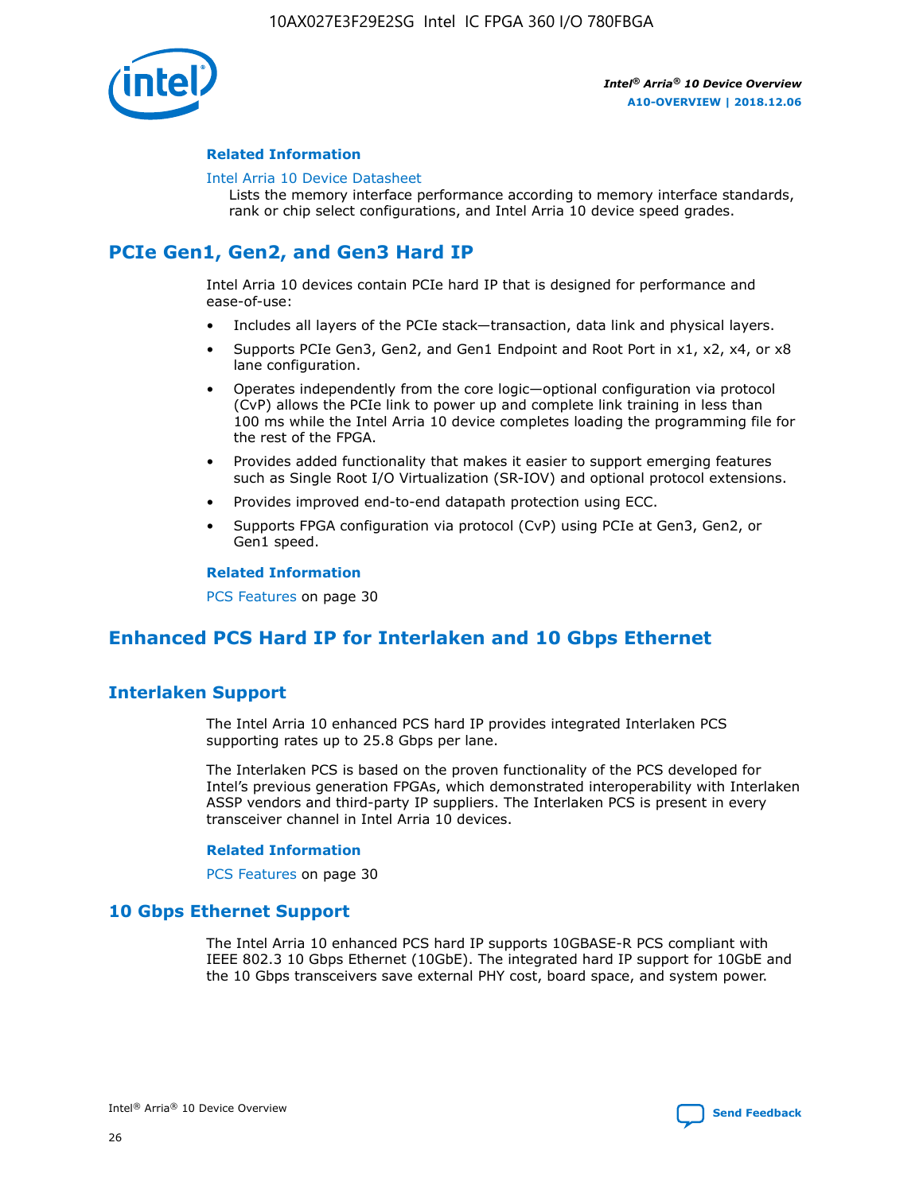#### Related Information

Intel Arria 10 Device Datasheet
Lists the memory interface performance according to memory interface standards, rank or chip select configurations, and Intel Arria 10 device speed grades.

## PCIe Gen1, Gen2, and Gen3 Hard IP

Intel Arria 10 devices contain PCIe hard IP that is designed for performance and ease-of-use:

- Includes all layers of the PCIe stack—transaction, data link and physical layers.
- Supports PCIe Gen3, Gen2, and Gen1 Endpoint and Root Port in x1, x2, x4, or x8 lane configuration.
- Operates independently from the core logic—optional configuration via protocol (CvP) allows the PCIe link to power up and complete link training in less than 100 ms while the Intel Arria 10 device completes loading the programming file for the rest of the FPGA.
- Provides added functionality that makes it easier to support emerging features such as Single Root I/O Virtualization (SR-IOV) and optional protocol extensions.
- Provides improved end-to-end datapath protection using ECC.
- Supports FPGA configuration via protocol (CvP) using PCIe at Gen3, Gen2, or Gen1 speed.

#### Related Information

PCS Features on page 30

## Enhanced PCS Hard IP for Interlaken and 10 Gbps Ethernet

### Interlaken Support

The Intel Arria 10 enhanced PCS hard IP provides integrated Interlaken PCS supporting rates up to 25.8 Gbps per lane.

The Interlaken PCS is based on the proven functionality of the PCS developed for Intel's previous generation FPGAs, which demonstrated interoperability with Interlaken ASSP vendors and third-party IP suppliers. The Interlaken PCS is present in every transceiver channel in Intel Arria 10 devices.

#### Related Information

PCS Features on page 30

### 10 Gbps Ethernet Support

The Intel Arria 10 enhanced PCS hard IP supports 10GBASE-R PCS compliant with IEEE 802.3 10 Gbps Ethernet (10GbE). The integrated hard IP support for 10GbE and the 10 Gbps transceivers save external PHY cost, board space, and system power.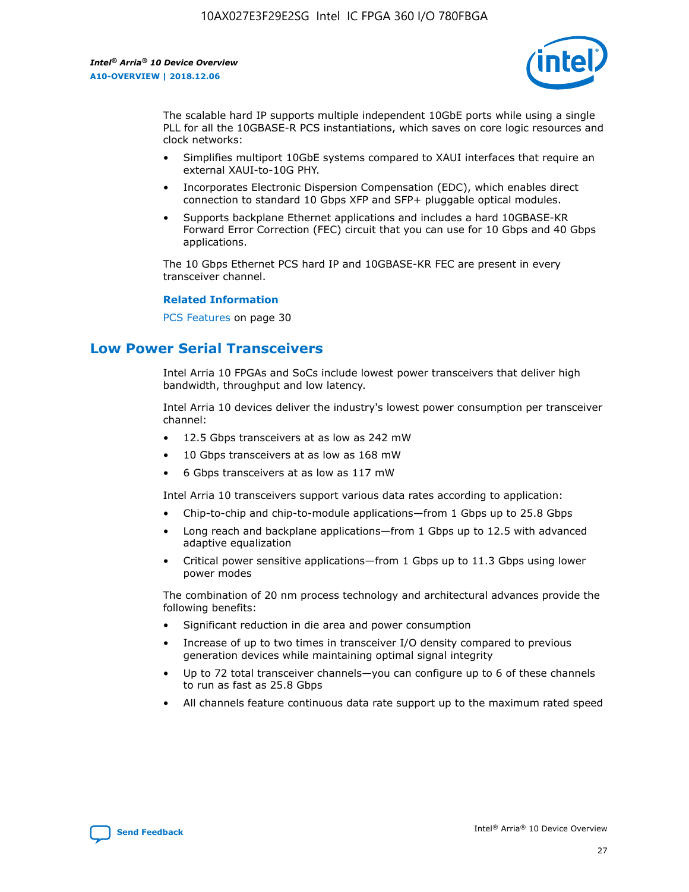The scalable hard IP supports multiple independent 10GbE ports while using a single PLL for all the 10GBASE-R PCS instantiations, which saves on core logic resources and clock networks:

- Simplifies multiport 10GbE systems compared to XAUI interfaces that require an external XAUI-to-10G PHY.
- Incorporates Electronic Dispersion Compensation (EDC), which enables direct connection to standard 10 Gbps XFP and SFP+ pluggable optical modules.
- Supports backplane Ethernet applications and includes a hard 10GBASE-KR Forward Error Correction (FEC) circuit that you can use for 10 Gbps and 40 Gbps applications.

The 10 Gbps Ethernet PCS hard IP and 10GBASE-KR FEC are present in every transceiver channel.

**Related Information**

PCS Features on page 30

## Low Power Serial Transceivers

Intel Arria 10 FPGAs and SoCs include lowest power transceivers that deliver high bandwidth, throughput and low latency.

Intel Arria 10 devices deliver the industry's lowest power consumption per transceiver channel:

- 12.5 Gbps transceivers at as low as 242 mW
- 10 Gbps transceivers at as low as 168 mW
- 6 Gbps transceivers at as low as 117 mW

Intel Arria 10 transceivers support various data rates according to application:

- Chip-to-chip and chip-to-module applications—from 1 Gbps up to 25.8 Gbps
- Long reach and backplane applications—from 1 Gbps up to 12.5 with advanced adaptive equalization
- Critical power sensitive applications—from 1 Gbps up to 11.3 Gbps using lower power modes

The combination of 20 nm process technology and architectural advances provide the following benefits:

- Significant reduction in die area and power consumption
- Increase of up to two times in transceiver I/O density compared to previous generation devices while maintaining optimal signal integrity
- Up to 72 total transceiver channels—you can configure up to 6 of these channels to run as fast as 25.8 Gbps
- All channels feature continuous data rate support up to the maximum rated speed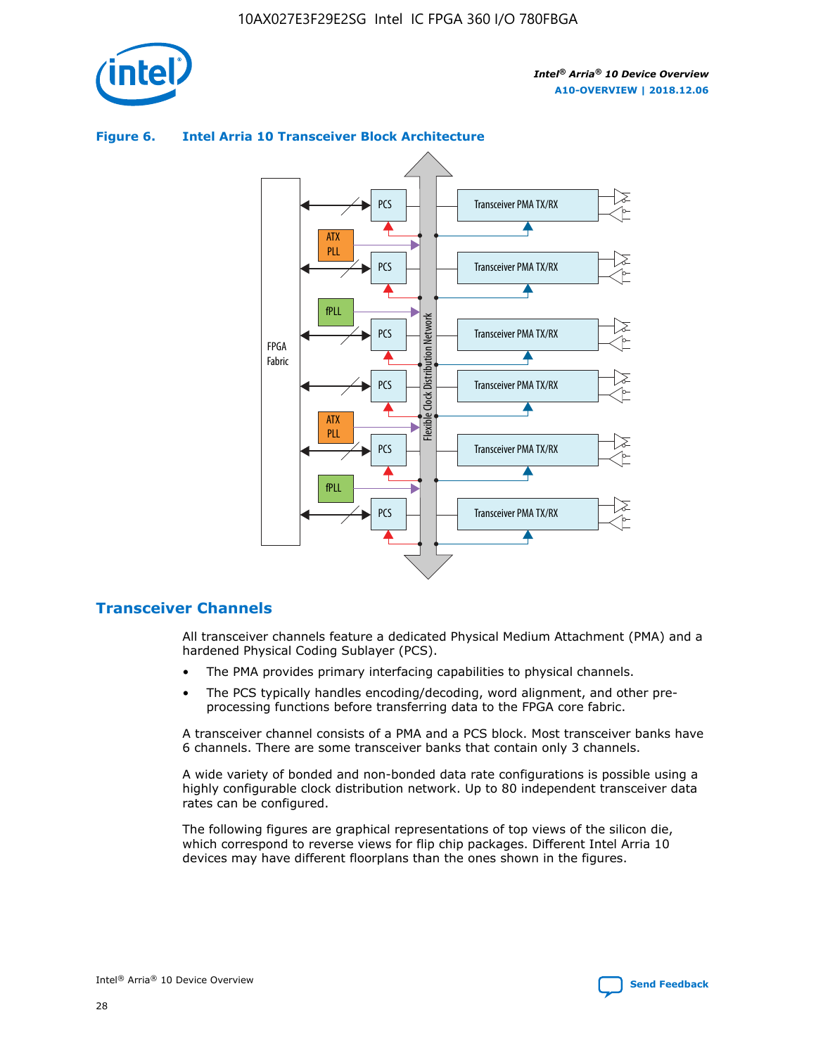**Figure 6. Intel Arria 10 Transceiver Block Architecture**

## Transceiver Channels

All transceiver channels feature a dedicated Physical Medium Attachment (PMA) and a hardened Physical Coding Sublayer (PCS).

- The PMA provides primary interfacing capabilities to physical channels.
- The PCS typically handles encoding/decoding, word alignment, and other pre-processing functions before transferring data to the FPGA core fabric.

A transceiver channel consists of a PMA and a PCS block. Most transceiver banks have 6 channels. There are some transceiver banks that contain only 3 channels.

A wide variety of bonded and non-bonded data rate configurations is possible using a highly configurable clock distribution network. Up to 80 independent transceiver data rates can be configured.

The following figures are graphical representations of top views of the silicon die, which correspond to reverse views for flip chip packages. Different Intel Arria 10 devices may have different floorplans than the ones shown in the figures.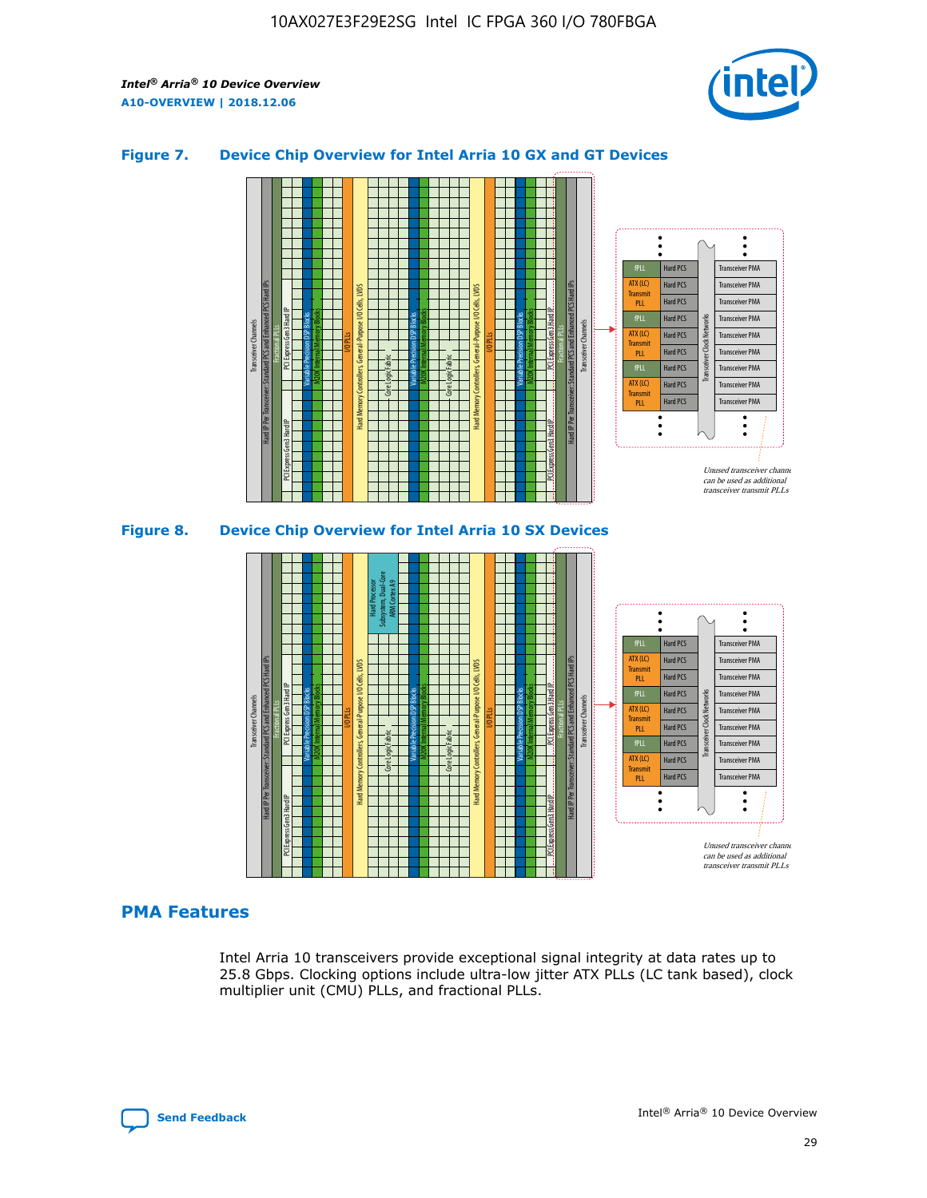### Figure 7. Device Chip Overview for Intel Arria 10 GX and GT Devices

### Figure 8. Device Chip Overview for Intel Arria 10 SX Devices

## PMA Features

Intel Arria 10 transceivers provide exceptional signal integrity at data rates up to 25.8 Gbps. Clocking options include ultra-low jitter ATX PLLs (LC tank based), clock multiplier unit (CMU) PLLs, and fractional PLLs.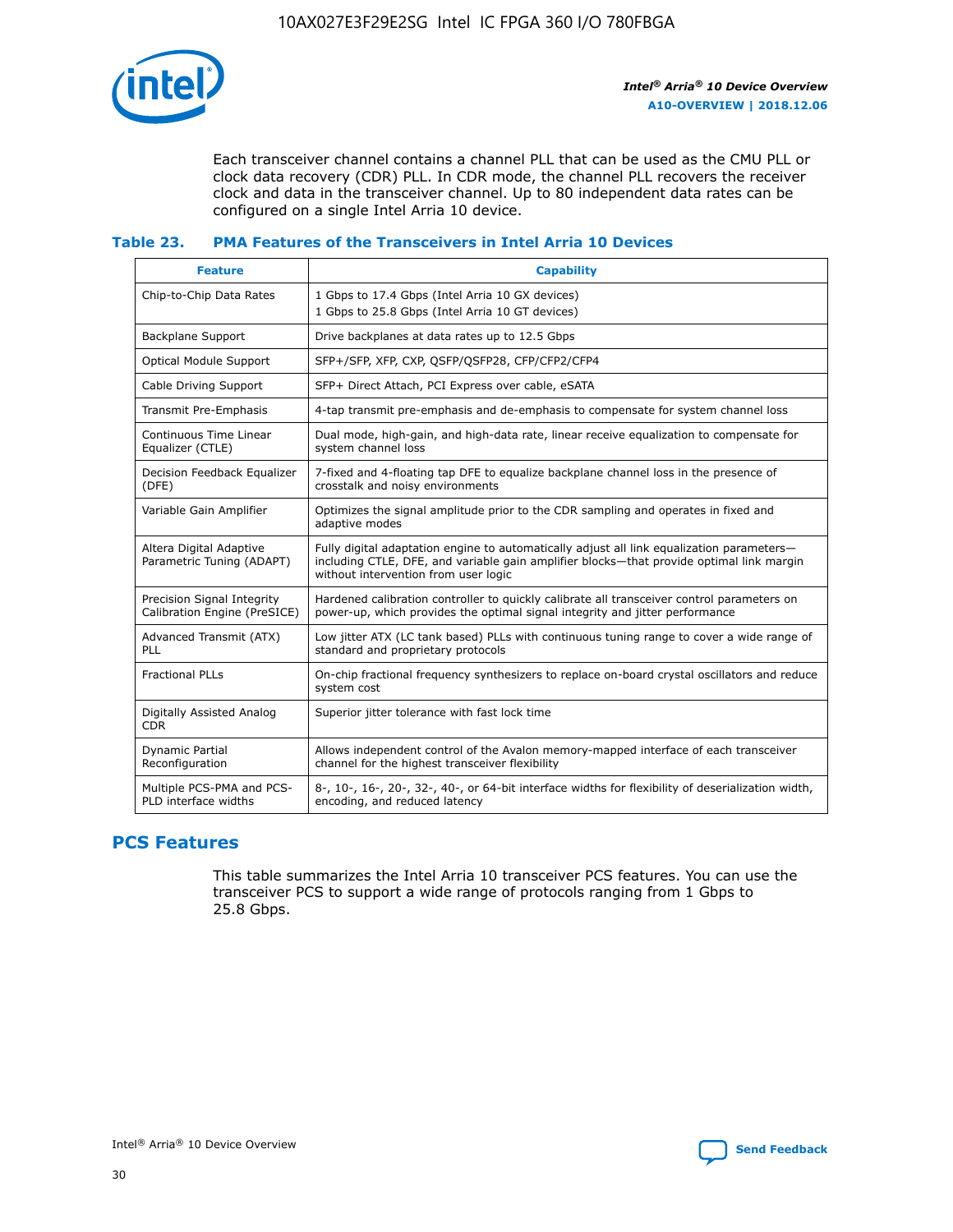Each transceiver channel contains a channel PLL that can be used as the CMU PLL or clock data recovery (CDR) PLL. In CDR mode, the channel PLL recovers the receiver clock and data in the transceiver channel. Up to 80 independent data rates can be configured on a single Intel Arria 10 device.

### Table 23. PMA Features of the Transceivers in Intel Arria 10 Devices

| Feature | Capability |
|---|---|
| Chip-to-Chip Data Rates | 1 Gbps to 17.4 Gbps (Intel Arria 10 GX devices)<br>1 Gbps to 25.8 Gbps (Intel Arria 10 GT devices) |
| Backplane Support | Drive backplanes at data rates up to 12.5 Gbps |
| Optical Module Support | SFP+/SFP, XFP, CXP, QSFP/QSFP28, CFP/CFP2/CFP4 |
| Cable Driving Support | SFP+ Direct Attach, PCI Express over cable, eSATA |
| Transmit Pre-Emphasis | 4-tap transmit pre-emphasis and de-emphasis to compensate for system channel loss |
| Continuous Time Linear Equalizer (CTLE) | Dual mode, high-gain, and high-data rate, linear receive equalization to compensate for system channel loss |
| Decision Feedback Equalizer (DFE) | 7-fixed and 4-floating tap DFE to equalize backplane channel loss in the presence of crosstalk and noisy environments |
| Variable Gain Amplifier | Optimizes the signal amplitude prior to the CDR sampling and operates in fixed and adaptive modes |
| Altera Digital Adaptive Parametric Tuning (ADAPT) | Fully digital adaptation engine to automatically adjust all link equalization parameters—including CTLE, DFE, and variable gain amplifier blocks—that provide optimal link margin without intervention from user logic |
| Precision Signal Integrity Calibration Engine (PreSICE) | Hardened calibration controller to quickly calibrate all transceiver control parameters on power-up, which provides the optimal signal integrity and jitter performance |
| Advanced Transmit (ATX) PLL | Low jitter ATX (LC tank based) PLLs with continuous tuning range to cover a wide range of standard and proprietary protocols |
| Fractional PLLs | On-chip fractional frequency synthesizers to replace on-board crystal oscillators and reduce system cost |
| Digitally Assisted Analog CDR | Superior jitter tolerance with fast lock time |
| Dynamic Partial Reconfiguration | Allows independent control of the Avalon memory-mapped interface of each transceiver channel for the highest transceiver flexibility |
| Multiple PCS-PMA and PCS-PLD interface widths | 8-, 10-, 16-, 20-, 32-, 40-, or 64-bit interface widths for flexibility of deserialization width, encoding, and reduced latency |

## PCS Features

This table summarizes the Intel Arria 10 transceiver PCS features. You can use the transceiver PCS to support a wide range of protocols ranging from 1 Gbps to 25.8 Gbps.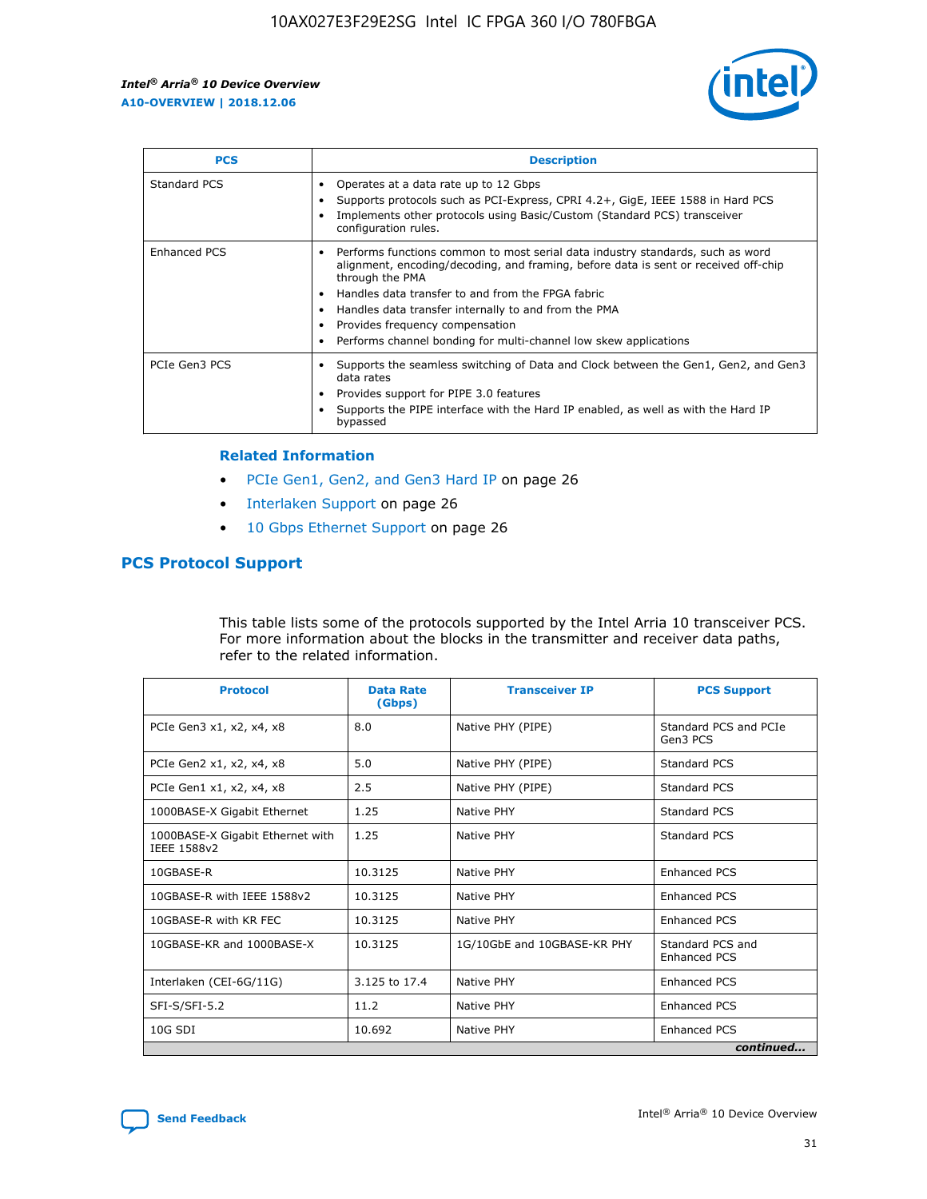| PCS | Description |
| --- | --- |
| Standard PCS | • Operates at a data rate up to 12 Gbps<br>• Supports protocols such as PCI-Express, CPRI 4.2+, GigE, IEEE 1588 in Hard PCS<br>• Implements other protocols using Basic/Custom (Standard PCS) transceiver configuration rules. |
| Enhanced PCS | • Performs functions common to most serial data industry standards, such as word alignment, encoding/decoding, and framing, before data is sent or received off-chip through the PMA<br>• Handles data transfer to and from the FPGA fabric<br>• Handles data transfer internally to and from the PMA<br>• Provides frequency compensation<br>• Performs channel bonding for multi-channel low skew applications |
| PCIe Gen3 PCS | • Supports the seamless switching of Data and Clock between the Gen1, Gen2, and Gen3 data rates<br>• Provides support for PIPE 3.0 features<br>• Supports the PIPE interface with the Hard IP enabled, as well as with the Hard IP bypassed |

### Related Information

- PCIe Gen1, Gen2, and Gen3 Hard IP on page 26
- Interlaken Support on page 26
- 10 Gbps Ethernet Support on page 26

## PCS Protocol Support

This table lists some of the protocols supported by the Intel Arria 10 transceiver PCS. For more information about the blocks in the transmitter and receiver data paths, refer to the related information.

| Protocol | Data Rate (Gbps) | Transceiver IP | PCS Support |
| --- | --- | --- | --- |
| PCIe Gen3 x1, x2, x4, x8 | 8.0 | Native PHY (PIPE) | Standard PCS and PCIe Gen3 PCS |
| PCIe Gen2 x1, x2, x4, x8 | 5.0 | Native PHY (PIPE) | Standard PCS |
| PCIe Gen1 x1, x2, x4, x8 | 2.5 | Native PHY (PIPE) | Standard PCS |
| 1000BASE-X Gigabit Ethernet | 1.25 | Native PHY | Standard PCS |
| 1000BASE-X Gigabit Ethernet with IEEE 1588v2 | 1.25 | Native PHY | Standard PCS |
| 10GBASE-R | 10.3125 | Native PHY | Enhanced PCS |
| 10GBASE-R with IEEE 1588v2 | 10.3125 | Native PHY | Enhanced PCS |
| 10GBASE-R with KR FEC | 10.3125 | Native PHY | Enhanced PCS |
| 10GBASE-KR and 1000BASE-X | 10.3125 | 1G/10GbE and 10GBASE-KR PHY | Standard PCS and Enhanced PCS |
| Interlaken (CEI-6G/11G) | 3.125 to 17.4 | Native PHY | Enhanced PCS |
| SFI-S/SFI-5.2 | 11.2 | Native PHY | Enhanced PCS |
| 10G SDI | 10.692 | Native PHY | Enhanced PCS |

*continued...*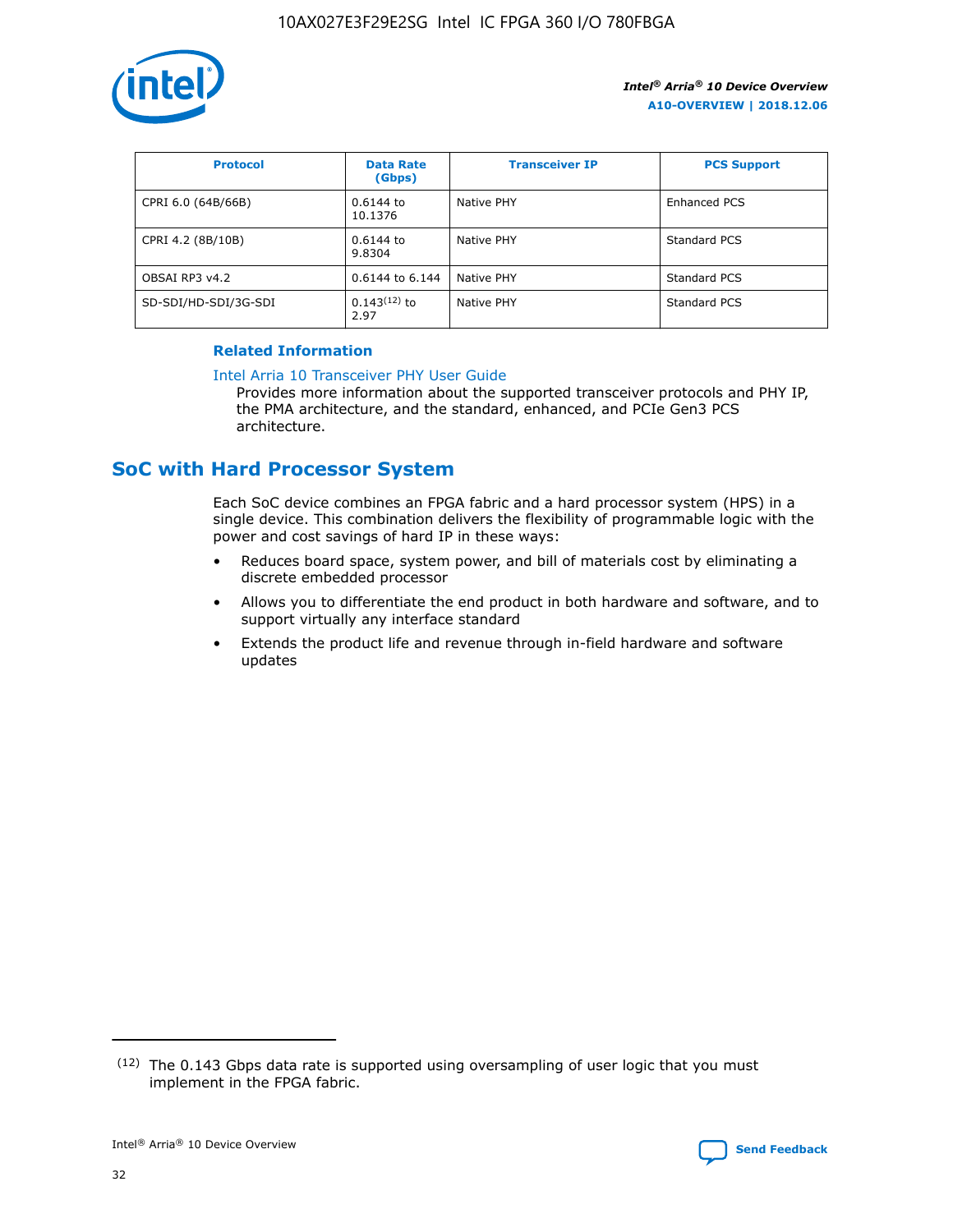| Protocol | Data Rate (Gbps) | Transceiver IP | PCS Support |
| --- | --- | --- | --- |
| CPRI 6.0 (64B/66B) | 0.6144 to 10.1376 | Native PHY | Enhanced PCS |
| CPRI 4.2 (8B/10B) | 0.6144 to 9.8304 | Native PHY | Standard PCS |
| OBSAI RP3 v4.2 | 0.6144 to 6.144 | Native PHY | Standard PCS |
| SD-SDI/HD-SDI/3G-SDI | 0.143[12] to 2.97 | Native PHY | Standard PCS |

**Related Information**

Intel Arria 10 Transceiver PHY User Guide

Provides more information about the supported transceiver protocols and PHY IP, the PMA architecture, and the standard, enhanced, and PCIe Gen3 PCS architecture.

## SoC with Hard Processor System

Each SoC device combines an FPGA fabric and a hard processor system (HPS) in a single device. This combination delivers the flexibility of programmable logic with the power and cost savings of hard IP in these ways:

- Reduces board space, system power, and bill of materials cost by eliminating a discrete embedded processor
- Allows you to differentiate the end product in both hardware and software, and to support virtually any interface standard
- Extends the product life and revenue through in-field hardware and software updates

[12] The 0.143 Gbps data rate is supported using oversampling of user logic that you must implement in the FPGA fabric.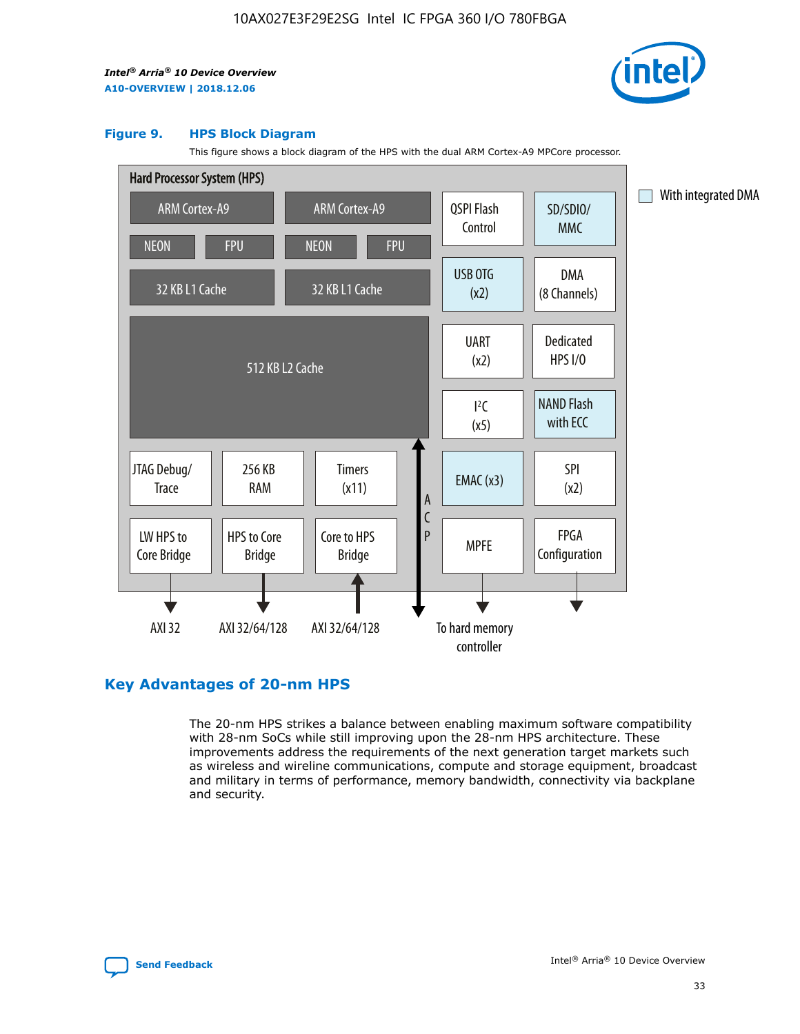**Figure 9. HPS Block Diagram**

This figure shows a block diagram of the HPS with the dual ARM Cortex-A9 MPCore processor.

Hard Processor System (HPS)

ARM Cortex-A9 | ARM Cortex-A9 | QSPI Flash Control | SD/SDIO/MMC

NEON | FPU | NEON | FPU

32 KB L1 Cache | 32 KB L1 Cache | USB OTG (x2) | DMA (8 Channels)

512 KB L2 Cache | UART (x2) | Dedicated HPS I/O | I²C (x5) | NAND Flash with ECC

JTAG Debug/Trace | 256 KB RAM | Timers (x11) | EMAC (x3) | SPI (x2)

LW HPS to Core Bridge | HPS to Core Bridge | Core to HPS Bridge | ACP | MPFE | FPGA Configuration

AXI 32 | AXI 32/64/128 | AXI 32/64/128 | To hard memory controller

With integrated DMA

## Key Advantages of 20-nm HPS

The 20-nm HPS strikes a balance between enabling maximum software compatibility with 28-nm SoCs while still improving upon the 28-nm HPS architecture. These improvements address the requirements of the next generation target markets such as wireless and wireline communications, compute and storage equipment, broadcast and military in terms of performance, memory bandwidth, connectivity via backplane and security.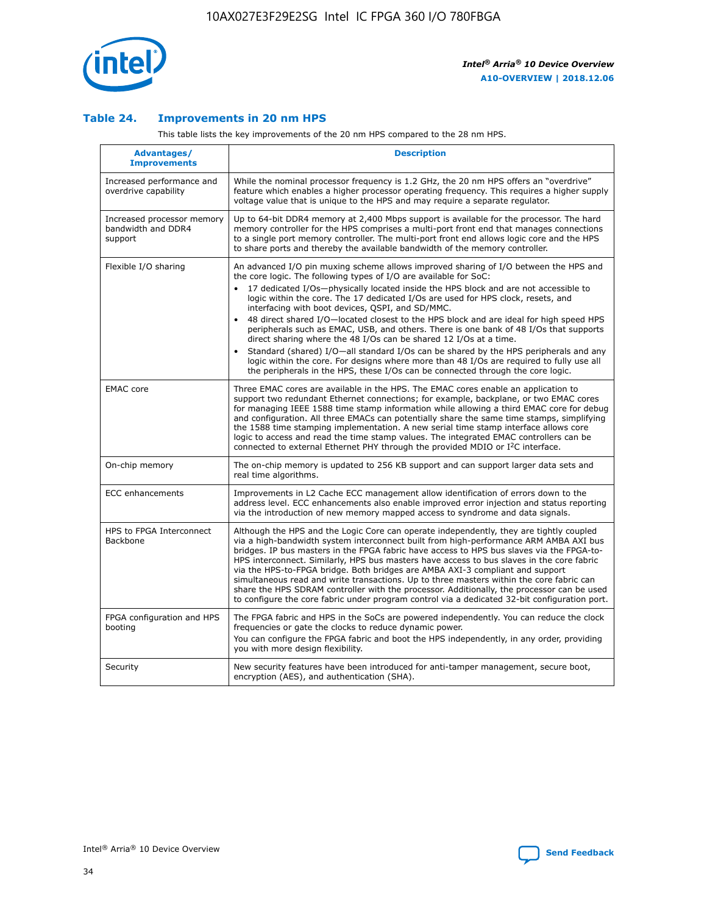### Table 24. Improvements in 20 nm HPS

This table lists the key improvements of the 20 nm HPS compared to the 28 nm HPS.

| Advantages/ Improvements | Description |
|---|---|
| Increased performance and overdrive capability | While the nominal processor frequency is 1.2 GHz, the 20 nm HPS offers an "overdrive" feature which enables a higher processor operating frequency. This requires a higher supply voltage value that is unique to the HPS and may require a separate regulator. |
| Increased processor memory bandwidth and DDR4 support | Up to 64-bit DDR4 memory at 2,400 Mbps support is available for the processor. The hard memory controller for the HPS comprises a multi-port front end that manages connections to a single port memory controller. The multi-port front end allows logic core and the HPS to share ports and thereby the available bandwidth of the memory controller. |
| Flexible I/O sharing | An advanced I/O pin muxing scheme allows improved sharing of I/O between the HPS and the core logic. The following types of I/O are available for SoC:<br>• 17 dedicated I/Os—physically located inside the HPS block and are not accessible to logic within the core. The 17 dedicated I/Os are used for HPS clock, resets, and interfacing with boot devices, QSPI, and SD/MMC.<br>• 48 direct shared I/O—located closest to the HPS block and are ideal for high speed HPS peripherals such as EMAC, USB, and others. There is one bank of 48 I/Os that supports direct sharing where the 48 I/Os can be shared 12 I/Os at a time.<br>• Standard (shared) I/O—all standard I/Os can be shared by the HPS peripherals and any logic within the core. For designs where more than 48 I/Os are required to fully use all the peripherals in the HPS, these I/Os can be connected through the core logic. |
| EMAC core | Three EMAC cores are available in the HPS. The EMAC cores enable an application to support two redundant Ethernet connections; for example, backplane, or two EMAC cores for managing IEEE 1588 time stamp information while allowing a third EMAC core for debug and configuration. All three EMACs can potentially share the same time stamps, simplifying the 1588 time stamping implementation. A new serial time stamp interface allows core logic to access and read the time stamp values. The integrated EMAC controllers can be connected to external Ethernet PHY through the provided MDIO or I²C interface. |
| On-chip memory | The on-chip memory is updated to 256 KB support and can support larger data sets and real time algorithms. |
| ECC enhancements | Improvements in L2 Cache ECC management allow identification of errors down to the address level. ECC enhancements also enable improved error injection and status reporting via the introduction of new memory mapped access to syndrome and data signals. |
| HPS to FPGA Interconnect Backbone | Although the HPS and the Logic Core can operate independently, they are tightly coupled via a high-bandwidth system interconnect built from high-performance ARM AMBA AXI bus bridges. IP bus masters in the FPGA fabric have access to HPS bus slaves via the FPGA-to-HPS interconnect. Similarly, HPS bus masters have access to bus slaves in the core fabric via the HPS-to-FPGA bridge. Both bridges are AMBA AXI-3 compliant and support simultaneous read and write transactions. Up to three masters within the core fabric can share the HPS SDRAM controller with the processor. Additionally, the processor can be used to configure the core fabric under program control via a dedicated 32-bit configuration port. |
| FPGA configuration and HPS booting | The FPGA fabric and HPS in the SoCs are powered independently. You can reduce the clock frequencies or gate the clocks to reduce dynamic power.<br>You can configure the FPGA fabric and boot the HPS independently, in any order, providing you with more design flexibility. |
| Security | New security features have been introduced for anti-tamper management, secure boot, encryption (AES), and authentication (SHA). |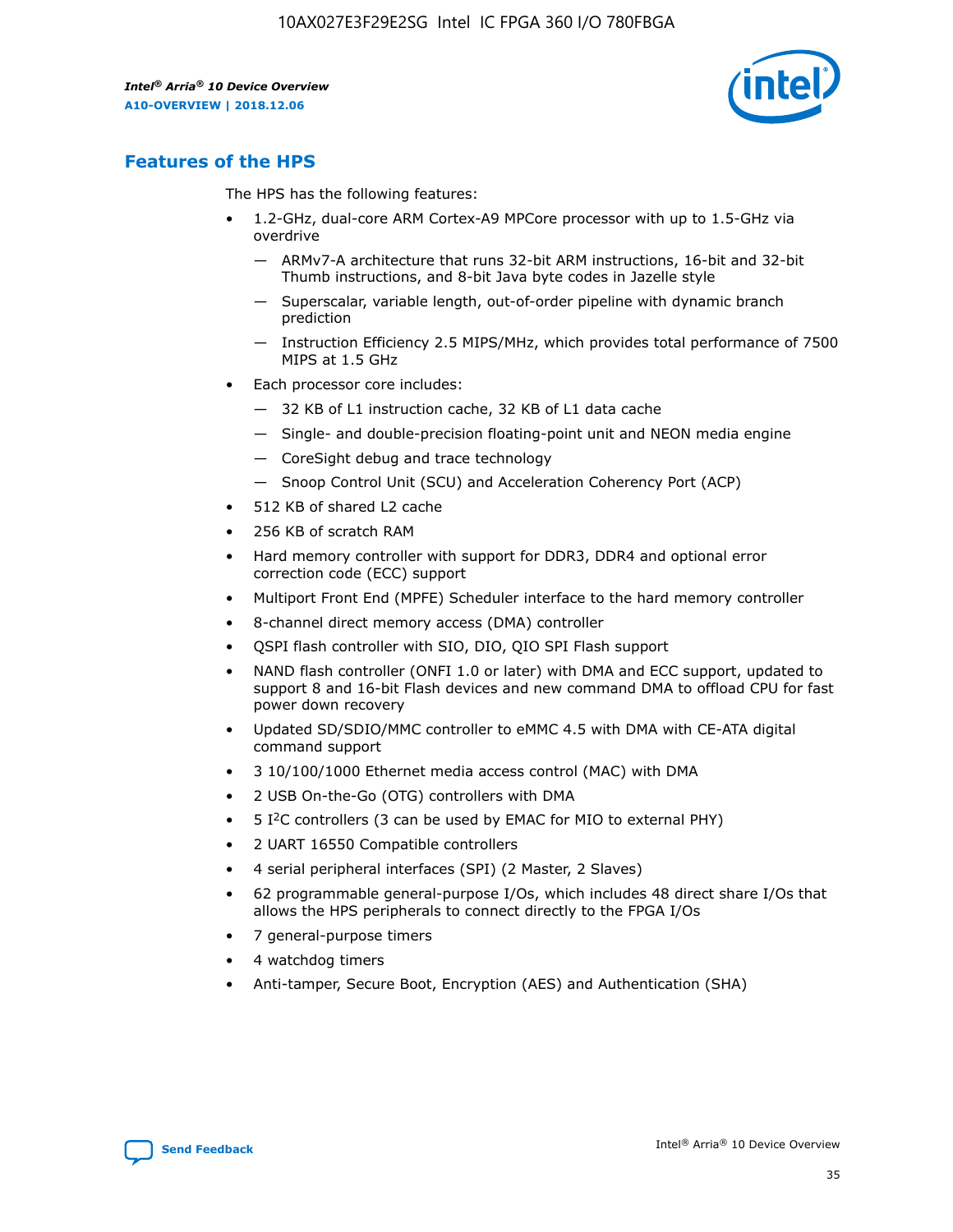## Features of the HPS

The HPS has the following features:

- 1.2-GHz, dual-core ARM Cortex-A9 MPCore processor with up to 1.5-GHz via overdrive
  - — ARMv7-A architecture that runs 32-bit ARM instructions, 16-bit and 32-bit Thumb instructions, and 8-bit Java byte codes in Jazelle style
  - — Superscalar, variable length, out-of-order pipeline with dynamic branch prediction
  - — Instruction Efficiency 2.5 MIPS/MHz, which provides total performance of 7500 MIPS at 1.5 GHz
- Each processor core includes:
  - — 32 KB of L1 instruction cache, 32 KB of L1 data cache
  - — Single- and double-precision floating-point unit and NEON media engine
  - — CoreSight debug and trace technology
  - — Snoop Control Unit (SCU) and Acceleration Coherency Port (ACP)
- 512 KB of shared L2 cache
- 256 KB of scratch RAM
- Hard memory controller with support for DDR3, DDR4 and optional error correction code (ECC) support
- Multiport Front End (MPFE) Scheduler interface to the hard memory controller
- 8-channel direct memory access (DMA) controller
- QSPI flash controller with SIO, DIO, QIO SPI Flash support
- NAND flash controller (ONFI 1.0 or later) with DMA and ECC support, updated to support 8 and 16-bit Flash devices and new command DMA to offload CPU for fast power down recovery
- Updated SD/SDIO/MMC controller to eMMC 4.5 with DMA with CE-ATA digital command support
- 3 10/100/1000 Ethernet media access control (MAC) with DMA
- 2 USB On-the-Go (OTG) controllers with DMA
- 5 I$^2$C controllers (3 can be used by EMAC for MIO to external PHY)
- 2 UART 16550 Compatible controllers
- 4 serial peripheral interfaces (SPI) (2 Master, 2 Slaves)
- 62 programmable general-purpose I/Os, which includes 48 direct share I/Os that allows the HPS peripherals to connect directly to the FPGA I/Os
- 7 general-purpose timers
- 4 watchdog timers
- Anti-tamper, Secure Boot, Encryption (AES) and Authentication (SHA)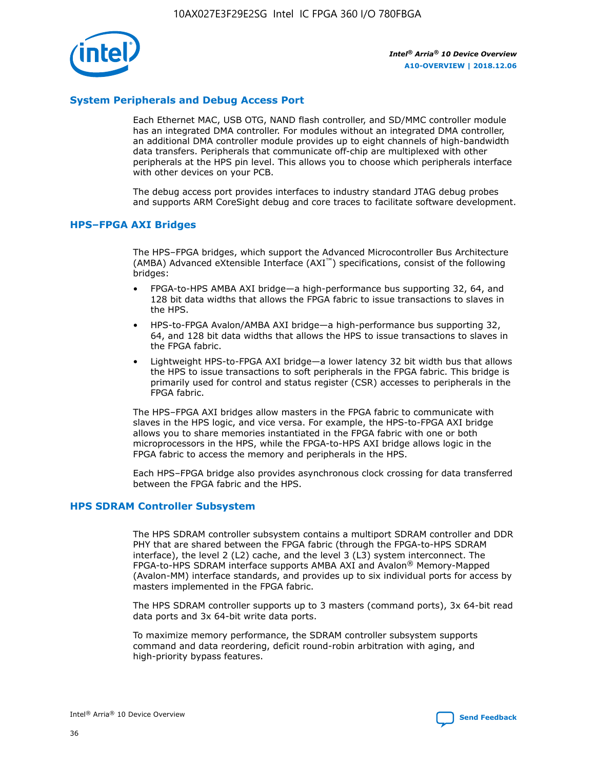## System Peripherals and Debug Access Port

Each Ethernet MAC, USB OTG, NAND flash controller, and SD/MMC controller module has an integrated DMA controller. For modules without an integrated DMA controller, an additional DMA controller module provides up to eight channels of high-bandwidth data transfers. Peripherals that communicate off-chip are multiplexed with other peripherals at the HPS pin level. This allows you to choose which peripherals interface with other devices on your PCB.

The debug access port provides interfaces to industry standard JTAG debug probes and supports ARM CoreSight debug and core traces to facilitate software development.

## HPS–FPGA AXI Bridges

The HPS–FPGA bridges, which support the Advanced Microcontroller Bus Architecture (AMBA) Advanced eXtensible Interface (AXI™) specifications, consist of the following bridges:

- FPGA-to-HPS AMBA AXI bridge—a high-performance bus supporting 32, 64, and 128 bit data widths that allows the FPGA fabric to issue transactions to slaves in the HPS.
- HPS-to-FPGA Avalon/AMBA AXI bridge—a high-performance bus supporting 32, 64, and 128 bit data widths that allows the HPS to issue transactions to slaves in the FPGA fabric.
- Lightweight HPS-to-FPGA AXI bridge—a lower latency 32 bit width bus that allows the HPS to issue transactions to soft peripherals in the FPGA fabric. This bridge is primarily used for control and status register (CSR) accesses to peripherals in the FPGA fabric.

The HPS–FPGA AXI bridges allow masters in the FPGA fabric to communicate with slaves in the HPS logic, and vice versa. For example, the HPS-to-FPGA AXI bridge allows you to share memories instantiated in the FPGA fabric with one or both microprocessors in the HPS, while the FPGA-to-HPS AXI bridge allows logic in the FPGA fabric to access the memory and peripherals in the HPS.

Each HPS–FPGA bridge also provides asynchronous clock crossing for data transferred between the FPGA fabric and the HPS.

## HPS SDRAM Controller Subsystem

The HPS SDRAM controller subsystem contains a multiport SDRAM controller and DDR PHY that are shared between the FPGA fabric (through the FPGA-to-HPS SDRAM interface), the level 2 (L2) cache, and the level 3 (L3) system interconnect. The FPGA-to-HPS SDRAM interface supports AMBA AXI and Avalon® Memory-Mapped (Avalon-MM) interface standards, and provides up to six individual ports for access by masters implemented in the FPGA fabric.

The HPS SDRAM controller supports up to 3 masters (command ports), 3x 64-bit read data ports and 3x 64-bit write data ports.

To maximize memory performance, the SDRAM controller subsystem supports command and data reordering, deficit round-robin arbitration with aging, and high-priority bypass features.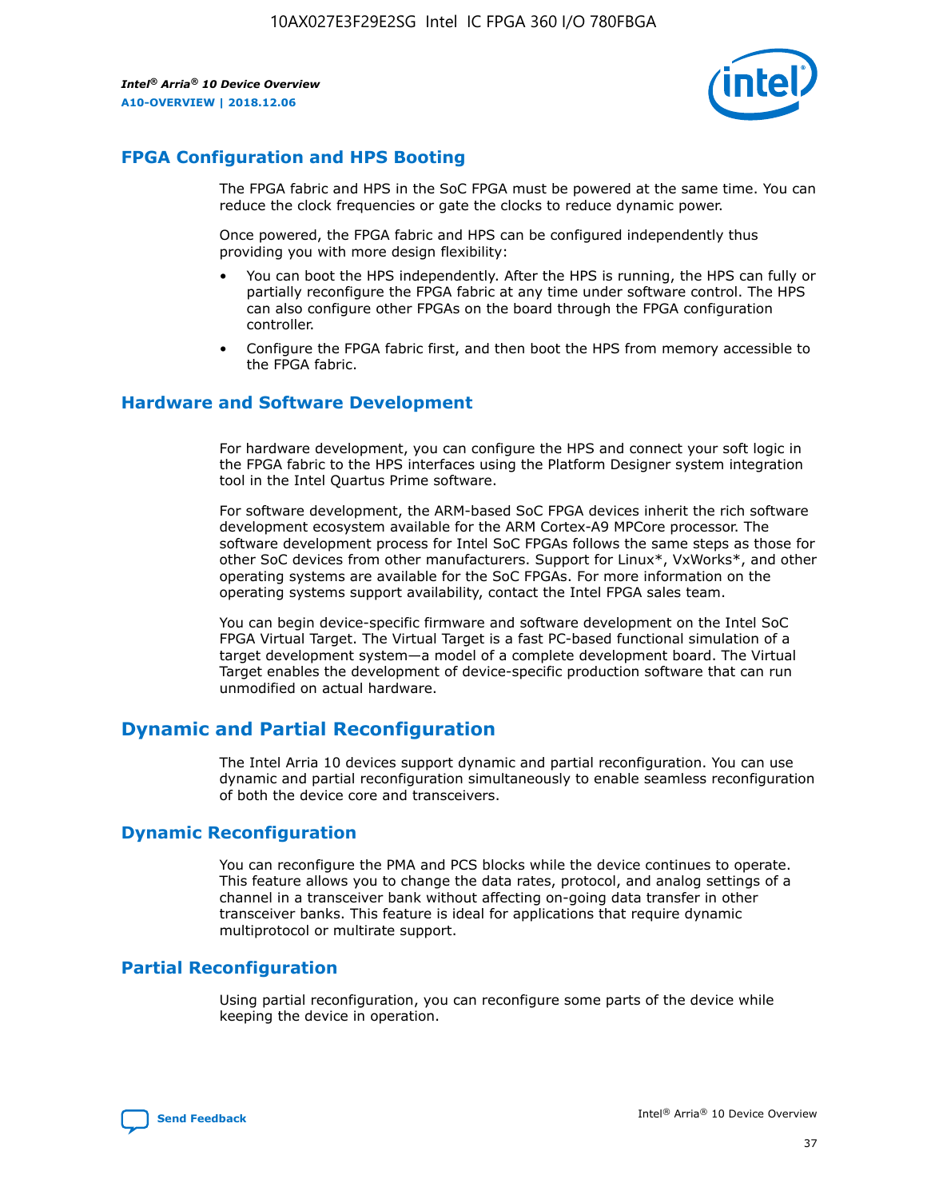## FPGA Configuration and HPS Booting

The FPGA fabric and HPS in the SoC FPGA must be powered at the same time. You can reduce the clock frequencies or gate the clocks to reduce dynamic power.

Once powered, the FPGA fabric and HPS can be configured independently thus providing you with more design flexibility:

- You can boot the HPS independently. After the HPS is running, the HPS can fully or partially reconfigure the FPGA fabric at any time under software control. The HPS can also configure other FPGAs on the board through the FPGA configuration controller.
- Configure the FPGA fabric first, and then boot the HPS from memory accessible to the FPGA fabric.

## Hardware and Software Development

For hardware development, you can configure the HPS and connect your soft logic in the FPGA fabric to the HPS interfaces using the Platform Designer system integration tool in the Intel Quartus Prime software.

For software development, the ARM-based SoC FPGA devices inherit the rich software development ecosystem available for the ARM Cortex-A9 MPCore processor. The software development process for Intel SoC FPGAs follows the same steps as those for other SoC devices from other manufacturers. Support for Linux*, VxWorks*, and other operating systems are available for the SoC FPGAs. For more information on the operating systems support availability, contact the Intel FPGA sales team.

You can begin device-specific firmware and software development on the Intel SoC FPGA Virtual Target. The Virtual Target is a fast PC-based functional simulation of a target development system—a model of a complete development board. The Virtual Target enables the development of device-specific production software that can run unmodified on actual hardware.

# Dynamic and Partial Reconfiguration

The Intel Arria 10 devices support dynamic and partial reconfiguration. You can use dynamic and partial reconfiguration simultaneously to enable seamless reconfiguration of both the device core and transceivers.

## Dynamic Reconfiguration

You can reconfigure the PMA and PCS blocks while the device continues to operate. This feature allows you to change the data rates, protocol, and analog settings of a channel in a transceiver bank without affecting on-going data transfer in other transceiver banks. This feature is ideal for applications that require dynamic multiprotocol or multirate support.

## Partial Reconfiguration

Using partial reconfiguration, you can reconfigure some parts of the device while keeping the device in operation.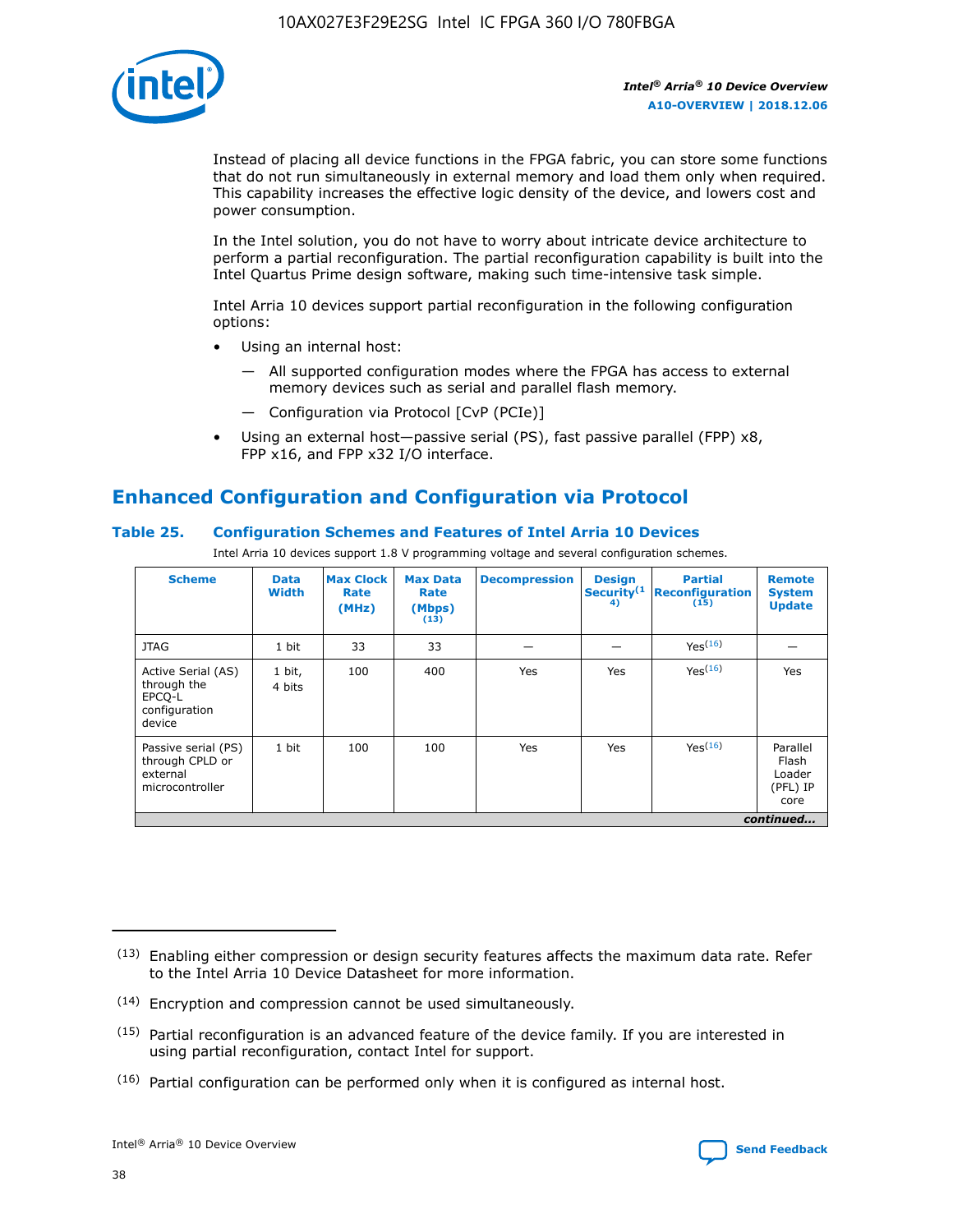Instead of placing all device functions in the FPGA fabric, you can store some functions that do not run simultaneously in external memory and load them only when required. This capability increases the effective logic density of the device, and lowers cost and power consumption.

In the Intel solution, you do not have to worry about intricate device architecture to perform a partial reconfiguration. The partial reconfiguration capability is built into the Intel Quartus Prime design software, making such time-intensive task simple.

Intel Arria 10 devices support partial reconfiguration in the following configuration options:

- Using an internal host:
  - All supported configuration modes where the FPGA has access to external memory devices such as serial and parallel flash memory.
  - Configuration via Protocol [CvP (PCIe)]
- Using an external host—passive serial (PS), fast passive parallel (FPP) x8, FPP x16, and FPP x32 I/O interface.

## Enhanced Configuration and Configuration via Protocol

### Table 25. Configuration Schemes and Features of Intel Arria 10 Devices

Intel Arria 10 devices support 1.8 V programming voltage and several configuration schemes.

| Scheme | Data Width | Max Clock Rate (MHz) | Max Data Rate (Mbps) (13) | Decompression | Design Security(14) | Partial Reconfiguration (15) | Remote System Update |
|---|---|---|---|---|---|---|---|
| JTAG | 1 bit | 33 | 33 | — | — | Yes(16) | — |
| Active Serial (AS) through the EPCQ-L configuration device | 1 bit, 4 bits | 100 | 400 | Yes | Yes | Yes(16) | Yes |
| Passive serial (PS) through CPLD or external microcontroller | 1 bit | 100 | 100 | Yes | Yes | Yes(16) | Parallel Flash Loader (PFL) IP core |

*continued...*

(13) Enabling either compression or design security features affects the maximum data rate. Refer to the Intel Arria 10 Device Datasheet for more information.

(14) Encryption and compression cannot be used simultaneously.

(15) Partial reconfiguration is an advanced feature of the device family. If you are interested in using partial reconfiguration, contact Intel for support.

(16) Partial configuration can be performed only when it is configured as internal host.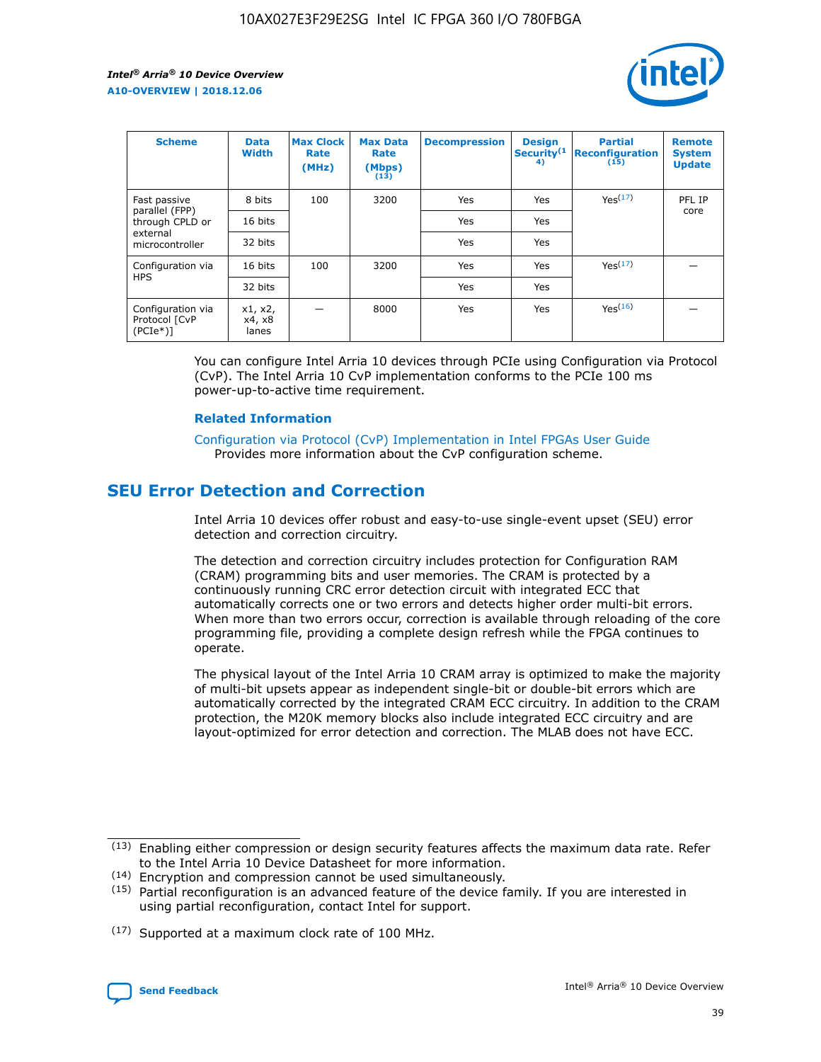| Scheme | Data Width | Max Clock Rate (MHz) | Max Data Rate (Mbps) (13) | Decompression | Design Security(14) | Partial Reconfiguration (15) | Remote System Update |
|---|---|---|---|---|---|---|---|
| Fast passive parallel (FPP) through CPLD or external microcontroller | 8 bits | 100 | 3200 | Yes | Yes | Yes(17) | PFL IP core |
| | 16 bits | | | Yes | Yes | | |
| | 32 bits | | | Yes | Yes | | |
| Configuration via HPS | 16 bits | 100 | 3200 | Yes | Yes | Yes(17) | — |
| | 32 bits | | | Yes | Yes | | |
| Configuration via Protocol [CvP (PCIe*)] | x1, x2, x4, x8 lanes | — | 8000 | Yes | Yes | Yes(16) | — |

You can configure Intel Arria 10 devices through PCIe using Configuration via Protocol (CvP). The Intel Arria 10 CvP implementation conforms to the PCIe 100 ms power-up-to-active time requirement.

### Related Information

Configuration via Protocol (CvP) Implementation in Intel FPGAs User Guide
Provides more information about the CvP configuration scheme.

## SEU Error Detection and Correction

Intel Arria 10 devices offer robust and easy-to-use single-event upset (SEU) error detection and correction circuitry.

The detection and correction circuitry includes protection for Configuration RAM (CRAM) programming bits and user memories. The CRAM is protected by a continuously running CRC error detection circuit with integrated ECC that automatically corrects one or two errors and detects higher order multi-bit errors. When more than two errors occur, correction is available through reloading of the core programming file, providing a complete design refresh while the FPGA continues to operate.

The physical layout of the Intel Arria 10 CRAM array is optimized to make the majority of multi-bit upsets appear as independent single-bit or double-bit errors which are automatically corrected by the integrated CRAM ECC circuitry. In addition to the CRAM protection, the M20K memory blocks also include integrated ECC circuitry and are layout-optimized for error detection and correction. The MLAB does not have ECC.

(13) Enabling either compression or design security features affects the maximum data rate. Refer to the Intel Arria 10 Device Datasheet for more information.

(14) Encryption and compression cannot be used simultaneously.

(15) Partial reconfiguration is an advanced feature of the device family. If you are interested in using partial reconfiguration, contact Intel for support.

(17) Supported at a maximum clock rate of 100 MHz.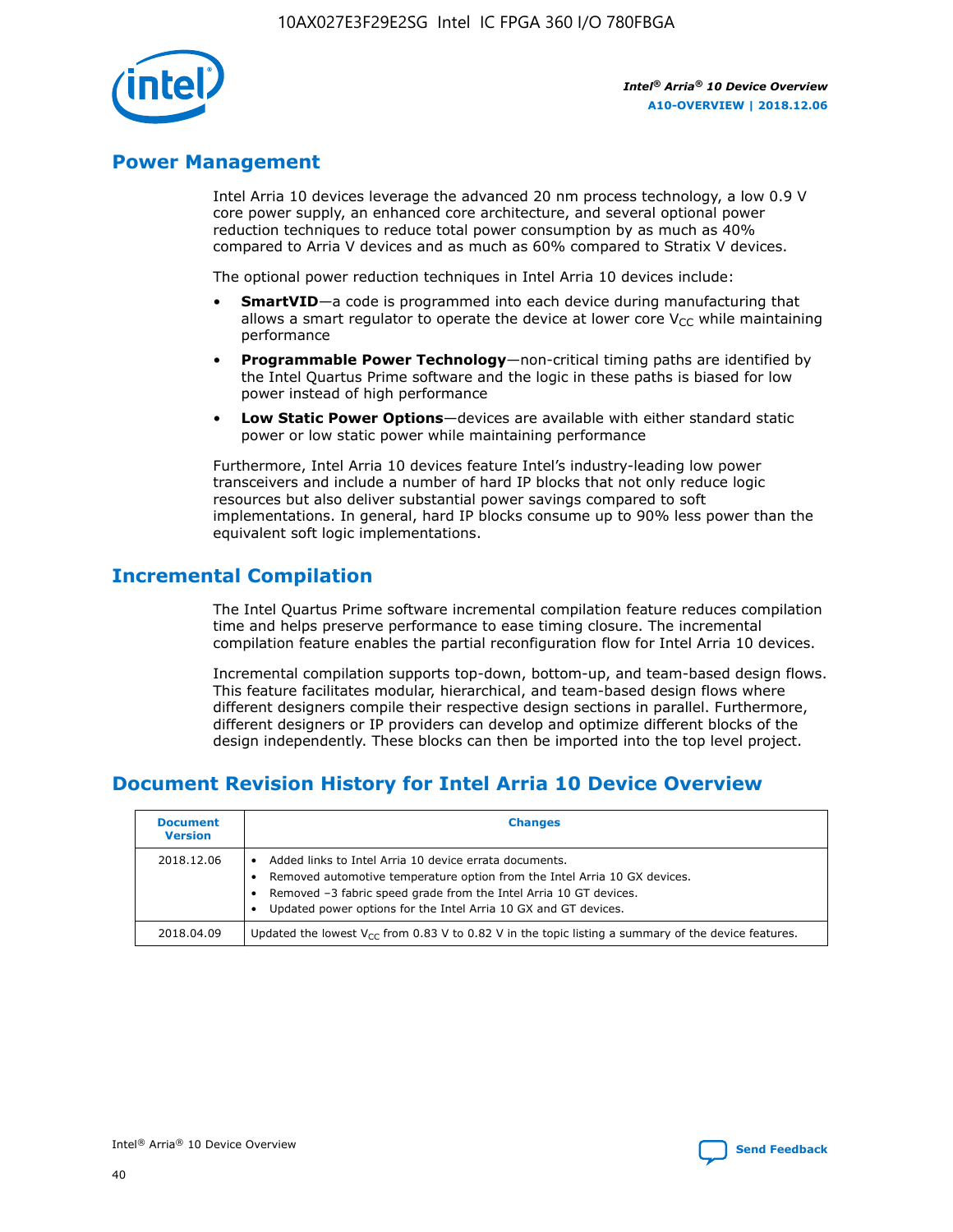## Power Management

Intel Arria 10 devices leverage the advanced 20 nm process technology, a low 0.9 V core power supply, an enhanced core architecture, and several optional power reduction techniques to reduce total power consumption by as much as 40% compared to Arria V devices and as much as 60% compared to Stratix V devices.

The optional power reduction techniques in Intel Arria 10 devices include:

- **SmartVID**—a code is programmed into each device during manufacturing that allows a smart regulator to operate the device at lower core $V_{CC}$ while maintaining performance
- **Programmable Power Technology**—non-critical timing paths are identified by the Intel Quartus Prime software and the logic in these paths is biased for low power instead of high performance
- **Low Static Power Options**—devices are available with either standard static power or low static power while maintaining performance

Furthermore, Intel Arria 10 devices feature Intel's industry-leading low power transceivers and include a number of hard IP blocks that not only reduce logic resources but also deliver substantial power savings compared to soft implementations. In general, hard IP blocks consume up to 90% less power than the equivalent soft logic implementations.

## Incremental Compilation

The Intel Quartus Prime software incremental compilation feature reduces compilation time and helps preserve performance to ease timing closure. The incremental compilation feature enables the partial reconfiguration flow for Intel Arria 10 devices.

Incremental compilation supports top-down, bottom-up, and team-based design flows. This feature facilitates modular, hierarchical, and team-based design flows where different designers compile their respective design sections in parallel. Furthermore, different designers or IP providers can develop and optimize different blocks of the design independently. These blocks can then be imported into the top level project.

## Document Revision History for Intel Arria 10 Device Overview

| Document Version | Changes |
|---|---|
| 2018.12.06 | • Added links to Intel Arria 10 device errata documents.<br>• Removed automotive temperature option from the Intel Arria 10 GX devices.<br>• Removed –3 fabric speed grade from the Intel Arria 10 GT devices.<br>• Updated power options for the Intel Arria 10 GX and GT devices. |
| 2018.04.09 | Updated the lowest $V_{CC}$ from 0.83 V to 0.82 V in the topic listing a summary of the device features. |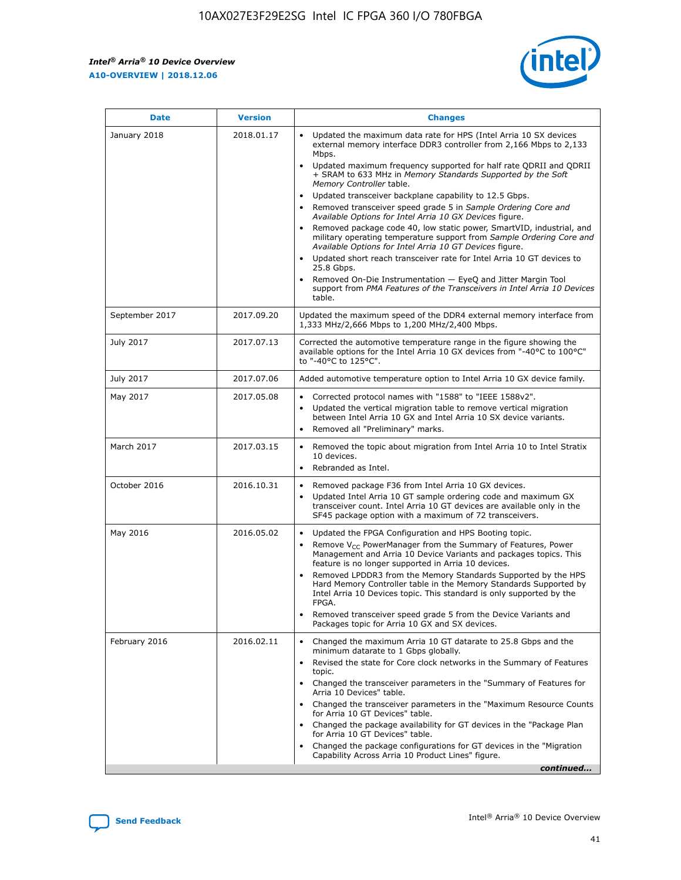| Date | Version | Changes |
| --- | --- | --- |
| January 2018 | 2018.01.17 | • Updated the maximum data rate for HPS (Intel Arria 10 SX devices external memory interface DDR3 controller from 2,166 Mbps to 2,133 Mbps.<br>• Updated maximum frequency supported for half rate QDRII and QDRII + SRAM to 633 MHz in *Memory Standards Supported by the Soft Memory Controller* table.<br>• Updated transceiver backplane capability to 12.5 Gbps.<br>• Removed transceiver speed grade 5 in *Sample Ordering Core and Available Options for Intel Arria 10 GX Devices* figure.<br>• Removed package code 40, low static power, SmartVID, industrial, and military operating temperature support from *Sample Ordering Core and Available Options for Intel Arria 10 GT Devices* figure.<br>• Updated short reach transceiver rate for Intel Arria 10 GT devices to 25.8 Gbps.<br>• Removed On-Die Instrumentation — EyeQ and Jitter Margin Tool support from *PMA Features of the Transceivers in Intel Arria 10 Devices* table. |
| September 2017 | 2017.09.20 | Updated the maximum speed of the DDR4 external memory interface from 1,333 MHz/2,666 Mbps to 1,200 MHz/2,400 Mbps. |
| July 2017 | 2017.07.13 | Corrected the automotive temperature range in the figure showing the available options for the Intel Arria 10 GX devices from "-40°C to 100°C" to "-40°C to 125°C". |
| July 2017 | 2017.07.06 | Added automotive temperature option to Intel Arria 10 GX device family. |
| May 2017 | 2017.05.08 | • Corrected protocol names with "1588" to "IEEE 1588v2".<br>• Updated the vertical migration table to remove vertical migration between Intel Arria 10 GX and Intel Arria 10 SX device variants.<br>• Removed all "Preliminary" marks. |
| March 2017 | 2017.03.15 | • Removed the topic about migration from Intel Arria 10 to Intel Stratix 10 devices.<br>• Rebranded as Intel. |
| October 2016 | 2016.10.31 | • Removed package F36 from Intel Arria 10 GX devices.<br>• Updated Intel Arria 10 GT sample ordering code and maximum GX transceiver count. Intel Arria 10 GT devices are available only in the SF45 package option with a maximum of 72 transceivers. |
| May 2016 | 2016.05.02 | • Updated the FPGA Configuration and HPS Booting topic.<br>• Remove $V_{CC}$ PowerManager from the Summary of Features, Power Management and Arria 10 Device Variants and packages topics. This feature is no longer supported in Arria 10 devices.<br>• Removed LPDDR3 from the Memory Standards Supported by the HPS Hard Memory Controller table in the Memory Standards Supported by Intel Arria 10 Devices topic. This standard is only supported by the FPGA.<br>• Removed transceiver speed grade 5 from the Device Variants and Packages topic for Arria 10 GX and SX devices. |
| February 2016 | 2016.02.11 | • Changed the maximum Arria 10 GT datarate to 25.8 Gbps and the minimum datarate to 1 Gbps globally.<br>• Revised the state for Core clock networks in the Summary of Features topic.<br>• Changed the transceiver parameters in the "Summary of Features for Arria 10 Devices" table.<br>• Changed the transceiver parameters in the "Maximum Resource Counts for Arria 10 GT Devices" table.<br>• Changed the package availability for GT devices in the "Package Plan for Arria 10 GT Devices" table.<br>• Changed the package configurations for GT devices in the "Migration Capability Across Arria 10 Product Lines" figure. |

*continued...*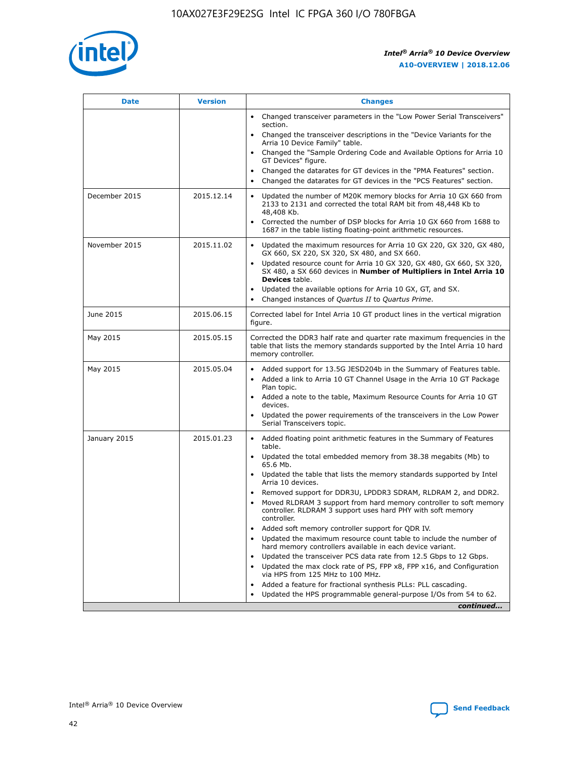| Date | Version | Changes |
| --- | --- | --- |
| | | • Changed transceiver parameters in the "Low Power Serial Transceivers" section.<br>• Changed the transceiver descriptions in the "Device Variants for the Arria 10 Device Family" table.<br>• Changed the "Sample Ordering Code and Available Options for Arria 10 GT Devices" figure.<br>• Changed the datarates for GT devices in the "PMA Features" section.<br>• Changed the datarates for GT devices in the "PCS Features" section. |
| December 2015 | 2015.12.14 | • Updated the number of M20K memory blocks for Arria 10 GX 660 from 2133 to 2131 and corrected the total RAM bit from 48,448 Kb to 48,408 Kb.<br>• Corrected the number of DSP blocks for Arria 10 GX 660 from 1688 to 1687 in the table listing floating-point arithmetic resources. |
| November 2015 | 2015.11.02 | • Updated the maximum resources for Arria 10 GX 220, GX 320, GX 480, GX 660, SX 220, SX 320, SX 480, and SX 660.<br>• Updated resource count for Arria 10 GX 320, GX 480, GX 660, SX 320, SX 480, a SX 660 devices in **Number of Multipliers in Intel Arria 10 Devices** table.<br>• Updated the available options for Arria 10 GX, GT, and SX.<br>• Changed instances of *Quartus II* to *Quartus Prime*. |
| June 2015 | 2015.06.15 | Corrected label for Intel Arria 10 GT product lines in the vertical migration figure. |
| May 2015 | 2015.05.15 | Corrected the DDR3 half rate and quarter rate maximum frequencies in the table that lists the memory standards supported by the Intel Arria 10 hard memory controller. |
| May 2015 | 2015.05.04 | • Added support for 13.5G JESD204b in the Summary of Features table.<br>• Added a link to Arria 10 GT Channel Usage in the Arria 10 GT Package Plan topic.<br>• Added a note to the table, Maximum Resource Counts for Arria 10 GT devices.<br>• Updated the power requirements of the transceivers in the Low Power Serial Transceivers topic. |
| January 2015 | 2015.01.23 | • Added floating point arithmetic features in the Summary of Features table.<br>• Updated the total embedded memory from 38.38 megabits (Mb) to 65.6 Mb.<br>• Updated the table that lists the memory standards supported by Intel Arria 10 devices.<br>• Removed support for DDR3U, LPDDR3 SDRAM, RLDRAM 2, and DDR2.<br>• Moved RLDRAM 3 support from hard memory controller to soft memory controller. RLDRAM 3 support uses hard PHY with soft memory controller.<br>• Added soft memory controller support for QDR IV.<br>• Updated the maximum resource count table to include the number of hard memory controllers available in each device variant.<br>• Updated the transceiver PCS data rate from 12.5 Gbps to 12 Gbps.<br>• Updated the max clock rate of PS, FPP x8, FPP x16, and Configuration via HPS from 125 MHz to 100 MHz.<br>• Added a feature for fractional synthesis PLLs: PLL cascading.<br>• Updated the HPS programmable general-purpose I/Os from 54 to 62. |

*continued...*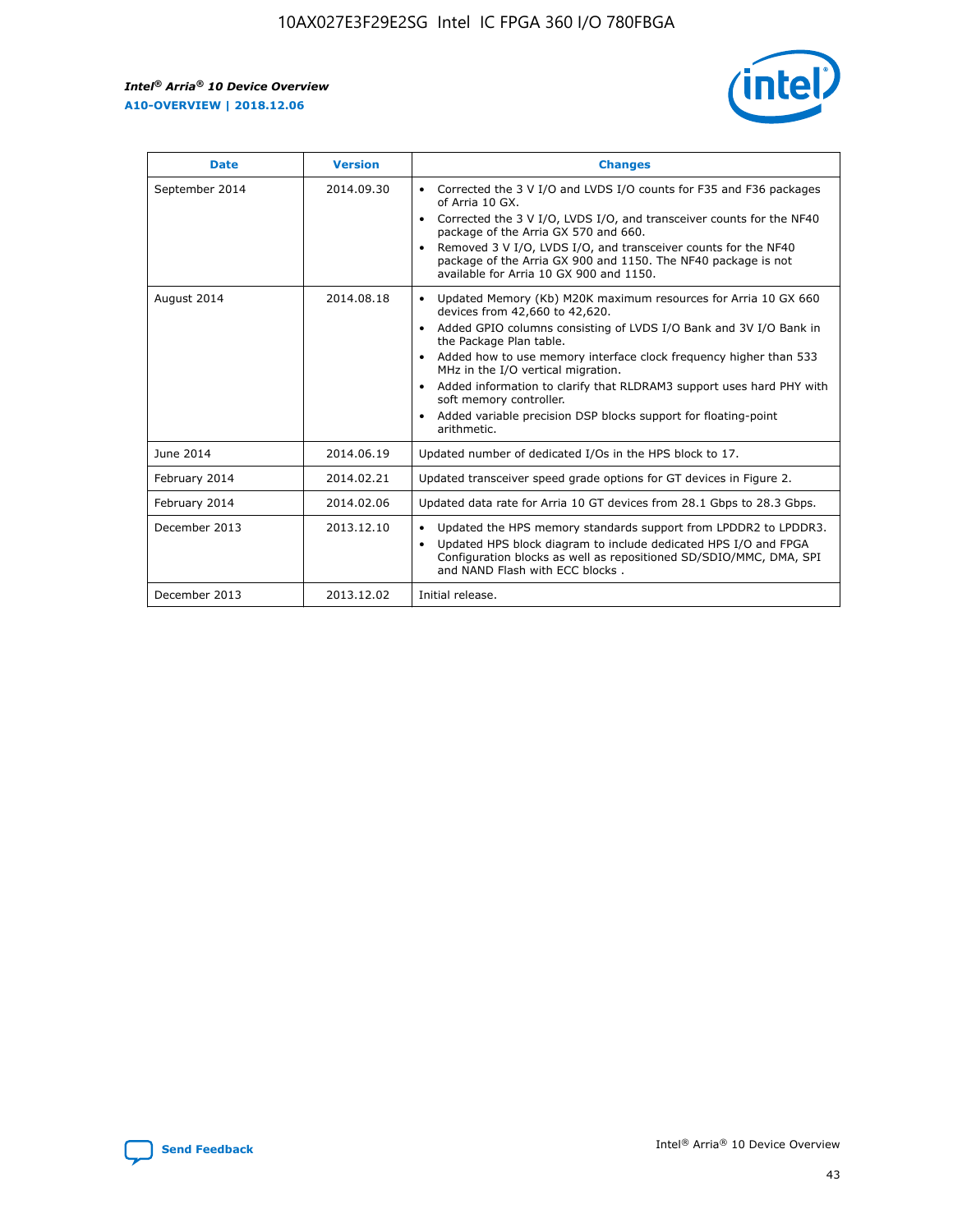| Date | Version | Changes |
| --- | --- | --- |
| September 2014 | 2014.09.30 | • Corrected the 3 V I/O and LVDS I/O counts for F35 and F36 packages of Arria 10 GX.<br>• Corrected the 3 V I/O, LVDS I/O, and transceiver counts for the NF40 package of the Arria GX 570 and 660.<br>• Removed 3 V I/O, LVDS I/O, and transceiver counts for the NF40 package of the Arria GX 900 and 1150. The NF40 package is not available for Arria 10 GX 900 and 1150. |
| August 2014 | 2014.08.18 | • Updated Memory (Kb) M20K maximum resources for Arria 10 GX 660 devices from 42,660 to 42,620.<br>• Added GPIO columns consisting of LVDS I/O Bank and 3V I/O Bank in the Package Plan table.<br>• Added how to use memory interface clock frequency higher than 533 MHz in the I/O vertical migration.<br>• Added information to clarify that RLDRAM3 support uses hard PHY with soft memory controller.<br>• Added variable precision DSP blocks support for floating-point arithmetic. |
| June 2014 | 2014.06.19 | Updated number of dedicated I/Os in the HPS block to 17. |
| February 2014 | 2014.02.21 | Updated transceiver speed grade options for GT devices in Figure 2. |
| February 2014 | 2014.02.06 | Updated data rate for Arria 10 GT devices from 28.1 Gbps to 28.3 Gbps. |
| December 2013 | 2013.12.10 | • Updated the HPS memory standards support from LPDDR2 to LPDDR3.<br>• Updated HPS block diagram to include dedicated HPS I/O and FPGA Configuration blocks as well as repositioned SD/SDIO/MMC, DMA, SPI and NAND Flash with ECC blocks . |
| December 2013 | 2013.12.02 | Initial release. |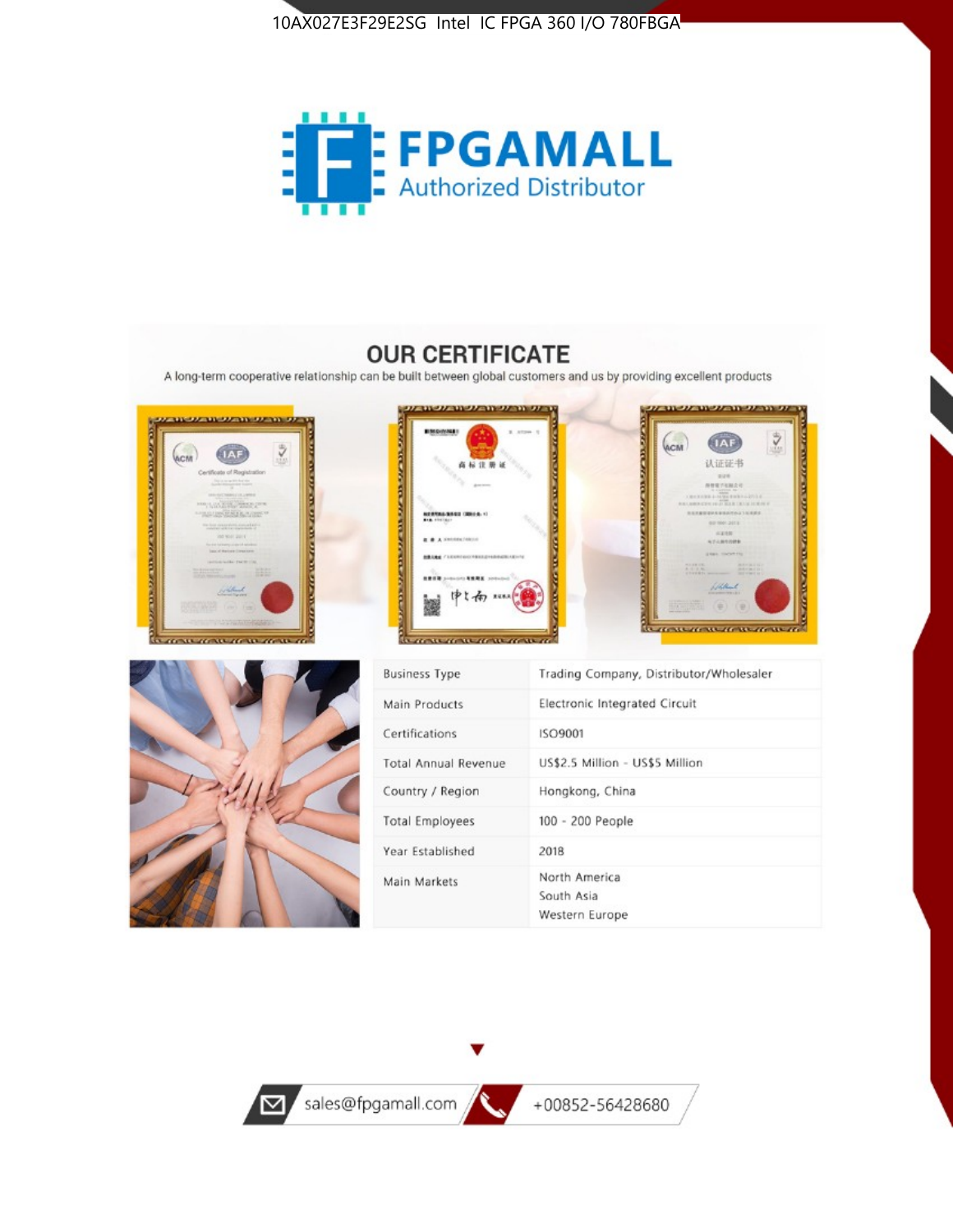FPGAMALL
Authorized Distributor

## OUR CERTIFICATE

A long-term cooperative relationship can be built between global customers and us by providing excellent products

| | |
|---|---|
| Business Type | Trading Company, Distributor/Wholesaler |
| Main Products | Electronic Integrated Circuit |
| Certifications | ISO9001 |
| Total Annual Revenue | US$2.5 Million - US$5 Million |
| Country / Region | Hongkong, China |
| Total Employees | 100 - 200 People |
| Year Established | 2018 |
| Main Markets | North America<br>South Asia<br>Western Europe |

sales@fpgamall.com

+00852-56428680